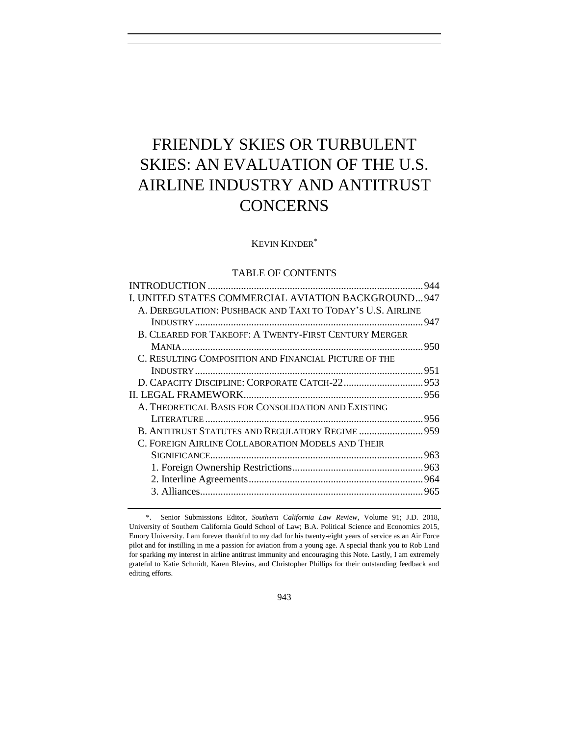# FRIENDLY SKIES OR TURBULENT SKIES: AN EVALUATION OF THE U.S. AIRLINE INDUSTRY AND ANTITRUST CONCERNS

KEVIN KINDER*

TABLE OF CONTENTS

INTRODUCTION ........ 944
I. UNITED STATES COMMERCIAL AVIATION BACKGROUND ........ 947
  A. DEREGULATION: PUSHBACK AND TAXI TO TODAY'S U.S. AIRLINE INDUSTRY ........ 947
  B. CLEARED FOR TAKEOFF: A TWENTY-FIRST CENTURY MERGER MANIA ........ 950
  C. RESULTING COMPOSITION AND FINANCIAL PICTURE OF THE INDUSTRY ........ 951
  D. CAPACITY DISCIPLINE: CORPORATE CATCH-22 ........ 953
II. LEGAL FRAMEWORK ........ 956
  A. THEORETICAL BASIS FOR CONSOLIDATION AND EXISTING LITERATURE ........ 956
  B. ANTITRUST STATUTES AND REGULATORY REGIME ........ 959
  C. FOREIGN AIRLINE COLLABORATION MODELS AND THEIR SIGNIFICANCE ........ 963
    1. Foreign Ownership Restrictions ........ 963
    2. Interline Agreements ........ 964
    3. Alliances ........ 965

---

\*. Senior Submissions Editor, *Southern California Law Review*, Volume 91; J.D. 2018, University of Southern California Gould School of Law; B.A. Political Science and Economics 2015, Emory University. I am forever thankful to my dad for his twenty-eight years of service as an Air Force pilot and for instilling in me a passion for aviation from a young age. A special thank you to Rob Land for sparking my interest in airline antitrust immunity and encouraging this Note. Lastly, I am extremely grateful to Katie Schmidt, Karen Blevins, and Christopher Phillips for their outstanding feedback and editing efforts.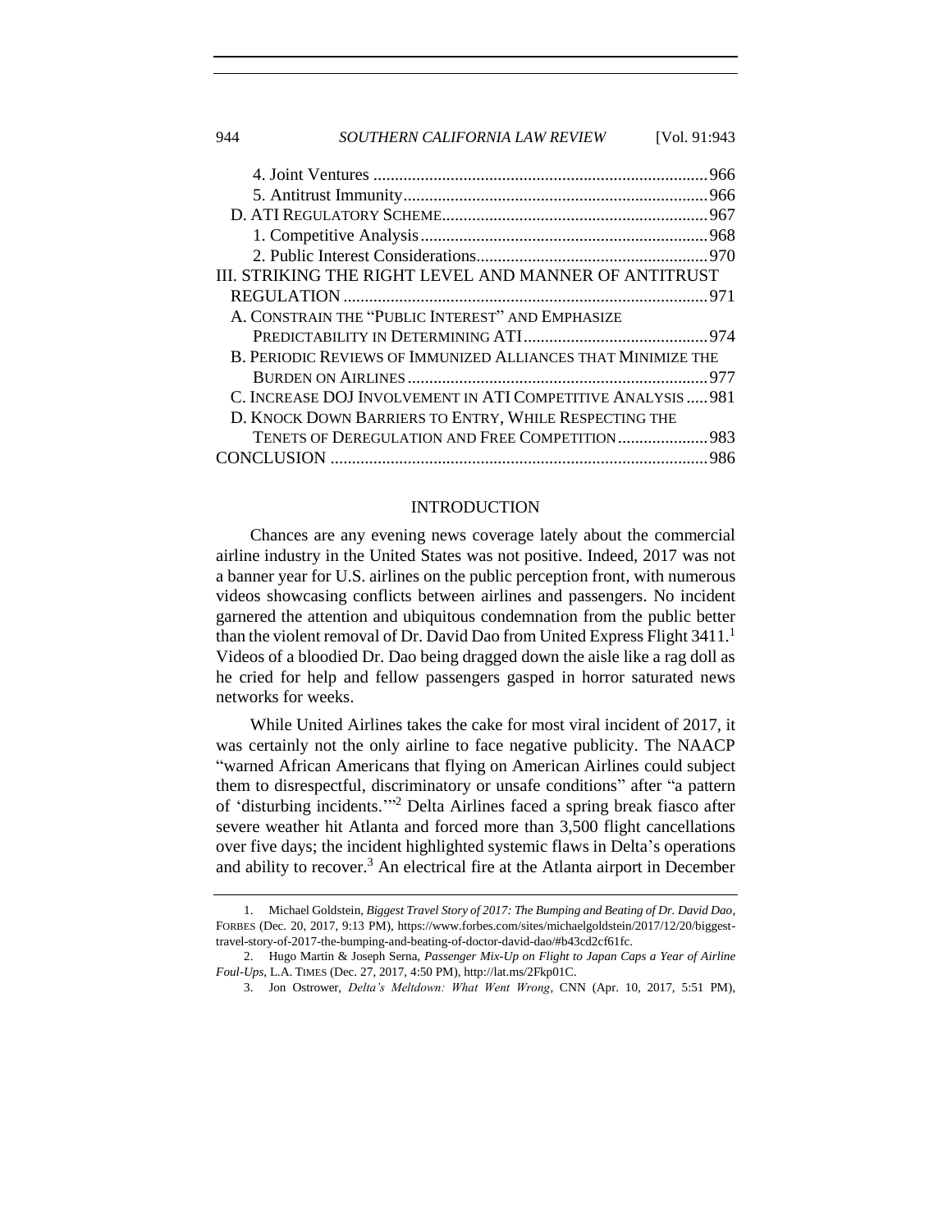4. Joint Ventures ............................................................................. 966
5. Antitrust Immunity...................................................................... 966
D. ATI Regulatory Scheme.............................................................. 967
1. Competitive Analysis.................................................................. 968
2. Public Interest Considerations...................................................... 970
III. Striking the Right Level and Manner of Antitrust Regulation ..................................................................................... 971
A. Constrain the "Public Interest" and Emphasize Predictability in Determining ATI........................................... 974
B. Periodic Reviews of Immunized Alliances that Minimize the Burden on Airlines ...................................................................... 977
C. Increase DOJ Involvement in ATI Competitive Analysis ..... 981
D. Knock Down Barriers to Entry, While Respecting the Tenets of Deregulation and Free Competition..................... 983
Conclusion ........................................................................................ 986

## INTRODUCTION

Chances are any evening news coverage lately about the commercial airline industry in the United States was not positive. Indeed, 2017 was not a banner year for U.S. airlines on the public perception front, with numerous videos showcasing conflicts between airlines and passengers. No incident garnered the attention and ubiquitous condemnation from the public better than the violent removal of Dr. David Dao from United Express Flight 3411.[1] Videos of a bloodied Dr. Dao being dragged down the aisle like a rag doll as he cried for help and fellow passengers gasped in horror saturated news networks for weeks.

While United Airlines takes the cake for most viral incident of 2017, it was certainly not the only airline to face negative publicity. The NAACP "warned African Americans that flying on American Airlines could subject them to disrespectful, discriminatory or unsafe conditions" after "a pattern of 'disturbing incidents.'"[2] Delta Airlines faced a spring break fiasco after severe weather hit Atlanta and forced more than 3,500 flight cancellations over five days; the incident highlighted systemic flaws in Delta's operations and ability to recover.[3] An electrical fire at the Atlanta airport in December

1. Michael Goldstein, *Biggest Travel Story of 2017: The Bumping and Beating of Dr. David Dao*, FORBES (Dec. 20, 2017, 9:13 PM), https://www.forbes.com/sites/michaelgoldstein/2017/12/20/biggest-travel-story-of-2017-the-bumping-and-beating-of-doctor-david-dao/#b43cd2cf61fc.

2. Hugo Martin & Joseph Serna, *Passenger Mix-Up on Flight to Japan Caps a Year of Airline Foul-Ups*, L.A. TIMES (Dec. 27, 2017, 4:50 PM), http://lat.ms/2Fkp01C.

3. Jon Ostrower, *Delta's Meltdown: What Went Wrong*, CNN (Apr. 10, 2017, 5:51 PM),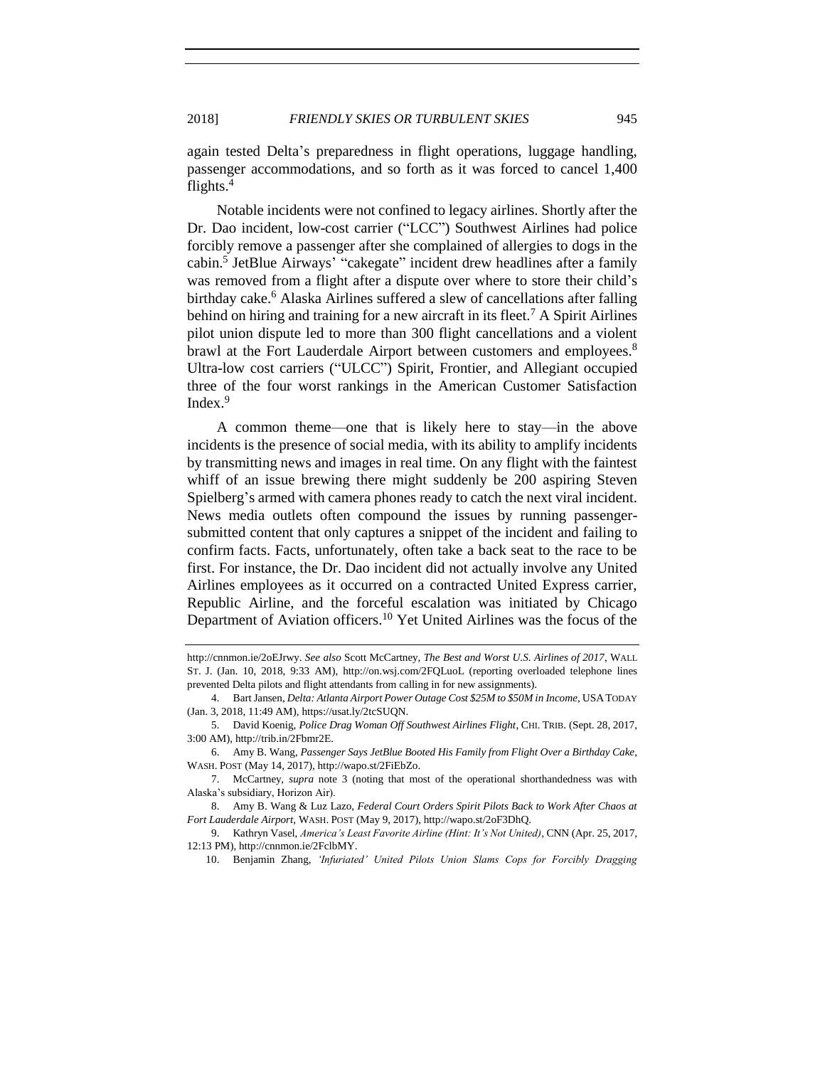again tested Delta's preparedness in flight operations, luggage handling, passenger accommodations, and so forth as it was forced to cancel 1,400 flights.[4]

Notable incidents were not confined to legacy airlines. Shortly after the Dr. Dao incident, low-cost carrier ("LCC") Southwest Airlines had police forcibly remove a passenger after she complained of allergies to dogs in the cabin.[5] JetBlue Airways' "cakegate" incident drew headlines after a family was removed from a flight after a dispute over where to store their child's birthday cake.[6] Alaska Airlines suffered a slew of cancellations after falling behind on hiring and training for a new aircraft in its fleet.[7] A Spirit Airlines pilot union dispute led to more than 300 flight cancellations and a violent brawl at the Fort Lauderdale Airport between customers and employees.[8] Ultra-low cost carriers ("ULCC") Spirit, Frontier, and Allegiant occupied three of the four worst rankings in the American Customer Satisfaction Index.[9]

A common theme—one that is likely here to stay—in the above incidents is the presence of social media, with its ability to amplify incidents by transmitting news and images in real time. On any flight with the faintest whiff of an issue brewing there might suddenly be 200 aspiring Steven Spielberg's armed with camera phones ready to catch the next viral incident. News media outlets often compound the issues by running passenger-submitted content that only captures a snippet of the incident and failing to confirm facts. Facts, unfortunately, often take a back seat to the race to be first. For instance, the Dr. Dao incident did not actually involve any United Airlines employees as it occurred on a contracted United Express carrier, Republic Airline, and the forceful escalation was initiated by Chicago Department of Aviation officers.[10] Yet United Airlines was the focus of the

---

http://cnnmon.ie/2oEJrwy. *See also* Scott McCartney, *The Best and Worst U.S. Airlines of 2017*, WALL ST. J. (Jan. 10, 2018, 9:33 AM), http://on.wsj.com/2FQLuoL (reporting overloaded telephone lines prevented Delta pilots and flight attendants from calling in for new assignments).

4. Bart Jansen, *Delta: Atlanta Airport Power Outage Cost $25M to $50M in Income*, USA TODAY (Jan. 3, 2018, 11:49 AM), https://usat.ly/2tcSUQN.

5. David Koenig, *Police Drag Woman Off Southwest Airlines Flight*, CHI. TRIB. (Sept. 28, 2017, 3:00 AM), http://trib.in/2Fbmr2E.

6. Amy B. Wang, *Passenger Says JetBlue Booted His Family from Flight Over a Birthday Cake*, WASH. POST (May 14, 2017), http://wapo.st/2FiEbZo.

7. McCartney, *supra* note 3 (noting that most of the operational shorthandedness was with Alaska's subsidiary, Horizon Air).

8. Amy B. Wang & Luz Lazo, *Federal Court Orders Spirit Pilots Back to Work After Chaos at Fort Lauderdale Airport*, WASH. POST (May 9, 2017), http://wapo.st/2oF3DhQ.

9. Kathryn Vasel, *America's Least Favorite Airline (Hint: It's Not United)*, CNN (Apr. 25, 2017, 12:13 PM), http://cnnmon.ie/2FclbMY.

10. Benjamin Zhang, *'Infuriated' United Pilots Union Slams Cops for Forcibly Dragging*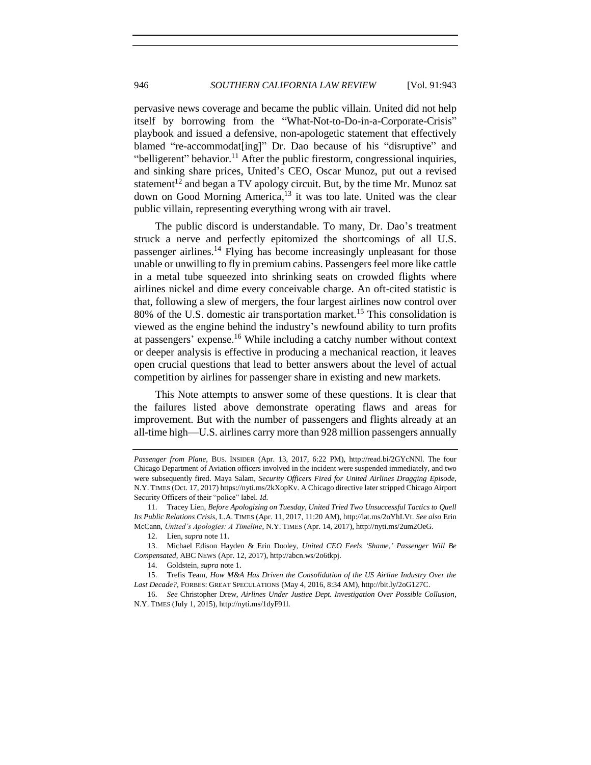pervasive news coverage and became the public villain. United did not help itself by borrowing from the "What-Not-to-Do-in-a-Corporate-Crisis" playbook and issued a defensive, non-apologetic statement that effectively blamed "re-accommodat[ing]" Dr. Dao because of his "disruptive" and "belligerent" behavior.[11] After the public firestorm, congressional inquiries, and sinking share prices, United's CEO, Oscar Munoz, put out a revised statement[12] and began a TV apology circuit. But, by the time Mr. Munoz sat down on Good Morning America,[13] it was too late. United was the clear public villain, representing everything wrong with air travel.

The public discord is understandable. To many, Dr. Dao's treatment struck a nerve and perfectly epitomized the shortcomings of all U.S. passenger airlines.[14] Flying has become increasingly unpleasant for those unable or unwilling to fly in premium cabins. Passengers feel more like cattle in a metal tube squeezed into shrinking seats on crowded flights where airlines nickel and dime every conceivable charge. An oft-cited statistic is that, following a slew of mergers, the four largest airlines now control over 80% of the U.S. domestic air transportation market.[15] This consolidation is viewed as the engine behind the industry's newfound ability to turn profits at passengers' expense.[16] While including a catchy number without context or deeper analysis is effective in producing a mechanical reaction, it leaves open crucial questions that lead to better answers about the level of actual competition by airlines for passenger share in existing and new markets.

This Note attempts to answer some of these questions. It is clear that the failures listed above demonstrate operating flaws and areas for improvement. But with the number of passengers and flights already at an all-time high—U.S. airlines carry more than 928 million passengers annually

---

*Passenger from Plane*, BUS. INSIDER (Apr. 13, 2017, 6:22 PM), http://read.bi/2GYcNNl. The four Chicago Department of Aviation officers involved in the incident were suspended immediately, and two were subsequently fired. Maya Salam, *Security Officers Fired for United Airlines Dragging Episode*, N.Y. TIMES (Oct. 17, 2017) https://nyti.ms/2kXopKv. A Chicago directive later stripped Chicago Airport Security Officers of their "police" label. *Id.*

11. Tracey Lien, *Before Apologizing on Tuesday, United Tried Two Unsuccessful Tactics to Quell Its Public Relations Crisis*, L.A. TIMES (Apr. 11, 2017, 11:20 AM), http://lat.ms/2oYhLVt. *See also* Erin McCann, *United's Apologies: A Timeline*, N.Y. TIMES (Apr. 14, 2017), http://nyti.ms/2um2OeG.

12. Lien, *supra* note 11.

13. Michael Edison Hayden & Erin Dooley, *United CEO Feels 'Shame,' Passenger Will Be Compensated*, ABC NEWS (Apr. 12, 2017), http://abcn.ws/2o6tkpj.

14. Goldstein, *supra* note 1.

15. Trefis Team, *How M&A Has Driven the Consolidation of the US Airline Industry Over the Last Decade?*, FORBES: GREAT SPECULATIONS (May 4, 2016, 8:34 AM), http://bit.ly/2oG127C.

16. *See* Christopher Drew, *Airlines Under Justice Dept. Investigation Over Possible Collusion*, N.Y. TIMES (July 1, 2015), http://nyti.ms/1dyF91l.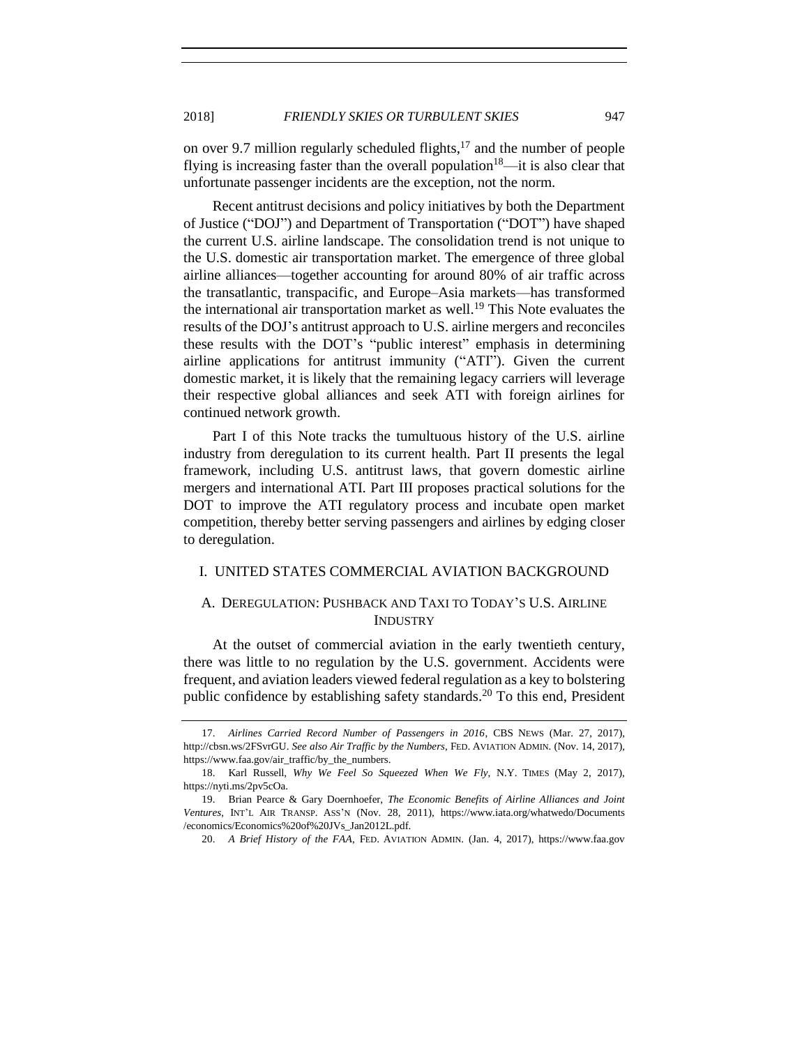on over 9.7 million regularly scheduled flights,[17] and the number of people flying is increasing faster than the overall population[18]—it is also clear that unfortunate passenger incidents are the exception, not the norm.

Recent antitrust decisions and policy initiatives by both the Department of Justice ("DOJ") and Department of Transportation ("DOT") have shaped the current U.S. airline landscape. The consolidation trend is not unique to the U.S. domestic air transportation market. The emergence of three global airline alliances—together accounting for around 80% of air traffic across the transatlantic, transpacific, and Europe–Asia markets—has transformed the international air transportation market as well.[19] This Note evaluates the results of the DOJ's antitrust approach to U.S. airline mergers and reconciles these results with the DOT's "public interest" emphasis in determining airline applications for antitrust immunity ("ATI"). Given the current domestic market, it is likely that the remaining legacy carriers will leverage their respective global alliances and seek ATI with foreign airlines for continued network growth.

Part I of this Note tracks the tumultuous history of the U.S. airline industry from deregulation to its current health. Part II presents the legal framework, including U.S. antitrust laws, that govern domestic airline mergers and international ATI. Part III proposes practical solutions for the DOT to improve the ATI regulatory process and incubate open market competition, thereby better serving passengers and airlines by edging closer to deregulation.

## I. UNITED STATES COMMERCIAL AVIATION BACKGROUND

### A. DEREGULATION: PUSHBACK AND TAXI TO TODAY'S U.S. AIRLINE INDUSTRY

At the outset of commercial aviation in the early twentieth century, there was little to no regulation by the U.S. government. Accidents were frequent, and aviation leaders viewed federal regulation as a key to bolstering public confidence by establishing safety standards.[20] To this end, President

---

17. *Airlines Carried Record Number of Passengers in 2016*, CBS NEWS (Mar. 27, 2017), http://cbsn.ws/2FSvrGU. *See also Air Traffic by the Numbers*, FED. AVIATION ADMIN. (Nov. 14, 2017), https://www.faa.gov/air_traffic/by_the_numbers.

18. Karl Russell, *Why We Feel So Squeezed When We Fly*, N.Y. TIMES (May 2, 2017), https://nyti.ms/2pv5cOa.

19. Brian Pearce & Gary Doernhoefer, *The Economic Benefits of Airline Alliances and Joint Ventures*, INT'L AIR TRANSP. ASS'N (Nov. 28, 2011), https://www.iata.org/whatwedo/Documents/economics/Economics%20of%20JVs_Jan2012L.pdf.

20. *A Brief History of the FAA*, FED. AVIATION ADMIN. (Jan. 4, 2017), https://www.faa.gov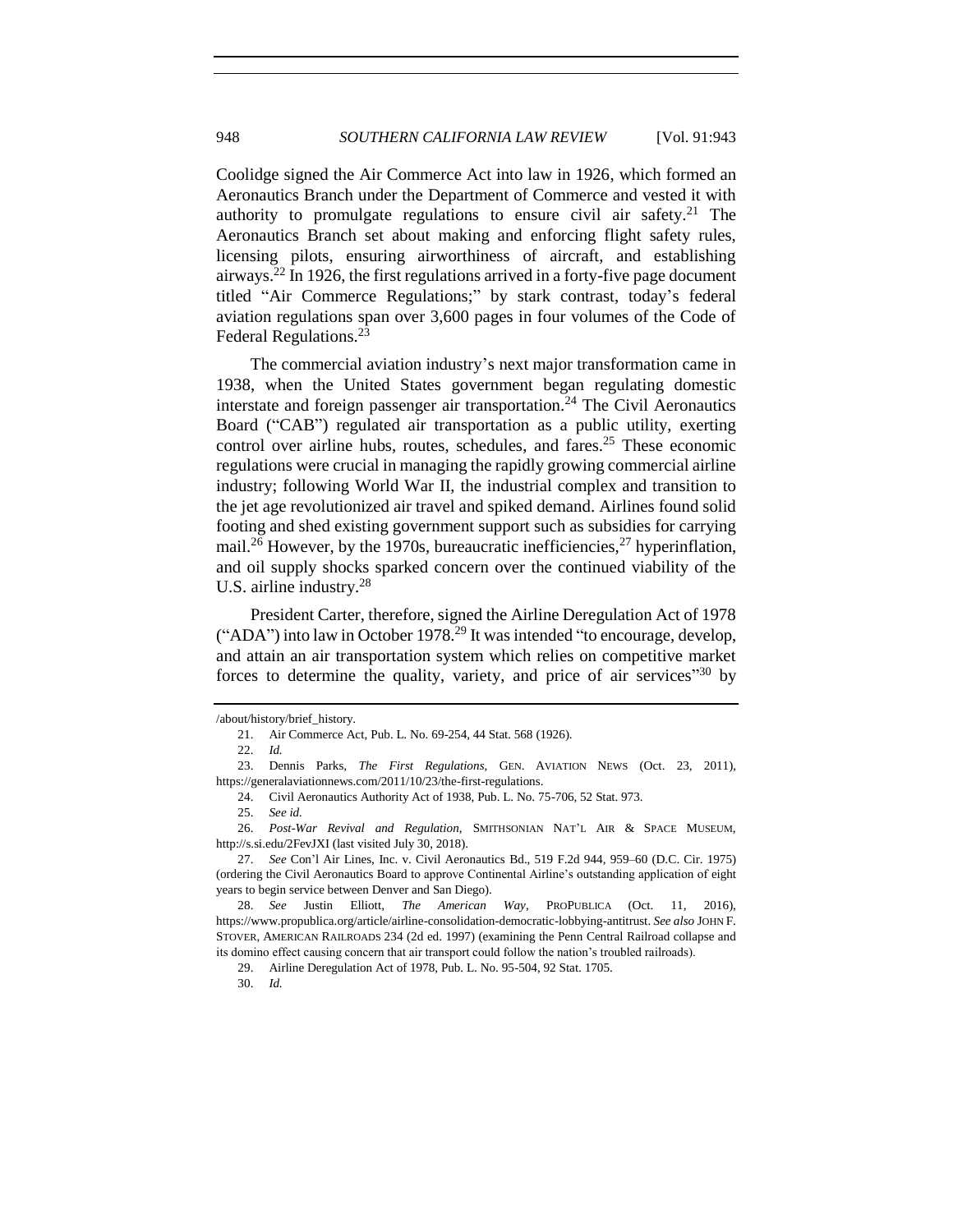Coolidge signed the Air Commerce Act into law in 1926, which formed an Aeronautics Branch under the Department of Commerce and vested it with authority to promulgate regulations to ensure civil air safety.[21] The Aeronautics Branch set about making and enforcing flight safety rules, licensing pilots, ensuring airworthiness of aircraft, and establishing airways.[22] In 1926, the first regulations arrived in a forty-five page document titled "Air Commerce Regulations;" by stark contrast, today's federal aviation regulations span over 3,600 pages in four volumes of the Code of Federal Regulations.[23]

The commercial aviation industry's next major transformation came in 1938, when the United States government began regulating domestic interstate and foreign passenger air transportation.[24] The Civil Aeronautics Board ("CAB") regulated air transportation as a public utility, exerting control over airline hubs, routes, schedules, and fares.[25] These economic regulations were crucial in managing the rapidly growing commercial airline industry; following World War II, the industrial complex and transition to the jet age revolutionized air travel and spiked demand. Airlines found solid footing and shed existing government support such as subsidies for carrying mail.[26] However, by the 1970s, bureaucratic inefficiencies,[27] hyperinflation, and oil supply shocks sparked concern over the continued viability of the U.S. airline industry.[28]

President Carter, therefore, signed the Airline Deregulation Act of 1978 ("ADA") into law in October 1978.[29] It was intended "to encourage, develop, and attain an air transportation system which relies on competitive market forces to determine the quality, variety, and price of air services"[30] by

---

/about/history/brief_history.

21. Air Commerce Act, Pub. L. No. 69-254, 44 Stat. 568 (1926).

22. *Id.*

23. Dennis Parks, *The First Regulations*, GEN. AVIATION NEWS (Oct. 23, 2011), https://generalaviationnews.com/2011/10/23/the-first-regulations.

24. Civil Aeronautics Authority Act of 1938, Pub. L. No. 75-706, 52 Stat. 973.

25. *See id.*

26. *Post-War Revival and Regulation*, SMITHSONIAN NAT'L AIR & SPACE MUSEUM, http://s.si.edu/2FevJXI (last visited July 30, 2018).

27. *See* Con'l Air Lines, Inc. v. Civil Aeronautics Bd., 519 F.2d 944, 959–60 (D.C. Cir. 1975) (ordering the Civil Aeronautics Board to approve Continental Airline's outstanding application of eight years to begin service between Denver and San Diego).

28. *See* Justin Elliott, *The American Way*, PROPUBLICA (Oct. 11, 2016), https://www.propublica.org/article/airline-consolidation-democratic-lobbying-antitrust. *See also* JOHN F. STOVER, AMERICAN RAILROADS 234 (2d ed. 1997) (examining the Penn Central Railroad collapse and its domino effect causing concern that air transport could follow the nation's troubled railroads).

29. Airline Deregulation Act of 1978, Pub. L. No. 95-504, 92 Stat. 1705.

30. *Id.*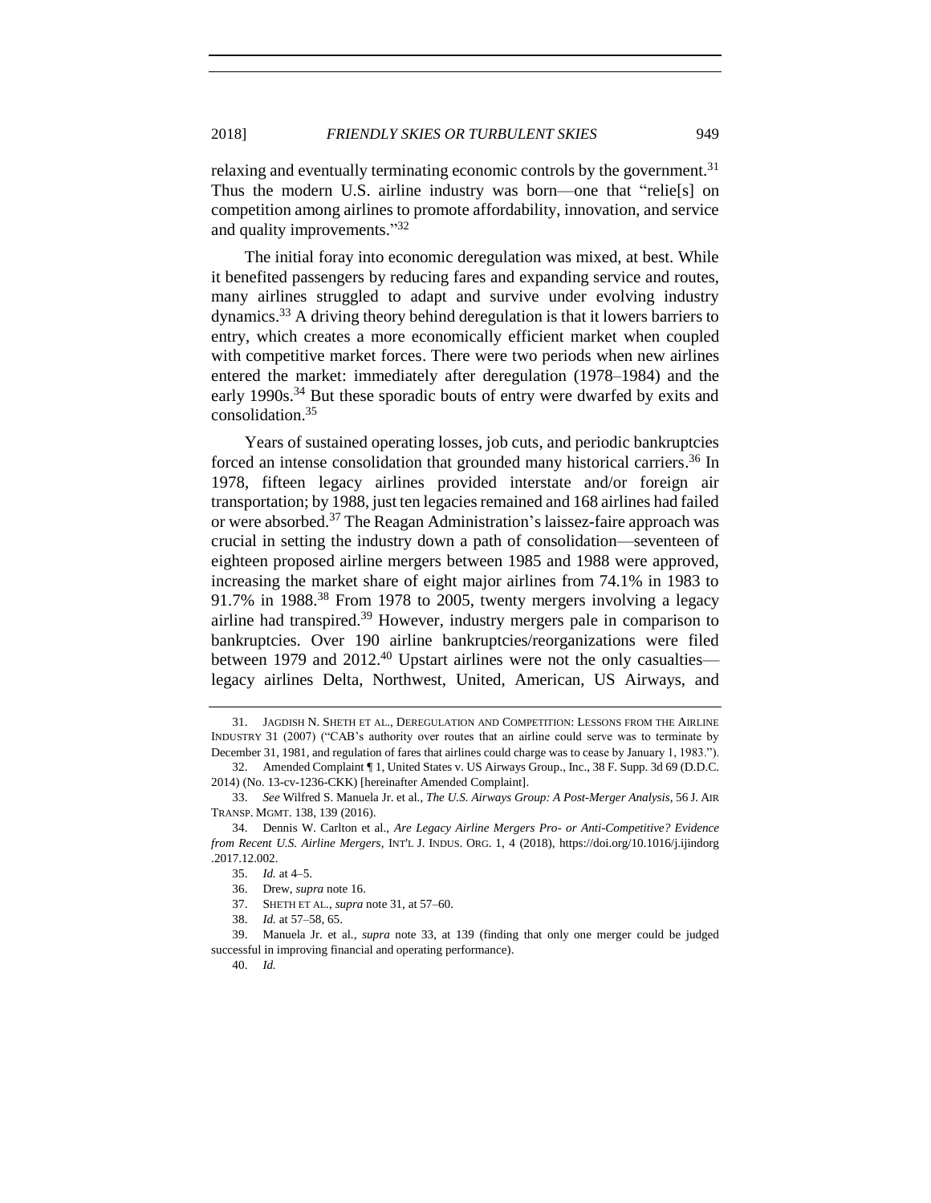relaxing and eventually terminating economic controls by the government.[31] Thus the modern U.S. airline industry was born—one that "relie[s] on competition among airlines to promote affordability, innovation, and service and quality improvements."[32]

The initial foray into economic deregulation was mixed, at best. While it benefited passengers by reducing fares and expanding service and routes, many airlines struggled to adapt and survive under evolving industry dynamics.[33] A driving theory behind deregulation is that it lowers barriers to entry, which creates a more economically efficient market when coupled with competitive market forces. There were two periods when new airlines entered the market: immediately after deregulation (1978–1984) and the early 1990s.[34] But these sporadic bouts of entry were dwarfed by exits and consolidation.[35]

Years of sustained operating losses, job cuts, and periodic bankruptcies forced an intense consolidation that grounded many historical carriers.[36] In 1978, fifteen legacy airlines provided interstate and/or foreign air transportation; by 1988, just ten legacies remained and 168 airlines had failed or were absorbed.[37] The Reagan Administration's laissez-faire approach was crucial in setting the industry down a path of consolidation—seventeen of eighteen proposed airline mergers between 1985 and 1988 were approved, increasing the market share of eight major airlines from 74.1% in 1983 to 91.7% in 1988.[38] From 1978 to 2005, twenty mergers involving a legacy airline had transpired.[39] However, industry mergers pale in comparison to bankruptcies. Over 190 airline bankruptcies/reorganizations were filed between 1979 and 2012.[40] Upstart airlines were not the only casualties—legacy airlines Delta, Northwest, United, American, US Airways, and

---

31. JAGDISH N. SHETH ET AL., DEREGULATION AND COMPETITION: LESSONS FROM THE AIRLINE INDUSTRY 31 (2007) ("CAB's authority over routes that an airline could serve was to terminate by December 31, 1981, and regulation of fares that airlines could charge was to cease by January 1, 1983.").

32. Amended Complaint ¶ 1, United States v. US Airways Group., Inc., 38 F. Supp. 3d 69 (D.D.C. 2014) (No. 13-cv-1236-CKK) [hereinafter Amended Complaint].

33. *See* Wilfred S. Manuela Jr. et al., *The U.S. Airways Group: A Post-Merger Analysis*, 56 J. AIR TRANSP. MGMT. 138, 139 (2016).

34. Dennis W. Carlton et al., *Are Legacy Airline Mergers Pro- or Anti-Competitive? Evidence from Recent U.S. Airline Mergers*, INT'L J. INDUS. ORG. 1, 4 (2018), https://doi.org/10.1016/j.ijindorg.2017.12.002.

35. *Id.* at 4–5.

36. Drew, *supra* note 16.

37. SHETH ET AL., *supra* note 31, at 57–60.

38. *Id.* at 57–58, 65.

39. Manuela Jr. et al., *supra* note 33, at 139 (finding that only one merger could be judged successful in improving financial and operating performance).

40. *Id.*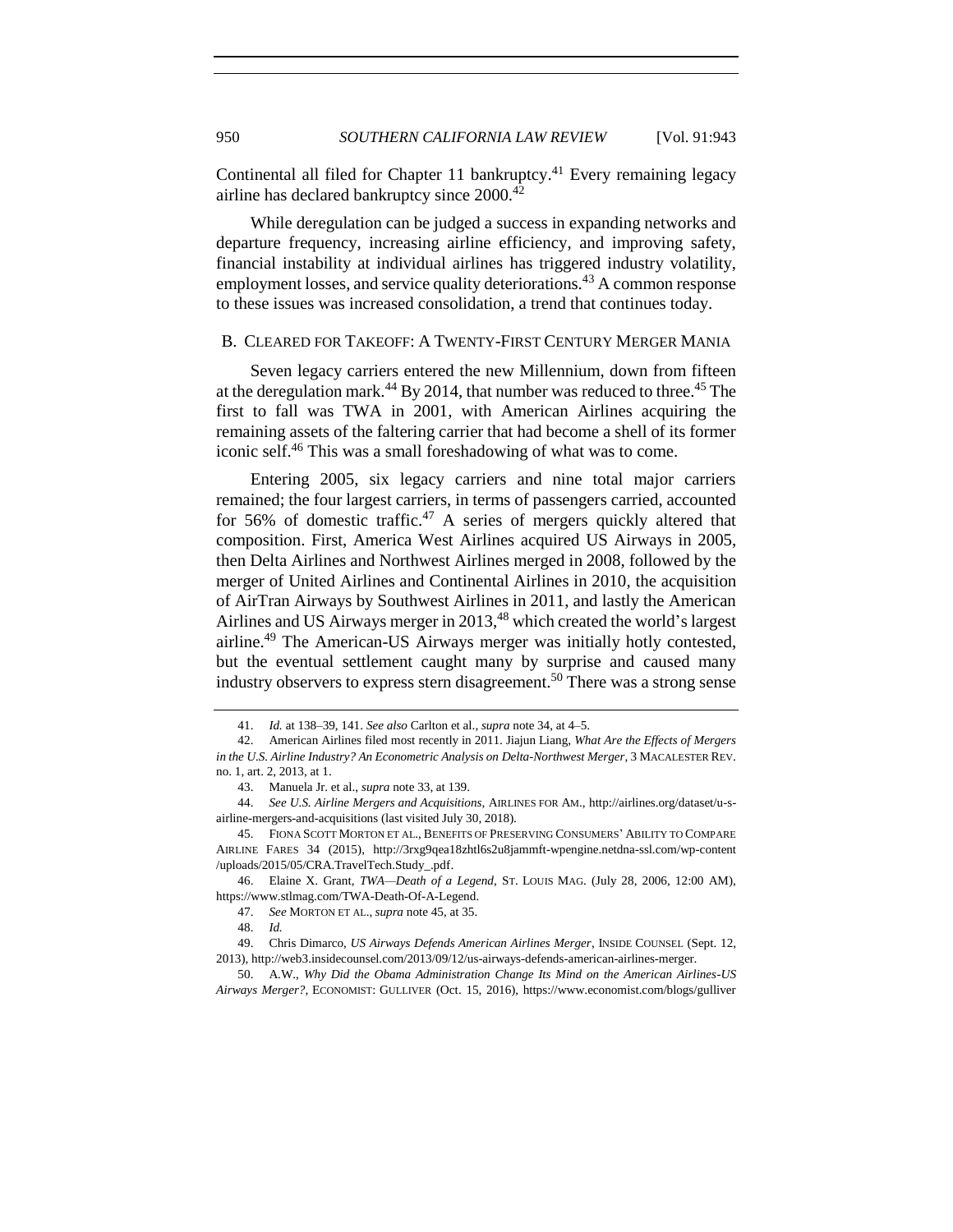Continental all filed for Chapter 11 bankruptcy.[41] Every remaining legacy airline has declared bankruptcy since 2000.[42]

While deregulation can be judged a success in expanding networks and departure frequency, increasing airline efficiency, and improving safety, financial instability at individual airlines has triggered industry volatility, employment losses, and service quality deteriorations.[43] A common response to these issues was increased consolidation, a trend that continues today.

### B. CLEARED FOR TAKEOFF: A TWENTY-FIRST CENTURY MERGER MANIA

Seven legacy carriers entered the new Millennium, down from fifteen at the deregulation mark.[44] By 2014, that number was reduced to three.[45] The first to fall was TWA in 2001, with American Airlines acquiring the remaining assets of the faltering carrier that had become a shell of its former iconic self.[46] This was a small foreshadowing of what was to come.

Entering 2005, six legacy carriers and nine total major carriers remained; the four largest carriers, in terms of passengers carried, accounted for 56% of domestic traffic.[47] A series of mergers quickly altered that composition. First, America West Airlines acquired US Airways in 2005, then Delta Airlines and Northwest Airlines merged in 2008, followed by the merger of United Airlines and Continental Airlines in 2010, the acquisition of AirTran Airways by Southwest Airlines in 2011, and lastly the American Airlines and US Airways merger in 2013,[48] which created the world's largest airline.[49] The American-US Airways merger was initially hotly contested, but the eventual settlement caught many by surprise and caused many industry observers to express stern disagreement.[50] There was a strong sense

---

41. *Id.* at 138–39, 141. *See also* Carlton et al., *supra* note 34, at 4–5.

42. American Airlines filed most recently in 2011. Jiajun Liang, *What Are the Effects of Mergers in the U.S. Airline Industry? An Econometric Analysis on Delta-Northwest Merger*, 3 MACALESTER REV. no. 1, art. 2, 2013, at 1.

43. Manuela Jr. et al., *supra* note 33, at 139.

44. *See U.S. Airline Mergers and Acquisitions*, AIRLINES FOR AM., http://airlines.org/dataset/u-s-airline-mergers-and-acquisitions (last visited July 30, 2018).

45. FIONA SCOTT MORTON ET AL., BENEFITS OF PRESERVING CONSUMERS' ABILITY TO COMPARE AIRLINE FARES 34 (2015), http://3rxg9qea18zhtl6s2u8jammft-wpengine.netdna-ssl.com/wp-content/uploads/2015/05/CRA.TravelTech.Study_.pdf.

46. Elaine X. Grant, *TWA—Death of a Legend*, ST. LOUIS MAG. (July 28, 2006, 12:00 AM), https://www.stlmag.com/TWA-Death-Of-A-Legend.

47. *See* MORTON ET AL., *supra* note 45, at 35.

48. *Id.*

49. Chris Dimarco, *US Airways Defends American Airlines Merger*, INSIDE COUNSEL (Sept. 12, 2013), http://web3.insidecounsel.com/2013/09/12/us-airways-defends-american-airlines-merger.

50. A.W., *Why Did the Obama Administration Change Its Mind on the American Airlines-US Airways Merger?*, ECONOMIST: GULLIVER (Oct. 15, 2016), https://www.economist.com/blogs/gulliver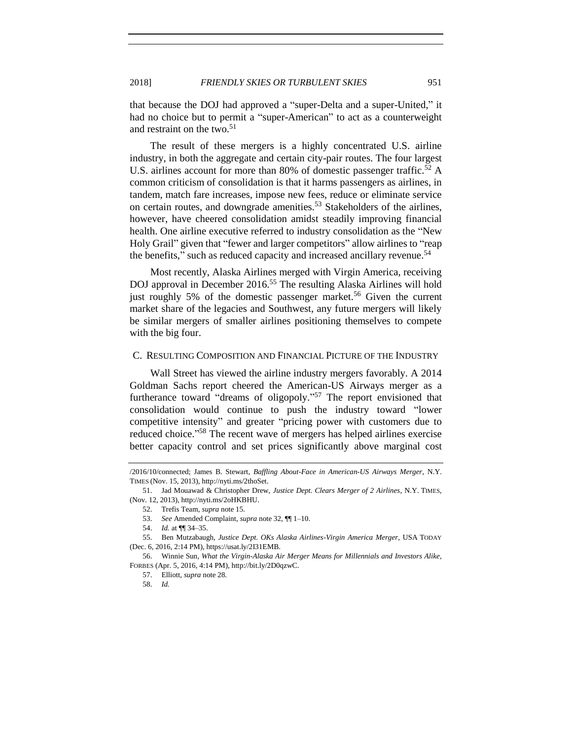that because the DOJ had approved a "super-Delta and a super-United," it had no choice but to permit a "super-American" to act as a counterweight and restraint on the two.[51]

The result of these mergers is a highly concentrated U.S. airline industry, in both the aggregate and certain city-pair routes. The four largest U.S. airlines account for more than 80% of domestic passenger traffic.[52] A common criticism of consolidation is that it harms passengers as airlines, in tandem, match fare increases, impose new fees, reduce or eliminate service on certain routes, and downgrade amenities.[53] Stakeholders of the airlines, however, have cheered consolidation amidst steadily improving financial health. One airline executive referred to industry consolidation as the "New Holy Grail" given that "fewer and larger competitors" allow airlines to "reap the benefits," such as reduced capacity and increased ancillary revenue.[54]

Most recently, Alaska Airlines merged with Virgin America, receiving DOJ approval in December 2016.[55] The resulting Alaska Airlines will hold just roughly 5% of the domestic passenger market.[56] Given the current market share of the legacies and Southwest, any future mergers will likely be similar mergers of smaller airlines positioning themselves to compete with the big four.

### C. Resulting Composition and Financial Picture of the Industry

Wall Street has viewed the airline industry mergers favorably. A 2014 Goldman Sachs report cheered the American-US Airways merger as a furtherance toward "dreams of oligopoly."[57] The report envisioned that consolidation would continue to push the industry toward "lower competitive intensity" and greater "pricing power with customers due to reduced choice."[58] The recent wave of mergers has helped airlines exercise better capacity control and set prices significantly above marginal cost

---

/2016/10/connected; James B. Stewart, *Baffling About-Face in American-US Airways Merger*, N.Y. TIMES (Nov. 15, 2013), http://nyti.ms/2thoSet.

51. Jad Mouawad & Christopher Drew, *Justice Dept. Clears Merger of 2 Airlines*, N.Y. TIMES, (Nov. 12, 2013), http://nyti.ms/2oHKBHU.

52. Trefis Team, *supra* note 15.

53. *See* Amended Complaint, *supra* note 32, ¶¶ 1–10.

54. *Id.* at ¶¶ 34–35.

55. Ben Mutzabaugh, *Justice Dept. OKs Alaska Airlines-Virgin America Merger*, USA TODAY (Dec. 6, 2016, 2:14 PM), https://usat.ly/2I31EMB.

56. Winnie Sun, *What the Virgin-Alaska Air Merger Means for Millennials and Investors Alike*, FORBES (Apr. 5, 2016, 4:14 PM), http://bit.ly/2D0qzwC.

57. Elliott, *supra* note 28.

58. *Id.*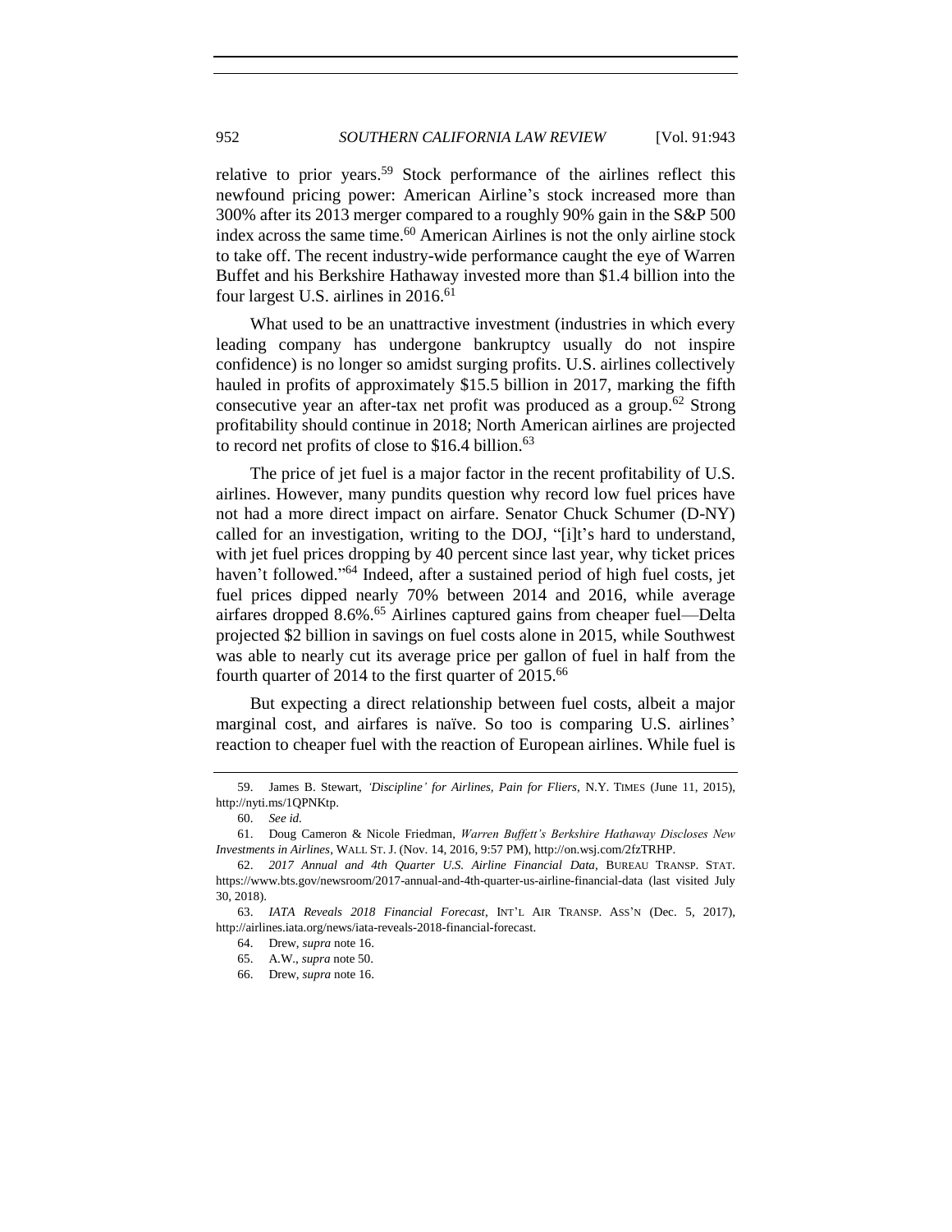relative to prior years.[59] Stock performance of the airlines reflect this newfound pricing power: American Airline's stock increased more than 300% after its 2013 merger compared to a roughly 90% gain in the S&P 500 index across the same time.[60] American Airlines is not the only airline stock to take off. The recent industry-wide performance caught the eye of Warren Buffet and his Berkshire Hathaway invested more than $1.4 billion into the four largest U.S. airlines in 2016.[61]

What used to be an unattractive investment (industries in which every leading company has undergone bankruptcy usually do not inspire confidence) is no longer so amidst surging profits. U.S. airlines collectively hauled in profits of approximately $15.5 billion in 2017, marking the fifth consecutive year an after-tax net profit was produced as a group.[62] Strong profitability should continue in 2018; North American airlines are projected to record net profits of close to $16.4 billion.[63]

The price of jet fuel is a major factor in the recent profitability of U.S. airlines. However, many pundits question why record low fuel prices have not had a more direct impact on airfare. Senator Chuck Schumer (D-NY) called for an investigation, writing to the DOJ, "[i]t's hard to understand, with jet fuel prices dropping by 40 percent since last year, why ticket prices haven't followed."[64] Indeed, after a sustained period of high fuel costs, jet fuel prices dipped nearly 70% between 2014 and 2016, while average airfares dropped 8.6%.[65] Airlines captured gains from cheaper fuel—Delta projected $2 billion in savings on fuel costs alone in 2015, while Southwest was able to nearly cut its average price per gallon of fuel in half from the fourth quarter of 2014 to the first quarter of 2015.[66]

But expecting a direct relationship between fuel costs, albeit a major marginal cost, and airfares is naïve. So too is comparing U.S. airlines' reaction to cheaper fuel with the reaction of European airlines. While fuel is

---

59. James B. Stewart, *'Discipline' for Airlines, Pain for Fliers*, N.Y. TIMES (June 11, 2015), http://nyti.ms/1QPNKtp.

60. *See id.*

61. Doug Cameron & Nicole Friedman, *Warren Buffett's Berkshire Hathaway Discloses New Investments in Airlines*, WALL ST. J. (Nov. 14, 2016, 9:57 PM), http://on.wsj.com/2fzTRHP.

62. *2017 Annual and 4th Quarter U.S. Airline Financial Data*, BUREAU TRANSP. STAT. https://www.bts.gov/newsroom/2017-annual-and-4th-quarter-us-airline-financial-data (last visited July 30, 2018).

63. *IATA Reveals 2018 Financial Forecast*, INT'L AIR TRANSP. ASS'N (Dec. 5, 2017), http://airlines.iata.org/news/iata-reveals-2018-financial-forecast.

64. Drew, *supra* note 16.

65. A.W., *supra* note 50.

66. Drew, *supra* note 16.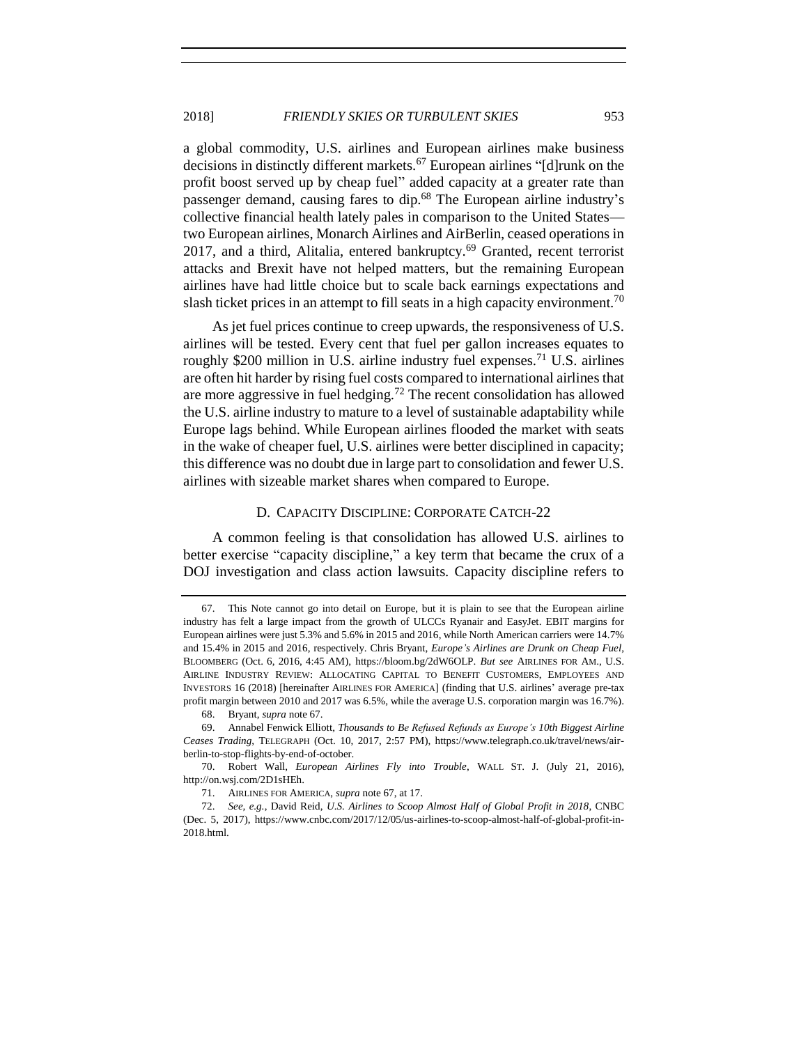a global commodity, U.S. airlines and European airlines make business decisions in distinctly different markets.[67] European airlines "[d]runk on the profit boost served up by cheap fuel" added capacity at a greater rate than passenger demand, causing fares to dip.[68] The European airline industry's collective financial health lately pales in comparison to the United States—two European airlines, Monarch Airlines and AirBerlin, ceased operations in 2017, and a third, Alitalia, entered bankruptcy.[69] Granted, recent terrorist attacks and Brexit have not helped matters, but the remaining European airlines have had little choice but to scale back earnings expectations and slash ticket prices in an attempt to fill seats in a high capacity environment.[70]

As jet fuel prices continue to creep upwards, the responsiveness of U.S. airlines will be tested. Every cent that fuel per gallon increases equates to roughly $200 million in U.S. airline industry fuel expenses.[71] U.S. airlines are often hit harder by rising fuel costs compared to international airlines that are more aggressive in fuel hedging.[72] The recent consolidation has allowed the U.S. airline industry to mature to a level of sustainable adaptability while Europe lags behind. While European airlines flooded the market with seats in the wake of cheaper fuel, U.S. airlines were better disciplined in capacity; this difference was no doubt due in large part to consolidation and fewer U.S. airlines with sizeable market shares when compared to Europe.

### D. CAPACITY DISCIPLINE: CORPORATE CATCH-22

A common feeling is that consolidation has allowed U.S. airlines to better exercise "capacity discipline," a key term that became the crux of a DOJ investigation and class action lawsuits. Capacity discipline refers to

---

67. This Note cannot go into detail on Europe, but it is plain to see that the European airline industry has felt a large impact from the growth of ULCCs Ryanair and EasyJet. EBIT margins for European airlines were just 5.3% and 5.6% in 2015 and 2016, while North American carriers were 14.7% and 15.4% in 2015 and 2016, respectively. Chris Bryant, *Europe's Airlines are Drunk on Cheap Fuel*, BLOOMBERG (Oct. 6, 2016, 4:45 AM), https://bloom.bg/2dW6OLP. *But see* AIRLINES FOR AM., U.S. AIRLINE INDUSTRY REVIEW: ALLOCATING CAPITAL TO BENEFIT CUSTOMERS, EMPLOYEES AND INVESTORS 16 (2018) [hereinafter AIRLINES FOR AMERICA] (finding that U.S. airlines' average pre-tax profit margin between 2010 and 2017 was 6.5%, while the average U.S. corporation margin was 16.7%).

68. Bryant, *supra* note 67.

69. Annabel Fenwick Elliott, *Thousands to Be Refused Refunds as Europe's 10th Biggest Airline Ceases Trading*, TELEGRAPH (Oct. 10, 2017, 2:57 PM), https://www.telegraph.co.uk/travel/news/air-berlin-to-stop-flights-by-end-of-october.

70. Robert Wall, *European Airlines Fly into Trouble*, WALL ST. J. (July 21, 2016), http://on.wsj.com/2D1sHEh.

71. AIRLINES FOR AMERICA, *supra* note 67, at 17.

72. *See, e.g.*, David Reid, *U.S. Airlines to Scoop Almost Half of Global Profit in 2018*, CNBC (Dec. 5, 2017), https://www.cnbc.com/2017/12/05/us-airlines-to-scoop-almost-half-of-global-profit-in-2018.html.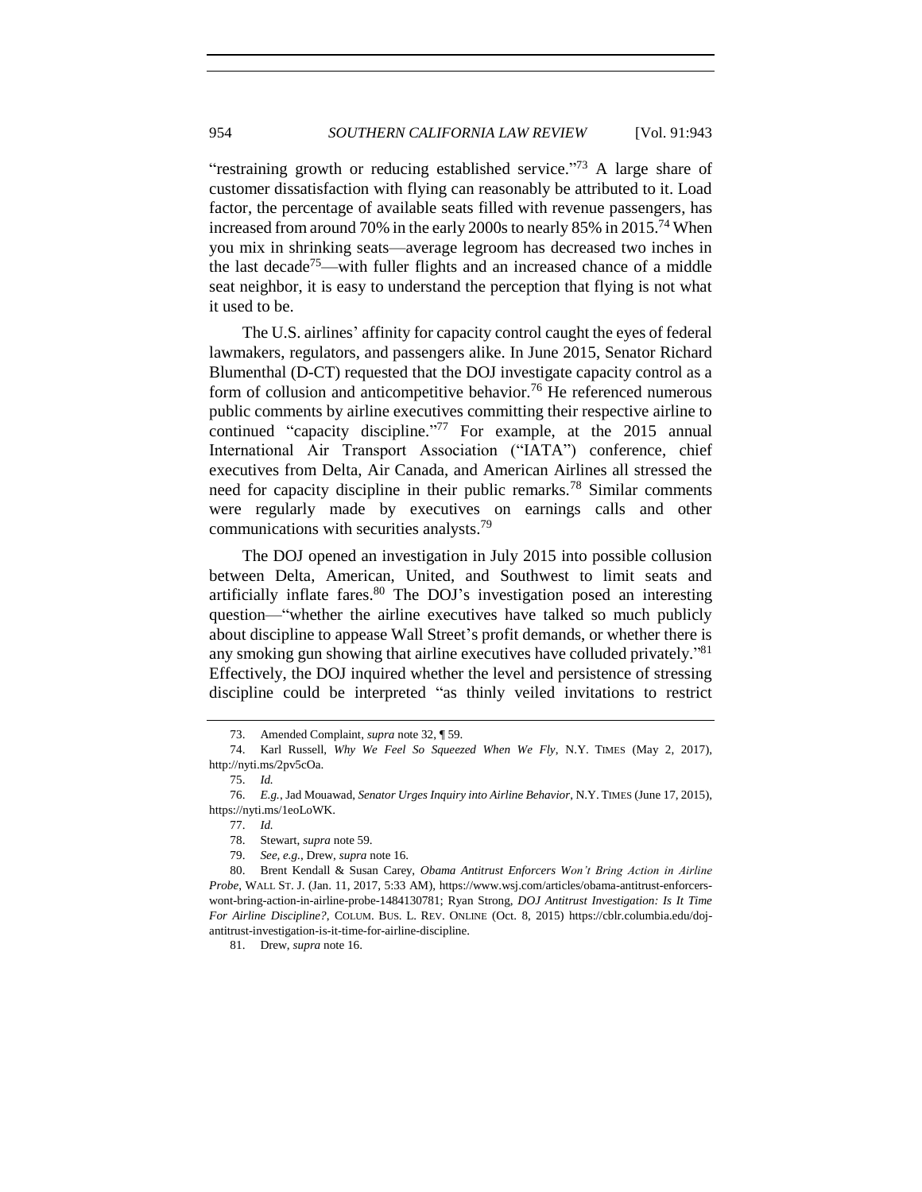"restraining growth or reducing established service."[73] A large share of customer dissatisfaction with flying can reasonably be attributed to it. Load factor, the percentage of available seats filled with revenue passengers, has increased from around 70% in the early 2000s to nearly 85% in 2015.[74] When you mix in shrinking seats—average legroom has decreased two inches in the last decade[75]—with fuller flights and an increased chance of a middle seat neighbor, it is easy to understand the perception that flying is not what it used to be.

The U.S. airlines' affinity for capacity control caught the eyes of federal lawmakers, regulators, and passengers alike. In June 2015, Senator Richard Blumenthal (D-CT) requested that the DOJ investigate capacity control as a form of collusion and anticompetitive behavior.[76] He referenced numerous public comments by airline executives committing their respective airline to continued "capacity discipline."[77] For example, at the 2015 annual International Air Transport Association ("IATA") conference, chief executives from Delta, Air Canada, and American Airlines all stressed the need for capacity discipline in their public remarks.[78] Similar comments were regularly made by executives on earnings calls and other communications with securities analysts.[79]

The DOJ opened an investigation in July 2015 into possible collusion between Delta, American, United, and Southwest to limit seats and artificially inflate fares.[80] The DOJ's investigation posed an interesting question—"whether the airline executives have talked so much publicly about discipline to appease Wall Street's profit demands, or whether there is any smoking gun showing that airline executives have colluded privately."[81] Effectively, the DOJ inquired whether the level and persistence of stressing discipline could be interpreted "as thinly veiled invitations to restrict

---

73. Amended Complaint, *supra* note 32, ¶ 59.

74. Karl Russell, *Why We Feel So Squeezed When We Fly*, N.Y. TIMES (May 2, 2017), http://nyti.ms/2pv5cOa.

75. *Id.*

76. *E.g.*, Jad Mouawad, *Senator Urges Inquiry into Airline Behavior*, N.Y. TIMES (June 17, 2015), https://nyti.ms/1eoLoWK.

77. *Id.*

78. Stewart, *supra* note 59.

79. *See, e.g.*, Drew, *supra* note 16.

80. Brent Kendall & Susan Carey, *Obama Antitrust Enforcers Won't Bring Action in Airline Probe*, WALL ST. J. (Jan. 11, 2017, 5:33 AM), https://www.wsj.com/articles/obama-antitrust-enforcers-wont-bring-action-in-airline-probe-1484130781; Ryan Strong, *DOJ Antitrust Investigation: Is It Time For Airline Discipline?*, COLUM. BUS. L. REV. ONLINE (Oct. 8, 2015) https://cblr.columbia.edu/doj-antitrust-investigation-is-it-time-for-airline-discipline.

81. Drew, *supra* note 16.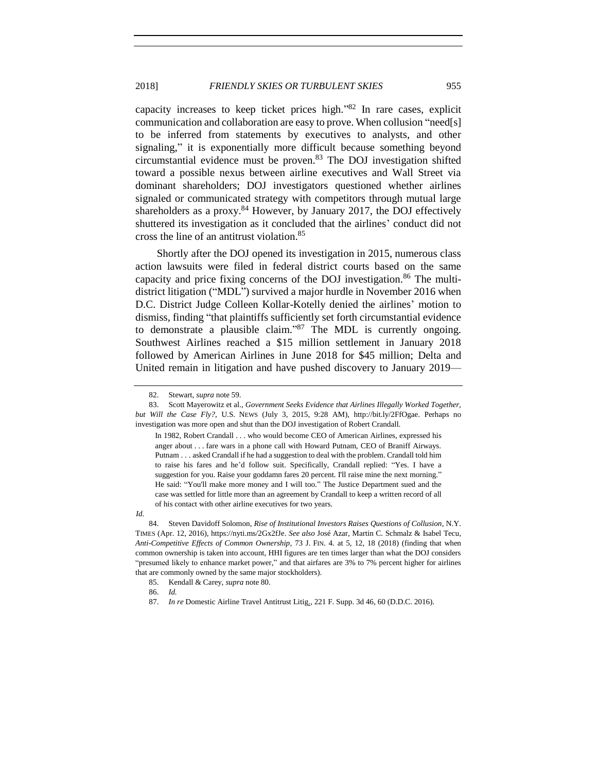capacity increases to keep ticket prices high."[82] In rare cases, explicit communication and collaboration are easy to prove. When collusion "need[s] to be inferred from statements by executives to analysts, and other signaling," it is exponentially more difficult because something beyond circumstantial evidence must be proven.[83] The DOJ investigation shifted toward a possible nexus between airline executives and Wall Street via dominant shareholders; DOJ investigators questioned whether airlines signaled or communicated strategy with competitors through mutual large shareholders as a proxy.[84] However, by January 2017, the DOJ effectively shuttered its investigation as it concluded that the airlines' conduct did not cross the line of an antitrust violation.[85]

Shortly after the DOJ opened its investigation in 2015, numerous class action lawsuits were filed in federal district courts based on the same capacity and price fixing concerns of the DOJ investigation.[86] The multi-district litigation ("MDL") survived a major hurdle in November 2016 when D.C. District Judge Colleen Kollar-Kotelly denied the airlines' motion to dismiss, finding "that plaintiffs sufficiently set forth circumstantial evidence to demonstrate a plausible claim."[87] The MDL is currently ongoing. Southwest Airlines reached a $15 million settlement in January 2018 followed by American Airlines in June 2018 for $45 million; Delta and United remain in litigation and have pushed discovery to January 2019—

---

82. Stewart, *supra* note 59.

83. Scott Mayerowitz et al., *Government Seeks Evidence that Airlines Illegally Worked Together, but Will the Case Fly?*, U.S. NEWS (July 3, 2015, 9:28 AM), http://bit.ly/2FfOgae. Perhaps no investigation was more open and shut than the DOJ investigation of Robert Crandall.

> In 1982, Robert Crandall . . . who would become CEO of American Airlines, expressed his anger about . . . fare wars in a phone call with Howard Putnam, CEO of Braniff Airways. Putnam . . . asked Crandall if he had a suggestion to deal with the problem. Crandall told him to raise his fares and he'd follow suit. Specifically, Crandall replied: "Yes. I have a suggestion for you. Raise your goddamn fares 20 percent. I'll raise mine the next morning." He said: "You'll make more money and I will too." The Justice Department sued and the case was settled for little more than an agreement by Crandall to keep a written record of all of his contact with other airline executives for two years.

*Id.*

84. Steven Davidoff Solomon, *Rise of Institutional Investors Raises Questions of Collusion*, N.Y. TIMES (Apr. 12, 2016), https://nyti.ms/2Gx2fJe. *See also* José Azar, Martin C. Schmalz & Isabel Tecu, *Anti-Competitive Effects of Common Ownership*, 73 J. FIN. 4. at 5, 12, 18 (2018) (finding that when common ownership is taken into account, HHI figures are ten times larger than what the DOJ considers "presumed likely to enhance market power," and that airfares are 3% to 7% percent higher for airlines that are commonly owned by the same major stockholders).

85. Kendall & Carey, *supra* note 80.

86. *Id.*

87. *In re* Domestic Airline Travel Antitrust Litig., 221 F. Supp. 3d 46, 60 (D.D.C. 2016).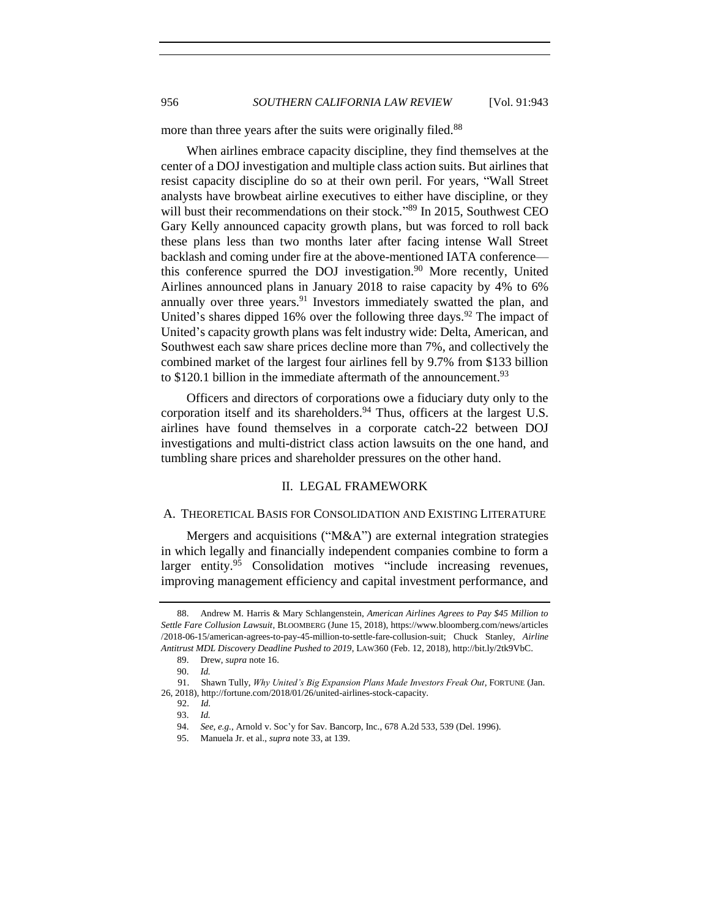more than three years after the suits were originally filed.[88]

When airlines embrace capacity discipline, they find themselves at the center of a DOJ investigation and multiple class action suits. But airlines that resist capacity discipline do so at their own peril. For years, "Wall Street analysts have browbeat airline executives to either have discipline, or they will bust their recommendations on their stock."[89] In 2015, Southwest CEO Gary Kelly announced capacity growth plans, but was forced to roll back these plans less than two months later after facing intense Wall Street backlash and coming under fire at the above-mentioned IATA conference—this conference spurred the DOJ investigation.[90] More recently, United Airlines announced plans in January 2018 to raise capacity by 4% to 6% annually over three years.[91] Investors immediately swatted the plan, and United's shares dipped 16% over the following three days.[92] The impact of United's capacity growth plans was felt industry wide: Delta, American, and Southwest each saw share prices decline more than 7%, and collectively the combined market of the largest four airlines fell by 9.7% from $133 billion to $120.1 billion in the immediate aftermath of the announcement.[93]

Officers and directors of corporations owe a fiduciary duty only to the corporation itself and its shareholders.[94] Thus, officers at the largest U.S. airlines have found themselves in a corporate catch-22 between DOJ investigations and multi-district class action lawsuits on the one hand, and tumbling share prices and shareholder pressures on the other hand.

## II. LEGAL FRAMEWORK

### A. THEORETICAL BASIS FOR CONSOLIDATION AND EXISTING LITERATURE

Mergers and acquisitions ("M&A") are external integration strategies in which legally and financially independent companies combine to form a larger entity.[95] Consolidation motives "include increasing revenues, improving management efficiency and capital investment performance, and

---

88. Andrew M. Harris & Mary Schlangenstein, *American Airlines Agrees to Pay $45 Million to Settle Fare Collusion Lawsuit*, BLOOMBERG (June 15, 2018), https://www.bloomberg.com/news/articles/2018-06-15/american-agrees-to-pay-45-million-to-settle-fare-collusion-suit; Chuck Stanley, *Airline Antitrust MDL Discovery Deadline Pushed to 2019*, LAW360 (Feb. 12, 2018), http://bit.ly/2tk9VbC.

89. Drew, *supra* note 16.

90. *Id.*

91. Shawn Tully, *Why United's Big Expansion Plans Made Investors Freak Out*, FORTUNE (Jan. 26, 2018), http://fortune.com/2018/01/26/united-airlines-stock-capacity.

92. *Id.*

93. *Id.*

94. *See, e.g.*, Arnold v. Soc'y for Sav. Bancorp, Inc., 678 A.2d 533, 539 (Del. 1996).

95. Manuela Jr. et al., *supra* note 33, at 139.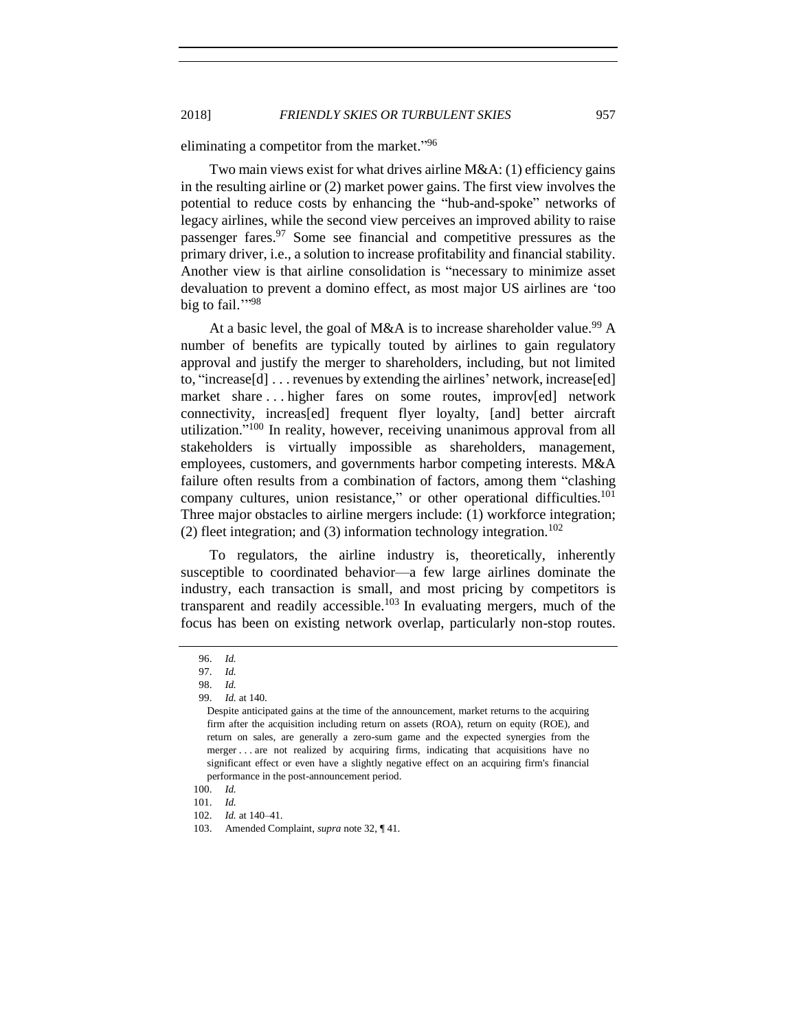eliminating a competitor from the market."[96]

Two main views exist for what drives airline M&A: (1) efficiency gains in the resulting airline or (2) market power gains. The first view involves the potential to reduce costs by enhancing the "hub-and-spoke" networks of legacy airlines, while the second view perceives an improved ability to raise passenger fares.[97] Some see financial and competitive pressures as the primary driver, i.e., a solution to increase profitability and financial stability. Another view is that airline consolidation is "necessary to minimize asset devaluation to prevent a domino effect, as most major US airlines are 'too big to fail.'"[98]

At a basic level, the goal of M&A is to increase shareholder value.[99] A number of benefits are typically touted by airlines to gain regulatory approval and justify the merger to shareholders, including, but not limited to, "increase[d] . . . revenues by extending the airlines' network, increase[ed] market share . . . higher fares on some routes, improv[ed] network connectivity, increas[ed] frequent flyer loyalty, [and] better aircraft utilization."[100] In reality, however, receiving unanimous approval from all stakeholders is virtually impossible as shareholders, management, employees, customers, and governments harbor competing interests. M&A failure often results from a combination of factors, among them "clashing company cultures, union resistance," or other operational difficulties.[101] Three major obstacles to airline mergers include: (1) workforce integration; (2) fleet integration; and (3) information technology integration.[102]

To regulators, the airline industry is, theoretically, inherently susceptible to coordinated behavior—a few large airlines dominate the industry, each transaction is small, and most pricing by competitors is transparent and readily accessible.[103] In evaluating mergers, much of the focus has been on existing network overlap, particularly non-stop routes.

---

96. *Id.*

97. *Id.*

98. *Id.*

99. *Id.* at 140.

> Despite anticipated gains at the time of the announcement, market returns to the acquiring firm after the acquisition including return on assets (ROA), return on equity (ROE), and return on sales, are generally a zero-sum game and the expected synergies from the merger . . . are not realized by acquiring firms, indicating that acquisitions have no significant effect or even have a slightly negative effect on an acquiring firm's financial performance in the post-announcement period.

100. *Id.*

101. *Id.*

102. *Id.* at 140–41.

103. Amended Complaint, *supra* note 32, ¶ 41.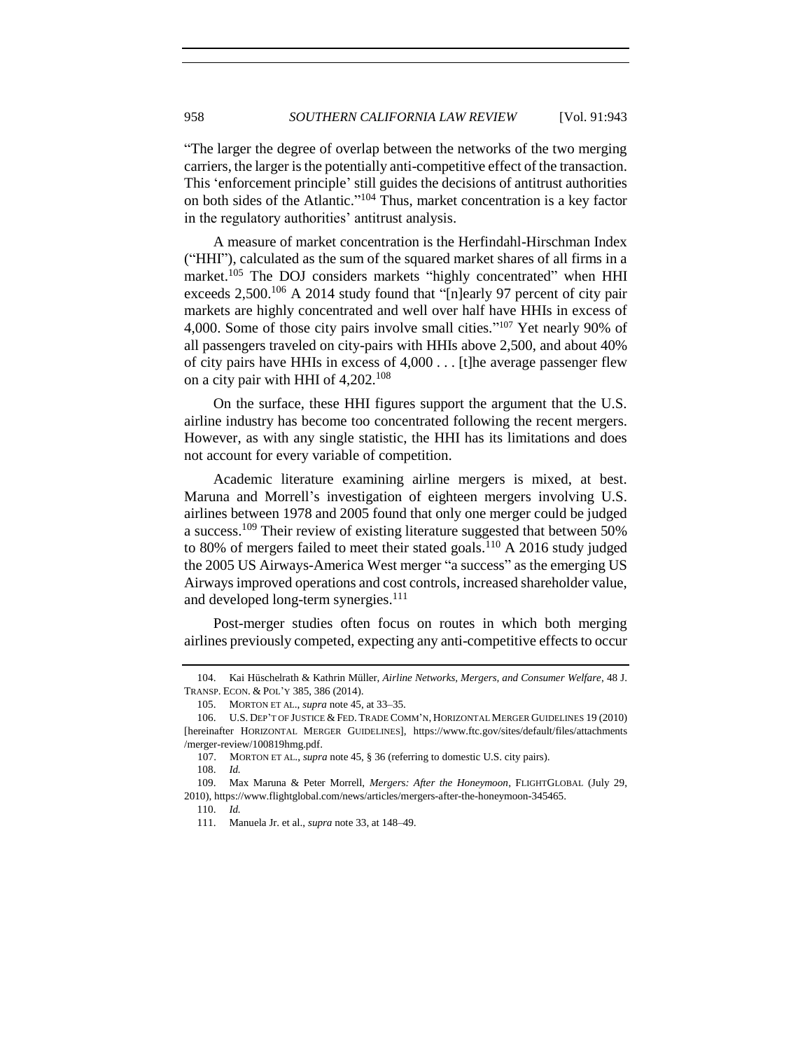"The larger the degree of overlap between the networks of the two merging carriers, the larger is the potentially anti-competitive effect of the transaction. This 'enforcement principle' still guides the decisions of antitrust authorities on both sides of the Atlantic."[104] Thus, market concentration is a key factor in the regulatory authorities' antitrust analysis.

A measure of market concentration is the Herfindahl-Hirschman Index ("HHI"), calculated as the sum of the squared market shares of all firms in a market.[105] The DOJ considers markets "highly concentrated" when HHI exceeds 2,500.[106] A 2014 study found that "[n]early 97 percent of city pair markets are highly concentrated and well over half have HHIs in excess of 4,000. Some of those city pairs involve small cities."[107] Yet nearly 90% of all passengers traveled on city-pairs with HHIs above 2,500, and about 40% of city pairs have HHIs in excess of 4,000 . . . [t]he average passenger flew on a city pair with HHI of 4,202.[108]

On the surface, these HHI figures support the argument that the U.S. airline industry has become too concentrated following the recent mergers. However, as with any single statistic, the HHI has its limitations and does not account for every variable of competition.

Academic literature examining airline mergers is mixed, at best. Maruna and Morrell's investigation of eighteen mergers involving U.S. airlines between 1978 and 2005 found that only one merger could be judged a success.[109] Their review of existing literature suggested that between 50% to 80% of mergers failed to meet their stated goals.[110] A 2016 study judged the 2005 US Airways-America West merger "a success" as the emerging US Airways improved operations and cost controls, increased shareholder value, and developed long-term synergies.[111]

Post-merger studies often focus on routes in which both merging airlines previously competed, expecting any anti-competitive effects to occur

---

104. Kai Hüschelrath & Kathrin Müller, *Airline Networks, Mergers, and Consumer Welfare*, 48 J. TRANSP. ECON. & POL'Y 385, 386 (2014).

105. MORTON ET AL., *supra* note 45, at 33–35.

106. U.S. DEP'T OF JUSTICE & FED. TRADE COMM'N, HORIZONTAL MERGER GUIDELINES 19 (2010) [hereinafter HORIZONTAL MERGER GUIDELINES], https://www.ftc.gov/sites/default/files/attachments/merger-review/100819hmg.pdf.

107. MORTON ET AL., *supra* note 45, § 36 (referring to domestic U.S. city pairs).

108. *Id.*

109. Max Maruna & Peter Morrell, *Mergers: After the Honeymoon*, FLIGHTGLOBAL (July 29, 2010), https://www.flightglobal.com/news/articles/mergers-after-the-honeymoon-345465.

110. *Id.*

111. Manuela Jr. et al., *supra* note 33, at 148–49.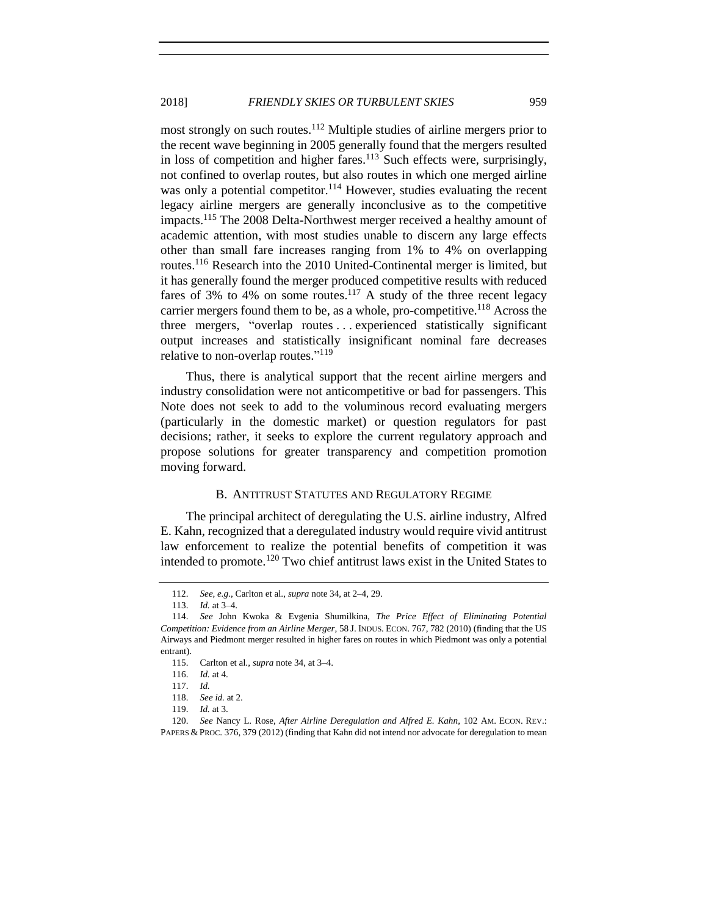most strongly on such routes.[112] Multiple studies of airline mergers prior to the recent wave beginning in 2005 generally found that the mergers resulted in loss of competition and higher fares.[113] Such effects were, surprisingly, not confined to overlap routes, but also routes in which one merged airline was only a potential competitor.[114] However, studies evaluating the recent legacy airline mergers are generally inconclusive as to the competitive impacts.[115] The 2008 Delta-Northwest merger received a healthy amount of academic attention, with most studies unable to discern any large effects other than small fare increases ranging from 1% to 4% on overlapping routes.[116] Research into the 2010 United-Continental merger is limited, but it has generally found the merger produced competitive results with reduced fares of 3% to 4% on some routes.[117] A study of the three recent legacy carrier mergers found them to be, as a whole, pro-competitive.[118] Across the three mergers, "overlap routes . . . experienced statistically significant output increases and statistically insignificant nominal fare decreases relative to non-overlap routes."[119]

Thus, there is analytical support that the recent airline mergers and industry consolidation were not anticompetitive or bad for passengers. This Note does not seek to add to the voluminous record evaluating mergers (particularly in the domestic market) or question regulators for past decisions; rather, it seeks to explore the current regulatory approach and propose solutions for greater transparency and competition promotion moving forward.

### B. Antitrust Statutes and Regulatory Regime

The principal architect of deregulating the U.S. airline industry, Alfred E. Kahn, recognized that a deregulated industry would require vivid antitrust law enforcement to realize the potential benefits of competition it was intended to promote.[120] Two chief antitrust laws exist in the United States to

---

112. *See, e.g.*, Carlton et al., *supra* note 34, at 2–4, 29.

113. *Id.* at 3–4.

114. *See* John Kwoka & Evgenia Shumilkina, *The Price Effect of Eliminating Potential Competition: Evidence from an Airline Merger*, 58 J. Indus. Econ. 767, 782 (2010) (finding that the US Airways and Piedmont merger resulted in higher fares on routes in which Piedmont was only a potential entrant).

115. Carlton et al., *supra* note 34, at 3–4.

116. *Id.* at 4.

117. *Id.*

118. *See id.* at 2.

119. *Id.* at 3.

120. *See* Nancy L. Rose, *After Airline Deregulation and Alfred E. Kahn*, 102 Am. Econ. Rev.: Papers & Proc. 376, 379 (2012) (finding that Kahn did not intend nor advocate for deregulation to mean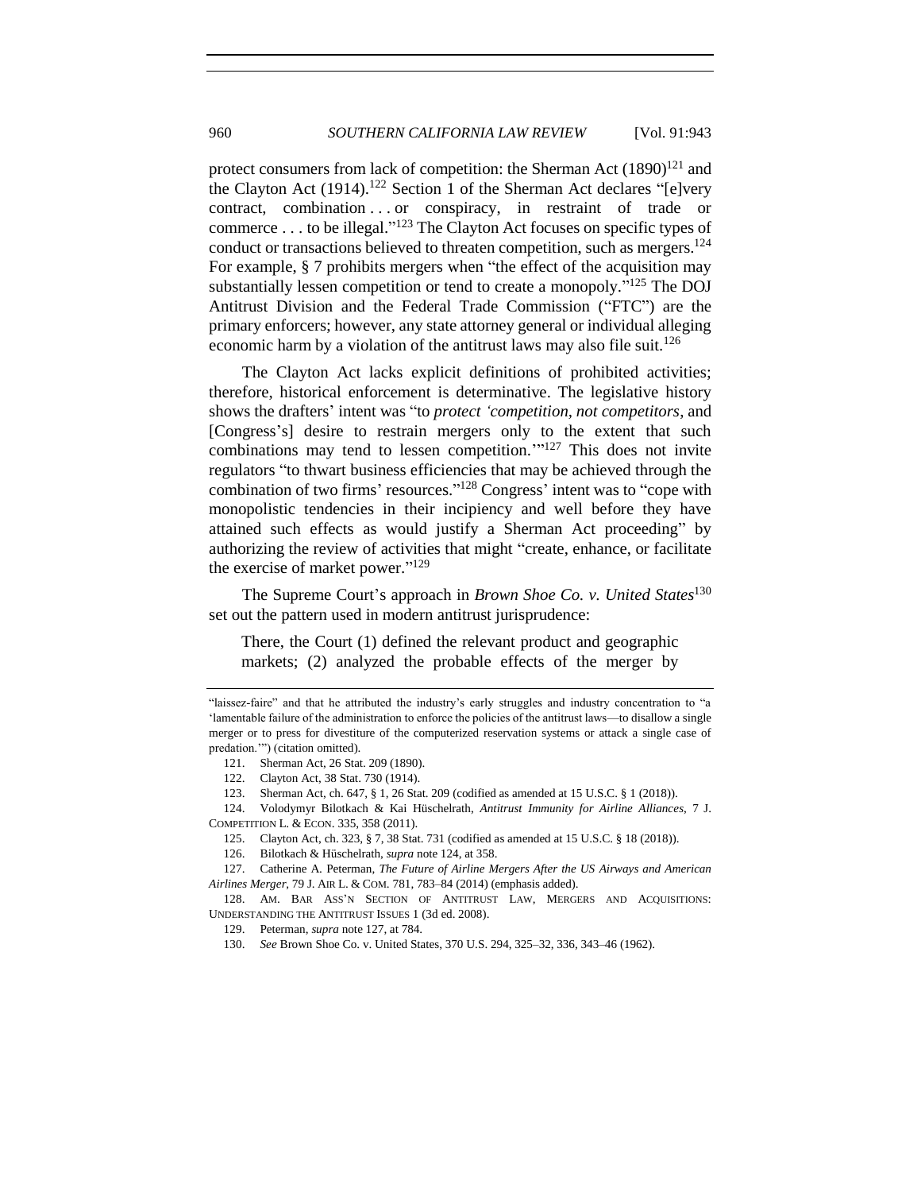protect consumers from lack of competition: the Sherman Act (1890)[121] and the Clayton Act (1914).[122] Section 1 of the Sherman Act declares "[e]very contract, combination . . . or conspiracy, in restraint of trade or commerce . . . to be illegal."[123] The Clayton Act focuses on specific types of conduct or transactions believed to threaten competition, such as mergers.[124] For example, § 7 prohibits mergers when "the effect of the acquisition may substantially lessen competition or tend to create a monopoly."[125] The DOJ Antitrust Division and the Federal Trade Commission ("FTC") are the primary enforcers; however, any state attorney general or individual alleging economic harm by a violation of the antitrust laws may also file suit.[126]

The Clayton Act lacks explicit definitions of prohibited activities; therefore, historical enforcement is determinative. The legislative history shows the drafters' intent was "to *protect 'competition, not competitors*, and [Congress's] desire to restrain mergers only to the extent that such combinations may tend to lessen competition.'"[127] This does not invite regulators "to thwart business efficiencies that may be achieved through the combination of two firms' resources."[128] Congress' intent was to "cope with monopolistic tendencies in their incipiency and well before they have attained such effects as would justify a Sherman Act proceeding" by authorizing the review of activities that might "create, enhance, or facilitate the exercise of market power."[129]

The Supreme Court's approach in *Brown Shoe Co. v. United States*[130] set out the pattern used in modern antitrust jurisprudence:

> There, the Court (1) defined the relevant product and geographic markets; (2) analyzed the probable effects of the merger by

---

"laissez-faire" and that he attributed the industry's early struggles and industry concentration to "a 'lamentable failure of the administration to enforce the policies of the antitrust laws—to disallow a single merger or to press for divestiture of the computerized reservation systems or attack a single case of predation.'") (citation omitted).

121. Sherman Act, 26 Stat. 209 (1890).

122. Clayton Act, 38 Stat. 730 (1914).

123. Sherman Act, ch. 647, § 1, 26 Stat. 209 (codified as amended at 15 U.S.C. § 1 (2018)).

124. Volodymyr Bilotkach & Kai Hüschelrath, *Antitrust Immunity for Airline Alliances*, 7 J. COMPETITION L. & ECON. 335, 358 (2011).

125. Clayton Act, ch. 323, § 7, 38 Stat. 731 (codified as amended at 15 U.S.C. § 18 (2018)).

126. Bilotkach & Hüschelrath, *supra* note 124, at 358.

127. Catherine A. Peterman, *The Future of Airline Mergers After the US Airways and American Airlines Merger*, 79 J. AIR L. & COM. 781, 783–84 (2014) (emphasis added).

128. AM. BAR ASS'N SECTION OF ANTITRUST LAW, MERGERS AND ACQUISITIONS: UNDERSTANDING THE ANTITRUST ISSUES 1 (3d ed. 2008).

129. Peterman, *supra* note 127, at 784.

130. *See* Brown Shoe Co. v. United States, 370 U.S. 294, 325–32, 336, 343–46 (1962).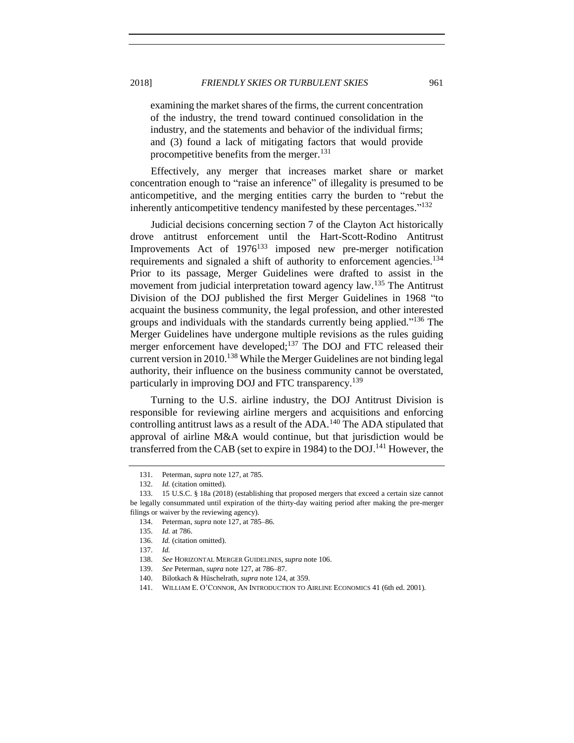examining the market shares of the firms, the current concentration of the industry, the trend toward continued consolidation in the industry, and the statements and behavior of the individual firms; and (3) found a lack of mitigating factors that would provide procompetitive benefits from the merger.[131]

Effectively, any merger that increases market share or market concentration enough to "raise an inference" of illegality is presumed to be anticompetitive, and the merging entities carry the burden to "rebut the inherently anticompetitive tendency manifested by these percentages."[132]

Judicial decisions concerning section 7 of the Clayton Act historically drove antitrust enforcement until the Hart-Scott-Rodino Antitrust Improvements Act of 1976[133] imposed new pre-merger notification requirements and signaled a shift of authority to enforcement agencies.[134] Prior to its passage, Merger Guidelines were drafted to assist in the movement from judicial interpretation toward agency law.[135] The Antitrust Division of the DOJ published the first Merger Guidelines in 1968 "to acquaint the business community, the legal profession, and other interested groups and individuals with the standards currently being applied."[136] The Merger Guidelines have undergone multiple revisions as the rules guiding merger enforcement have developed;[137] The DOJ and FTC released their current version in 2010.[138] While the Merger Guidelines are not binding legal authority, their influence on the business community cannot be overstated, particularly in improving DOJ and FTC transparency.[139]

Turning to the U.S. airline industry, the DOJ Antitrust Division is responsible for reviewing airline mergers and acquisitions and enforcing controlling antitrust laws as a result of the ADA.[140] The ADA stipulated that approval of airline M&A would continue, but that jurisdiction would be transferred from the CAB (set to expire in 1984) to the DOJ.[141] However, the

131. Peterman, *supra* note 127, at 785.

132. *Id.* (citation omitted).

133. 15 U.S.C. § 18a (2018) (establishing that proposed mergers that exceed a certain size cannot be legally consummated until expiration of the thirty-day waiting period after making the pre-merger filings or waiver by the reviewing agency).

134. Peterman, *supra* note 127, at 785–86.

135. *Id.* at 786.

136. *Id.* (citation omitted).

137. *Id.*

138. *See* HORIZONTAL MERGER GUIDELINES, *supra* note 106.

139. *See* Peterman, *supra* note 127, at 786–87.

140. Bilotkach & Hüschelrath, *supra* note 124, at 359.

141. WILLIAM E. O'CONNOR, AN INTRODUCTION TO AIRLINE ECONOMICS 41 (6th ed. 2001).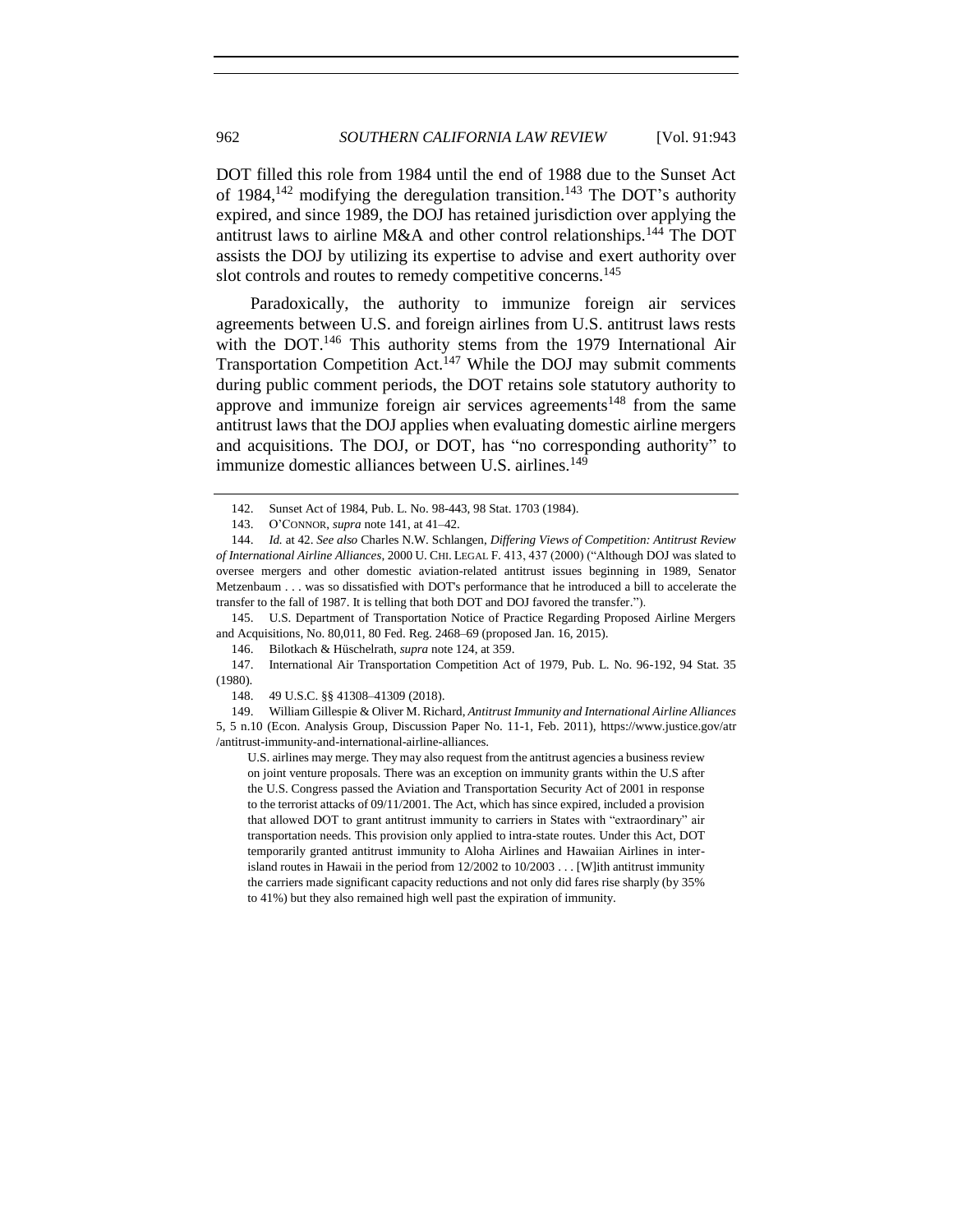DOT filled this role from 1984 until the end of 1988 due to the Sunset Act of 1984,[142] modifying the deregulation transition.[143] The DOT's authority expired, and since 1989, the DOJ has retained jurisdiction over applying the antitrust laws to airline M&A and other control relationships.[144] The DOT assists the DOJ by utilizing its expertise to advise and exert authority over slot controls and routes to remedy competitive concerns.[145]

Paradoxically, the authority to immunize foreign air services agreements between U.S. and foreign airlines from U.S. antitrust laws rests with the DOT.[146] This authority stems from the 1979 International Air Transportation Competition Act.[147] While the DOJ may submit comments during public comment periods, the DOT retains sole statutory authority to approve and immunize foreign air services agreements[148] from the same antitrust laws that the DOJ applies when evaluating domestic airline mergers and acquisitions. The DOJ, or DOT, has "no corresponding authority" to immunize domestic alliances between U.S. airlines.[149]

---

142. Sunset Act of 1984, Pub. L. No. 98-443, 98 Stat. 1703 (1984).

143. O'CONNOR, *supra* note 141, at 41–42.

144. *Id.* at 42. *See also* Charles N.W. Schlangen, *Differing Views of Competition: Antitrust Review of International Airline Alliances*, 2000 U. CHI. LEGAL F. 413, 437 (2000) ("Although DOJ was slated to oversee mergers and other domestic aviation-related antitrust issues beginning in 1989, Senator Metzenbaum . . . was so dissatisfied with DOT's performance that he introduced a bill to accelerate the transfer to the fall of 1987. It is telling that both DOT and DOJ favored the transfer.").

145. U.S. Department of Transportation Notice of Practice Regarding Proposed Airline Mergers and Acquisitions, No. 80,011, 80 Fed. Reg. 2468–69 (proposed Jan. 16, 2015).

146. Bilotkach & Hüschelrath, *supra* note 124, at 359.

147. International Air Transportation Competition Act of 1979, Pub. L. No. 96-192, 94 Stat. 35 (1980).

148. 49 U.S.C. §§ 41308–41309 (2018).

149. William Gillespie & Oliver M. Richard, *Antitrust Immunity and International Airline Alliances* 5, 5 n.10 (Econ. Analysis Group, Discussion Paper No. 11-1, Feb. 2011), https://www.justice.gov/atr/antitrust-immunity-and-international-airline-alliances.

> U.S. airlines may merge. They may also request from the antitrust agencies a business review on joint venture proposals. There was an exception on immunity grants within the U.S after the U.S. Congress passed the Aviation and Transportation Security Act of 2001 in response to the terrorist attacks of 09/11/2001. The Act, which has since expired, included a provision that allowed DOT to grant antitrust immunity to carriers in States with "extraordinary" air transportation needs. This provision only applied to intra-state routes. Under this Act, DOT temporarily granted antitrust immunity to Aloha Airlines and Hawaiian Airlines in inter-island routes in Hawaii in the period from 12/2002 to 10/2003 . . . [W]ith antitrust immunity the carriers made significant capacity reductions and not only did fares rise sharply (by 35% to 41%) but they also remained high well past the expiration of immunity.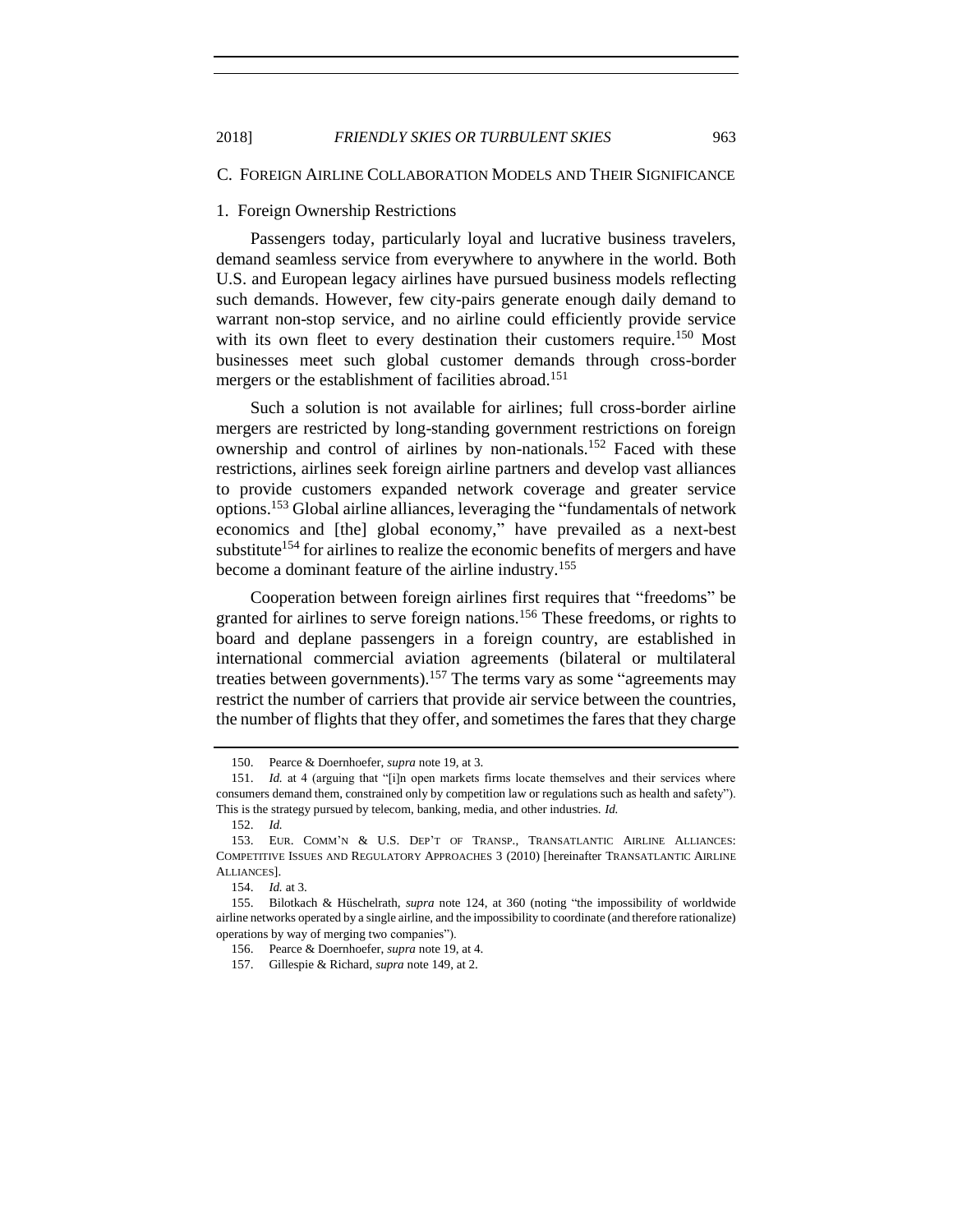### C. Foreign Airline Collaboration Models and Their Significance

#### 1. Foreign Ownership Restrictions

Passengers today, particularly loyal and lucrative business travelers, demand seamless service from everywhere to anywhere in the world. Both U.S. and European legacy airlines have pursued business models reflecting such demands. However, few city-pairs generate enough daily demand to warrant non-stop service, and no airline could efficiently provide service with its own fleet to every destination their customers require.[150] Most businesses meet such global customer demands through cross-border mergers or the establishment of facilities abroad.[151]

Such a solution is not available for airlines; full cross-border airline mergers are restricted by long-standing government restrictions on foreign ownership and control of airlines by non-nationals.[152] Faced with these restrictions, airlines seek foreign airline partners and develop vast alliances to provide customers expanded network coverage and greater service options.[153] Global airline alliances, leveraging the "fundamentals of network economics and [the] global economy," have prevailed as a next-best substitute[154] for airlines to realize the economic benefits of mergers and have become a dominant feature of the airline industry.[155]

Cooperation between foreign airlines first requires that "freedoms" be granted for airlines to serve foreign nations.[156] These freedoms, or rights to board and deplane passengers in a foreign country, are established in international commercial aviation agreements (bilateral or multilateral treaties between governments).[157] The terms vary as some "agreements may restrict the number of carriers that provide air service between the countries, the number of flights that they offer, and sometimes the fares that they charge

---

150. Pearce & Doernhoefer, *supra* note 19, at 3.

151. *Id.* at 4 (arguing that "[i]n open markets firms locate themselves and their services where consumers demand them, constrained only by competition law or regulations such as health and safety"). This is the strategy pursued by telecom, banking, media, and other industries. *Id.*

152. *Id.*

153. Eur. Comm'n & U.S. Dep't of Transp., Transatlantic Airline Alliances: Competitive Issues and Regulatory Approaches 3 (2010) [hereinafter Transatlantic Airline Alliances].

154. *Id.* at 3.

155. Bilotkach & Hüschelrath, *supra* note 124, at 360 (noting "the impossibility of worldwide airline networks operated by a single airline, and the impossibility to coordinate (and therefore rationalize) operations by way of merging two companies").

156. Pearce & Doernhoefer, *supra* note 19, at 4.

157. Gillespie & Richard, *supra* note 149, at 2.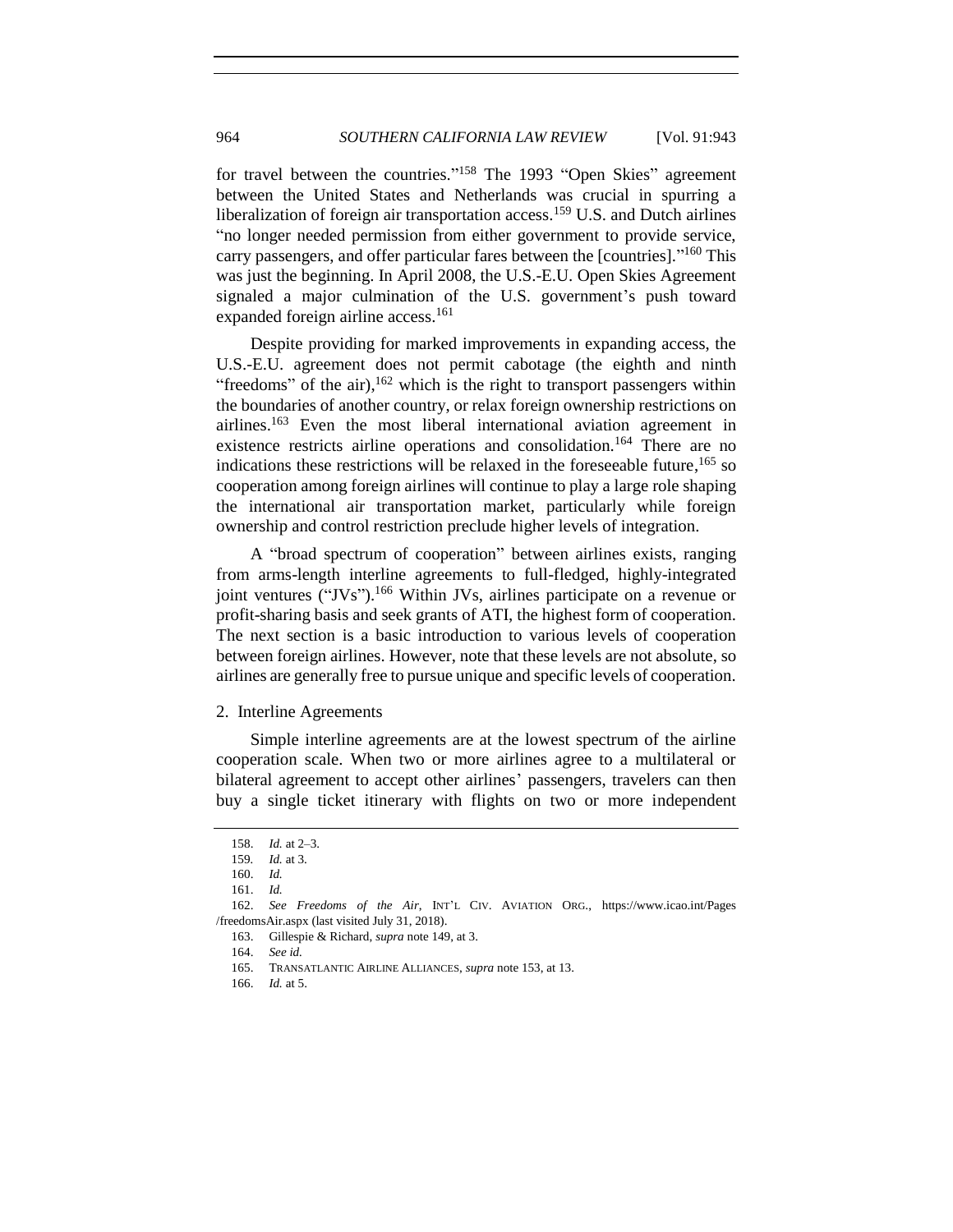for travel between the countries."[158] The 1993 "Open Skies" agreement between the United States and Netherlands was crucial in spurring a liberalization of foreign air transportation access.[159] U.S. and Dutch airlines "no longer needed permission from either government to provide service, carry passengers, and offer particular fares between the [countries]."[160] This was just the beginning. In April 2008, the U.S.-E.U. Open Skies Agreement signaled a major culmination of the U.S. government's push toward expanded foreign airline access.[161]

Despite providing for marked improvements in expanding access, the U.S.-E.U. agreement does not permit cabotage (the eighth and ninth "freedoms" of the air),[162] which is the right to transport passengers within the boundaries of another country, or relax foreign ownership restrictions on airlines.[163] Even the most liberal international aviation agreement in existence restricts airline operations and consolidation.[164] There are no indications these restrictions will be relaxed in the foreseeable future,[165] so cooperation among foreign airlines will continue to play a large role shaping the international air transportation market, particularly while foreign ownership and control restriction preclude higher levels of integration.

A "broad spectrum of cooperation" between airlines exists, ranging from arms-length interline agreements to full-fledged, highly-integrated joint ventures ("JVs").[166] Within JVs, airlines participate on a revenue or profit-sharing basis and seek grants of ATI, the highest form of cooperation. The next section is a basic introduction to various levels of cooperation between foreign airlines. However, note that these levels are not absolute, so airlines are generally free to pursue unique and specific levels of cooperation.

2. Interline Agreements

Simple interline agreements are at the lowest spectrum of the airline cooperation scale. When two or more airlines agree to a multilateral or bilateral agreement to accept other airlines' passengers, travelers can then buy a single ticket itinerary with flights on two or more independent

158. *Id.* at 2–3.

159. *Id.* at 3.

160. *Id.*

161. *Id.*

162. *See Freedoms of the Air*, INT'L CIV. AVIATION ORG., https://www.icao.int/Pages/freedomsAir.aspx (last visited July 31, 2018).

163. Gillespie & Richard, *supra* note 149, at 3.

164. *See id.*

165. TRANSATLANTIC AIRLINE ALLIANCES, *supra* note 153, at 13.

166. *Id.* at 5.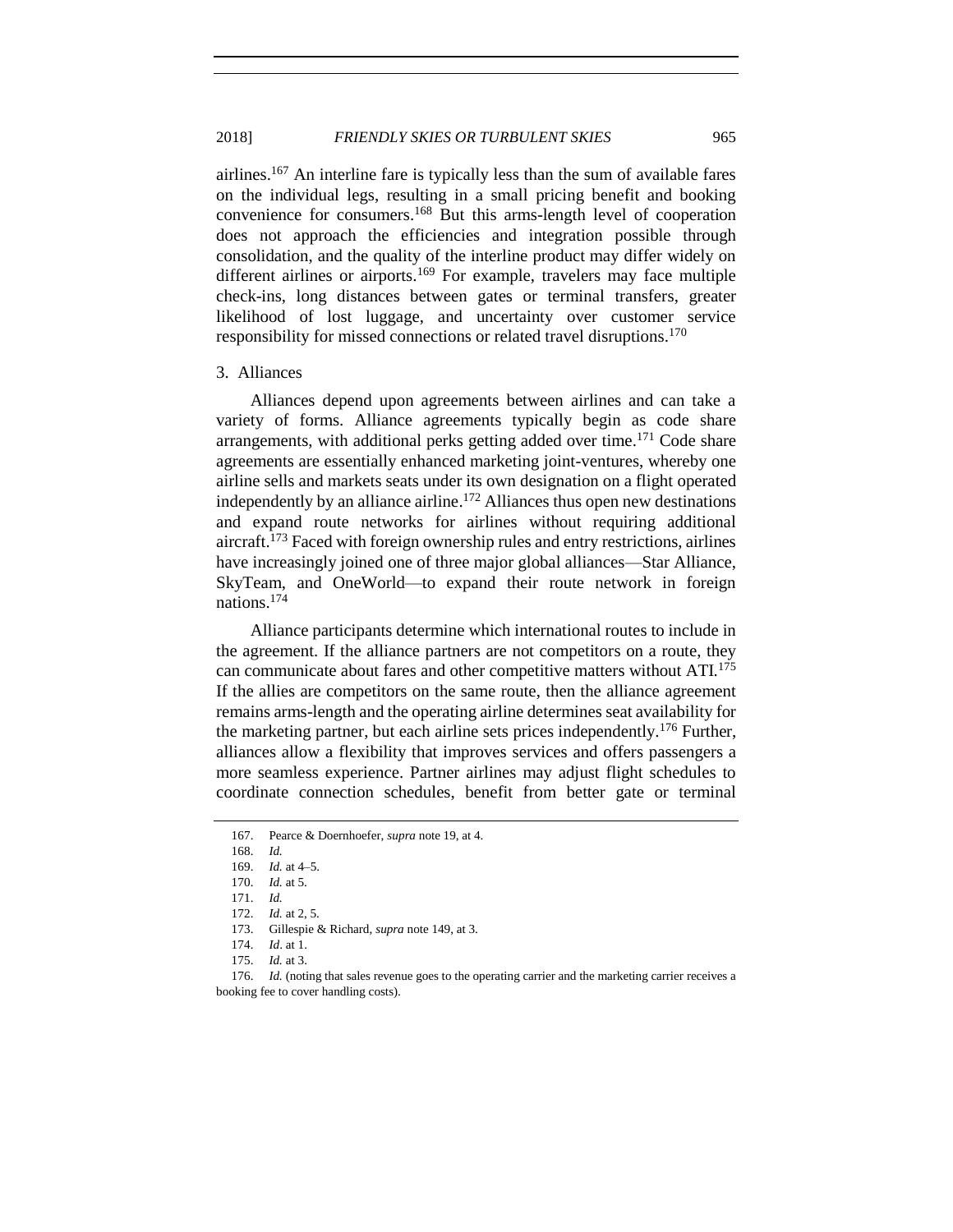airlines.[167] An interline fare is typically less than the sum of available fares on the individual legs, resulting in a small pricing benefit and booking convenience for consumers.[168] But this arms-length level of cooperation does not approach the efficiencies and integration possible through consolidation, and the quality of the interline product may differ widely on different airlines or airports.[169] For example, travelers may face multiple check-ins, long distances between gates or terminal transfers, greater likelihood of lost luggage, and uncertainty over customer service responsibility for missed connections or related travel disruptions.[170]

### 3. Alliances

Alliances depend upon agreements between airlines and can take a variety of forms. Alliance agreements typically begin as code share arrangements, with additional perks getting added over time.[171] Code share agreements are essentially enhanced marketing joint-ventures, whereby one airline sells and markets seats under its own designation on a flight operated independently by an alliance airline.[172] Alliances thus open new destinations and expand route networks for airlines without requiring additional aircraft.[173] Faced with foreign ownership rules and entry restrictions, airlines have increasingly joined one of three major global alliances—Star Alliance, SkyTeam, and OneWorld—to expand their route network in foreign nations.[174]

Alliance participants determine which international routes to include in the agreement. If the alliance partners are not competitors on a route, they can communicate about fares and other competitive matters without ATI.[175] If the allies are competitors on the same route, then the alliance agreement remains arms-length and the operating airline determines seat availability for the marketing partner, but each airline sets prices independently.[176] Further, alliances allow a flexibility that improves services and offers passengers a more seamless experience. Partner airlines may adjust flight schedules to coordinate connection schedules, benefit from better gate or terminal

---

167. Pearce & Doernhoefer, *supra* note 19, at 4.

168. *Id.*

169. *Id.* at 4–5.

170. *Id.* at 5.

171. *Id.*

172. *Id.* at 2, 5.

173. Gillespie & Richard, *supra* note 149, at 3.

174. *Id*. at 1.

175. *Id.* at 3.

176. *Id.* (noting that sales revenue goes to the operating carrier and the marketing carrier receives a booking fee to cover handling costs).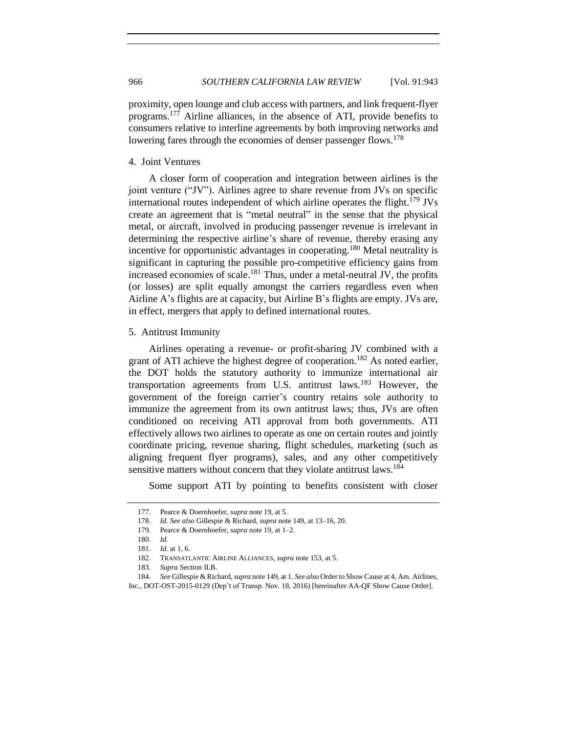proximity, open lounge and club access with partners, and link frequent-flyer programs.[177] Airline alliances, in the absence of ATI, provide benefits to consumers relative to interline agreements by both improving networks and lowering fares through the economies of denser passenger flows.[178]

#### 4. Joint Ventures

A closer form of cooperation and integration between airlines is the joint venture ("JV"). Airlines agree to share revenue from JVs on specific international routes independent of which airline operates the flight.[179] JVs create an agreement that is "metal neutral" in the sense that the physical metal, or aircraft, involved in producing passenger revenue is irrelevant in determining the respective airline's share of revenue, thereby erasing any incentive for opportunistic advantages in cooperating.[180] Metal neutrality is significant in capturing the possible pro-competitive efficiency gains from increased economies of scale.[181] Thus, under a metal-neutral JV, the profits (or losses) are split equally amongst the carriers regardless even when Airline A's flights are at capacity, but Airline B's flights are empty. JVs are, in effect, mergers that apply to defined international routes.

#### 5. Antitrust Immunity

Airlines operating a revenue- or profit-sharing JV combined with a grant of ATI achieve the highest degree of cooperation.[182] As noted earlier, the DOT holds the statutory authority to immunize international air transportation agreements from U.S. antitrust laws.[183] However, the government of the foreign carrier's country retains sole authority to immunize the agreement from its own antitrust laws; thus, JVs are often conditioned on receiving ATI approval from both governments. ATI effectively allows two airlines to operate as one on certain routes and jointly coordinate pricing, revenue sharing, flight schedules, marketing (such as aligning frequent flyer programs), sales, and any other competitively sensitive matters without concern that they violate antitrust laws.[184]

Some support ATI by pointing to benefits consistent with closer

---

177. Pearce & Doernhoefer, *supra* note 19, at 5.

178. *Id. See also* Gillespie & Richard, *supra* note 149, at 13–16, 20.

179. Pearce & Doernhoefer, *supra* note 19, at 1–2.

180. *Id.*

181. *Id.* at 1, 6.

182. TRANSATLANTIC AIRLINE ALLIANCES, *supra* note 153, at 5.

183. *Supra* Section II.B.

184. *See* Gillespie & Richard, *supra* note 149, at 1. *See also* Order to Show Cause at 4, Am. Airlines, Inc., DOT-OST-2015-0129 (Dep't of Transp. Nov. 18, 2016) [hereinafter AA-QF Show Cause Order].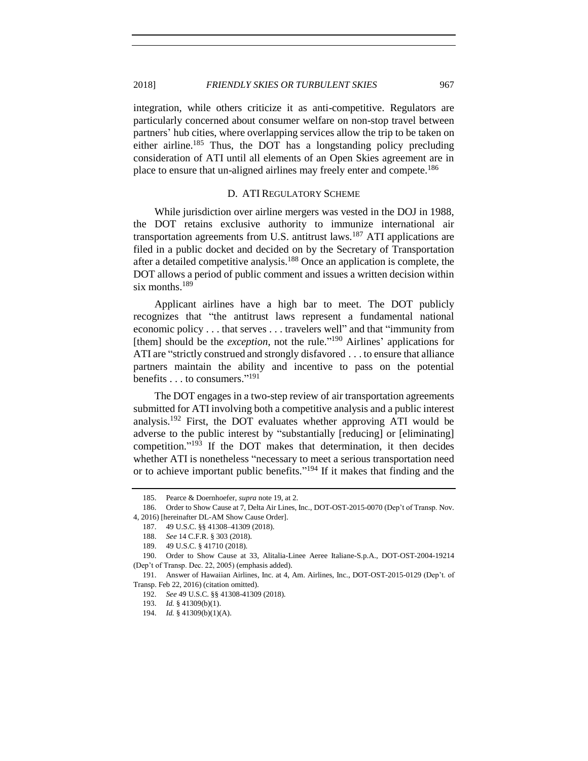integration, while others criticize it as anti-competitive. Regulators are particularly concerned about consumer welfare on non-stop travel between partners' hub cities, where overlapping services allow the trip to be taken on either airline.[185] Thus, the DOT has a longstanding policy precluding consideration of ATI until all elements of an Open Skies agreement are in place to ensure that un-aligned airlines may freely enter and compete.[186]

### D. ATI Regulatory Scheme

While jurisdiction over airline mergers was vested in the DOJ in 1988, the DOT retains exclusive authority to immunize international air transportation agreements from U.S. antitrust laws.[187] ATI applications are filed in a public docket and decided on by the Secretary of Transportation after a detailed competitive analysis.[188] Once an application is complete, the DOT allows a period of public comment and issues a written decision within six months.[189]

Applicant airlines have a high bar to meet. The DOT publicly recognizes that "the antitrust laws represent a fundamental national economic policy . . . that serves . . . travelers well" and that "immunity from [them] should be the *exception*, not the rule."[190] Airlines' applications for ATI are "strictly construed and strongly disfavored . . . to ensure that alliance partners maintain the ability and incentive to pass on the potential benefits . . . to consumers."[191]

The DOT engages in a two-step review of air transportation agreements submitted for ATI involving both a competitive analysis and a public interest analysis.[192] First, the DOT evaluates whether approving ATI would be adverse to the public interest by "substantially [reducing] or [eliminating] competition."[193] If the DOT makes that determination, it then decides whether ATI is nonetheless "necessary to meet a serious transportation need or to achieve important public benefits."[194] If it makes that finding and the

---

185. Pearce & Doernhoefer, *supra* note 19, at 2.

186. Order to Show Cause at 7, Delta Air Lines, Inc., DOT-OST-2015-0070 (Dep't of Transp. Nov. 4, 2016) [hereinafter DL-AM Show Cause Order].

187. 49 U.S.C. §§ 41308–41309 (2018).

188. *See* 14 C.F.R. § 303 (2018).

189. 49 U.S.C. § 41710 (2018).

190. Order to Show Cause at 33, Alitalia-Linee Aeree Italiane-S.p.A., DOT-OST-2004-19214 (Dep't of Transp. Dec. 22, 2005) (emphasis added).

191. Answer of Hawaiian Airlines, Inc. at 4, Am. Airlines, Inc., DOT-OST-2015-0129 (Dep't. of Transp. Feb 22, 2016) (citation omitted).

192. *See* 49 U.S.C. §§ 41308-41309 (2018).

193. *Id.* § 41309(b)(1).

194. *Id.* § 41309(b)(1)(A).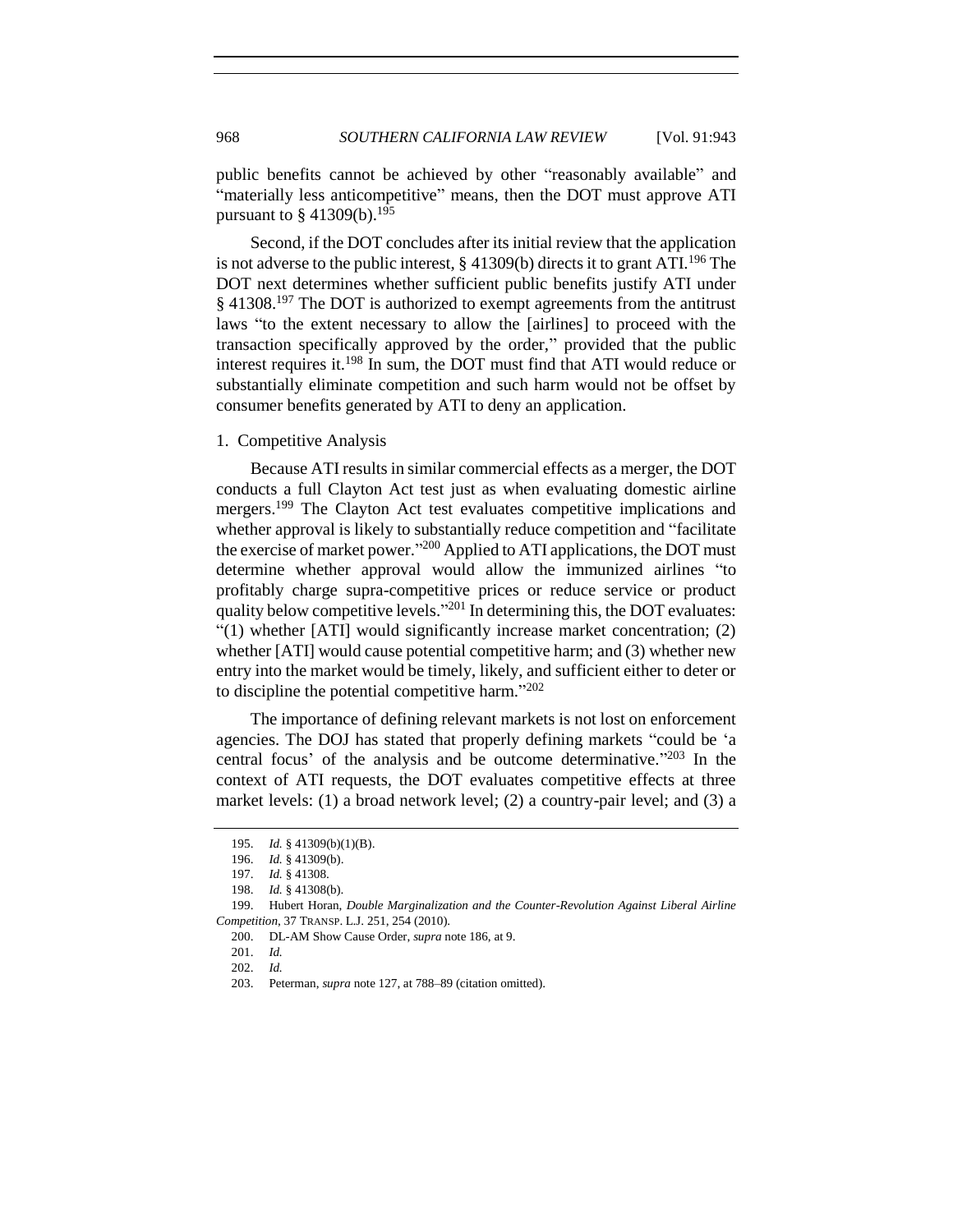public benefits cannot be achieved by other "reasonably available" and "materially less anticompetitive" means, then the DOT must approve ATI pursuant to § 41309(b).[195]

Second, if the DOT concludes after its initial review that the application is not adverse to the public interest, § 41309(b) directs it to grant ATI.[196] The DOT next determines whether sufficient public benefits justify ATI under § 41308.[197] The DOT is authorized to exempt agreements from the antitrust laws "to the extent necessary to allow the [airlines] to proceed with the transaction specifically approved by the order," provided that the public interest requires it.[198] In sum, the DOT must find that ATI would reduce or substantially eliminate competition and such harm would not be offset by consumer benefits generated by ATI to deny an application.

### 1. Competitive Analysis

Because ATI results in similar commercial effects as a merger, the DOT conducts a full Clayton Act test just as when evaluating domestic airline mergers.[199] The Clayton Act test evaluates competitive implications and whether approval is likely to substantially reduce competition and "facilitate the exercise of market power."[200] Applied to ATI applications, the DOT must determine whether approval would allow the immunized airlines "to profitably charge supra-competitive prices or reduce service or product quality below competitive levels."[201] In determining this, the DOT evaluates: "(1) whether [ATI] would significantly increase market concentration; (2) whether [ATI] would cause potential competitive harm; and (3) whether new entry into the market would be timely, likely, and sufficient either to deter or to discipline the potential competitive harm."[202]

The importance of defining relevant markets is not lost on enforcement agencies. The DOJ has stated that properly defining markets "could be 'a central focus' of the analysis and be outcome determinative."[203] In the context of ATI requests, the DOT evaluates competitive effects at three market levels: (1) a broad network level; (2) a country-pair level; and (3) a

---

195. *Id.* § 41309(b)(1)(B).

196. *Id.* § 41309(b).

197. *Id.* § 41308.

198. *Id.* § 41308(b).

199. Hubert Horan, *Double Marginalization and the Counter-Revolution Against Liberal Airline Competition*, 37 TRANSP. L.J. 251, 254 (2010).

200. DL-AM Show Cause Order, *supra* note 186, at 9.

201. *Id.*

202. *Id.*

203. Peterman, *supra* note 127, at 788–89 (citation omitted).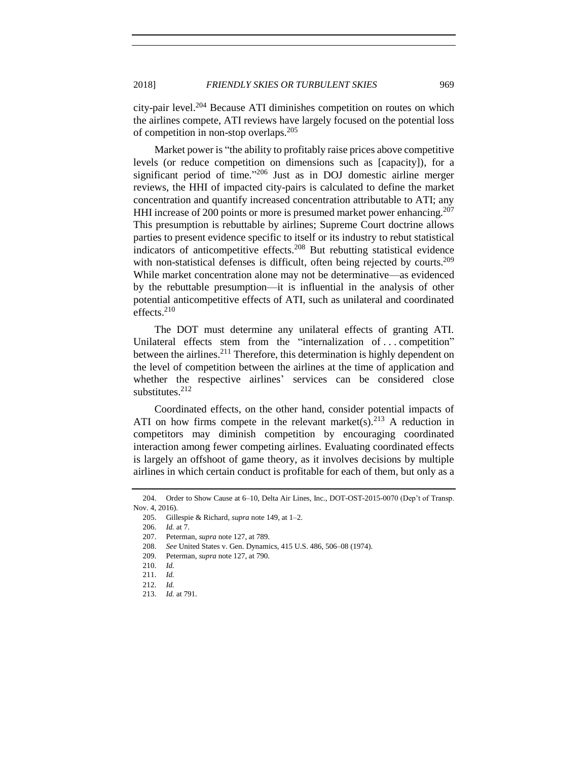city-pair level.[204] Because ATI diminishes competition on routes on which the airlines compete, ATI reviews have largely focused on the potential loss of competition in non-stop overlaps.[205]

Market power is "the ability to profitably raise prices above competitive levels (or reduce competition on dimensions such as [capacity]), for a significant period of time."[206] Just as in DOJ domestic airline merger reviews, the HHI of impacted city-pairs is calculated to define the market concentration and quantify increased concentration attributable to ATI; any HHI increase of 200 points or more is presumed market power enhancing.[207] This presumption is rebuttable by airlines; Supreme Court doctrine allows parties to present evidence specific to itself or its industry to rebut statistical indicators of anticompetitive effects.[208] But rebutting statistical evidence with non-statistical defenses is difficult, often being rejected by courts.[209] While market concentration alone may not be determinative—as evidenced by the rebuttable presumption—it is influential in the analysis of other potential anticompetitive effects of ATI, such as unilateral and coordinated effects.[210]

The DOT must determine any unilateral effects of granting ATI. Unilateral effects stem from the "internalization of . . . competition" between the airlines.[211] Therefore, this determination is highly dependent on the level of competition between the airlines at the time of application and whether the respective airlines' services can be considered close substitutes.[212]

Coordinated effects, on the other hand, consider potential impacts of ATI on how firms compete in the relevant market(s).[213] A reduction in competitors may diminish competition by encouraging coordinated interaction among fewer competing airlines. Evaluating coordinated effects is largely an offshoot of game theory, as it involves decisions by multiple airlines in which certain conduct is profitable for each of them, but only as a

---

204. Order to Show Cause at 6–10, Delta Air Lines, Inc., DOT-OST-2015-0070 (Dep't of Transp. Nov. 4, 2016).

205. Gillespie & Richard, *supra* note 149, at 1–2.

206. *Id.* at 7.

207. Peterman, *supra* note 127, at 789.

208. *See* United States v. Gen. Dynamics, 415 U.S. 486, 506–08 (1974).

209. Peterman, *supra* note 127, at 790.

210. *Id.*

211. *Id.*

212. *Id.*

213. *Id.* at 791.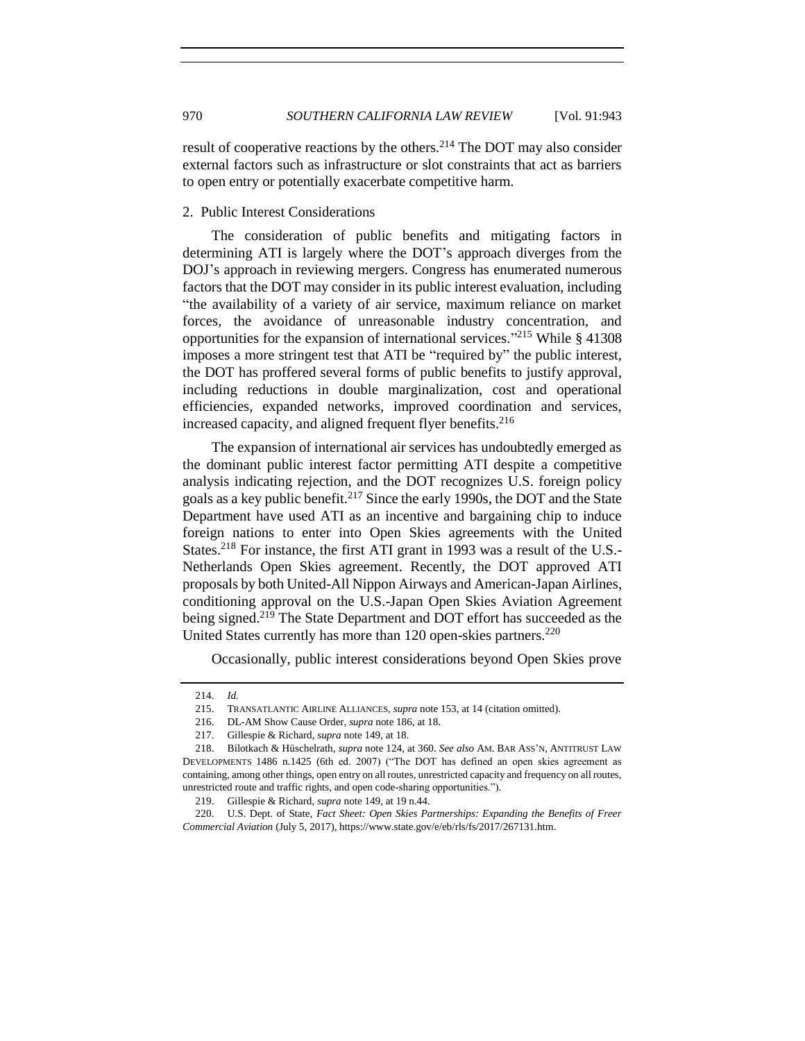result of cooperative reactions by the others.[214] The DOT may also consider external factors such as infrastructure or slot constraints that act as barriers to open entry or potentially exacerbate competitive harm.

2. Public Interest Considerations

The consideration of public benefits and mitigating factors in determining ATI is largely where the DOT's approach diverges from the DOJ's approach in reviewing mergers. Congress has enumerated numerous factors that the DOT may consider in its public interest evaluation, including "the availability of a variety of air service, maximum reliance on market forces, the avoidance of unreasonable industry concentration, and opportunities for the expansion of international services."[215] While § 41308 imposes a more stringent test that ATI be "required by" the public interest, the DOT has proffered several forms of public benefits to justify approval, including reductions in double marginalization, cost and operational efficiencies, expanded networks, improved coordination and services, increased capacity, and aligned frequent flyer benefits.[216]

The expansion of international air services has undoubtedly emerged as the dominant public interest factor permitting ATI despite a competitive analysis indicating rejection, and the DOT recognizes U.S. foreign policy goals as a key public benefit.[217] Since the early 1990s, the DOT and the State Department have used ATI as an incentive and bargaining chip to induce foreign nations to enter into Open Skies agreements with the United States.[218] For instance, the first ATI grant in 1993 was a result of the U.S.-Netherlands Open Skies agreement. Recently, the DOT approved ATI proposals by both United-All Nippon Airways and American-Japan Airlines, conditioning approval on the U.S.-Japan Open Skies Aviation Agreement being signed.[219] The State Department and DOT effort has succeeded as the United States currently has more than 120 open-skies partners.[220]

Occasionally, public interest considerations beyond Open Skies prove

---

214. *Id.*

215. TRANSATLANTIC AIRLINE ALLIANCES, *supra* note 153, at 14 (citation omitted).

216. DL-AM Show Cause Order, *supra* note 186, at 18.

217. Gillespie & Richard, *supra* note 149, at 18.

218. Bilotkach & Hüschelrath, *supra* note 124, at 360. *See also* AM. BAR ASS'N, ANTITRUST LAW DEVELOPMENTS 1486 n.1425 (6th ed. 2007) ("The DOT has defined an open skies agreement as containing, among other things, open entry on all routes, unrestricted capacity and frequency on all routes, unrestricted route and traffic rights, and open code-sharing opportunities.").

219. Gillespie & Richard, *supra* note 149, at 19 n.44.

220. U.S. Dept. of State, *Fact Sheet: Open Skies Partnerships: Expanding the Benefits of Freer Commercial Aviation* (July 5, 2017), https://www.state.gov/e/eb/rls/fs/2017/267131.htm.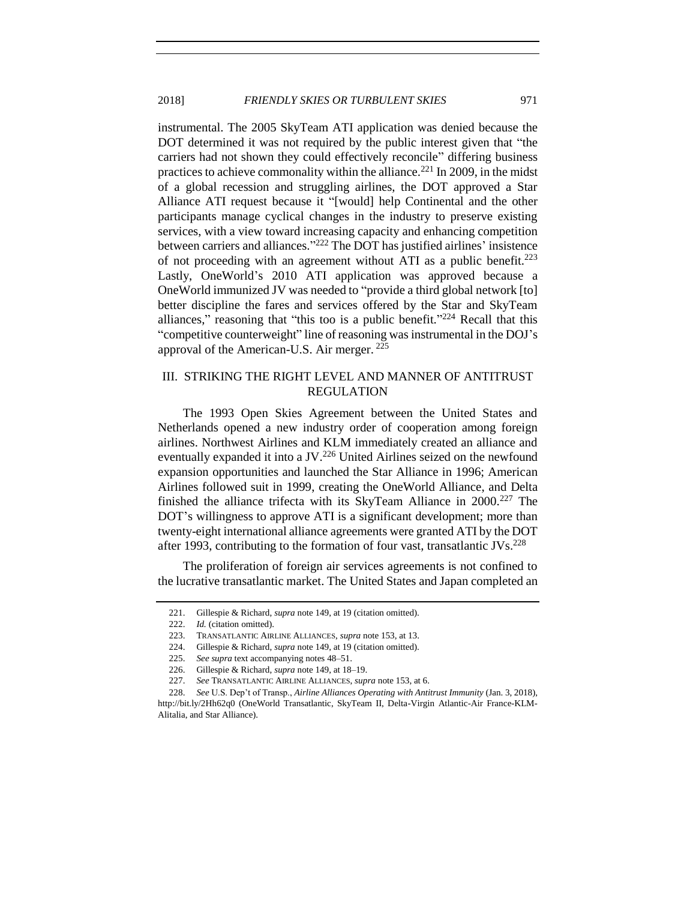instrumental. The 2005 SkyTeam ATI application was denied because the DOT determined it was not required by the public interest given that "the carriers had not shown they could effectively reconcile" differing business practices to achieve commonality within the alliance.[221] In 2009, in the midst of a global recession and struggling airlines, the DOT approved a Star Alliance ATI request because it "[would] help Continental and the other participants manage cyclical changes in the industry to preserve existing services, with a view toward increasing capacity and enhancing competition between carriers and alliances."[222] The DOT has justified airlines' insistence of not proceeding with an agreement without ATI as a public benefit.[223] Lastly, OneWorld's 2010 ATI application was approved because a OneWorld immunized JV was needed to "provide a third global network [to] better discipline the fares and services offered by the Star and SkyTeam alliances," reasoning that "this too is a public benefit."[224] Recall that this "competitive counterweight" line of reasoning was instrumental in the DOJ's approval of the American-U.S. Air merger.[225]

## III. STRIKING THE RIGHT LEVEL AND MANNER OF ANTITRUST REGULATION

The 1993 Open Skies Agreement between the United States and Netherlands opened a new industry order of cooperation among foreign airlines. Northwest Airlines and KLM immediately created an alliance and eventually expanded it into a JV.[226] United Airlines seized on the newfound expansion opportunities and launched the Star Alliance in 1996; American Airlines followed suit in 1999, creating the OneWorld Alliance, and Delta finished the alliance trifecta with its SkyTeam Alliance in 2000.[227] The DOT's willingness to approve ATI is a significant development; more than twenty-eight international alliance agreements were granted ATI by the DOT after 1993, contributing to the formation of four vast, transatlantic JVs.[228]

The proliferation of foreign air services agreements is not confined to the lucrative transatlantic market. The United States and Japan completed an

---

221. Gillespie & Richard, *supra* note 149, at 19 (citation omitted).

222. *Id.* (citation omitted).

223. TRANSATLANTIC AIRLINE ALLIANCES, *supra* note 153, at 13.

224. Gillespie & Richard, *supra* note 149, at 19 (citation omitted).

225. *See supra* text accompanying notes 48–51.

226. Gillespie & Richard, *supra* note 149, at 18–19.

227. *See* TRANSATLANTIC AIRLINE ALLIANCES, *supra* note 153, at 6.

228. *See* U.S. Dep't of Transp., *Airline Alliances Operating with Antitrust Immunity* (Jan. 3, 2018), http://bit.ly/2Hh62q0 (OneWorld Transatlantic, SkyTeam II, Delta-Virgin Atlantic-Air France-KLM-Alitalia, and Star Alliance).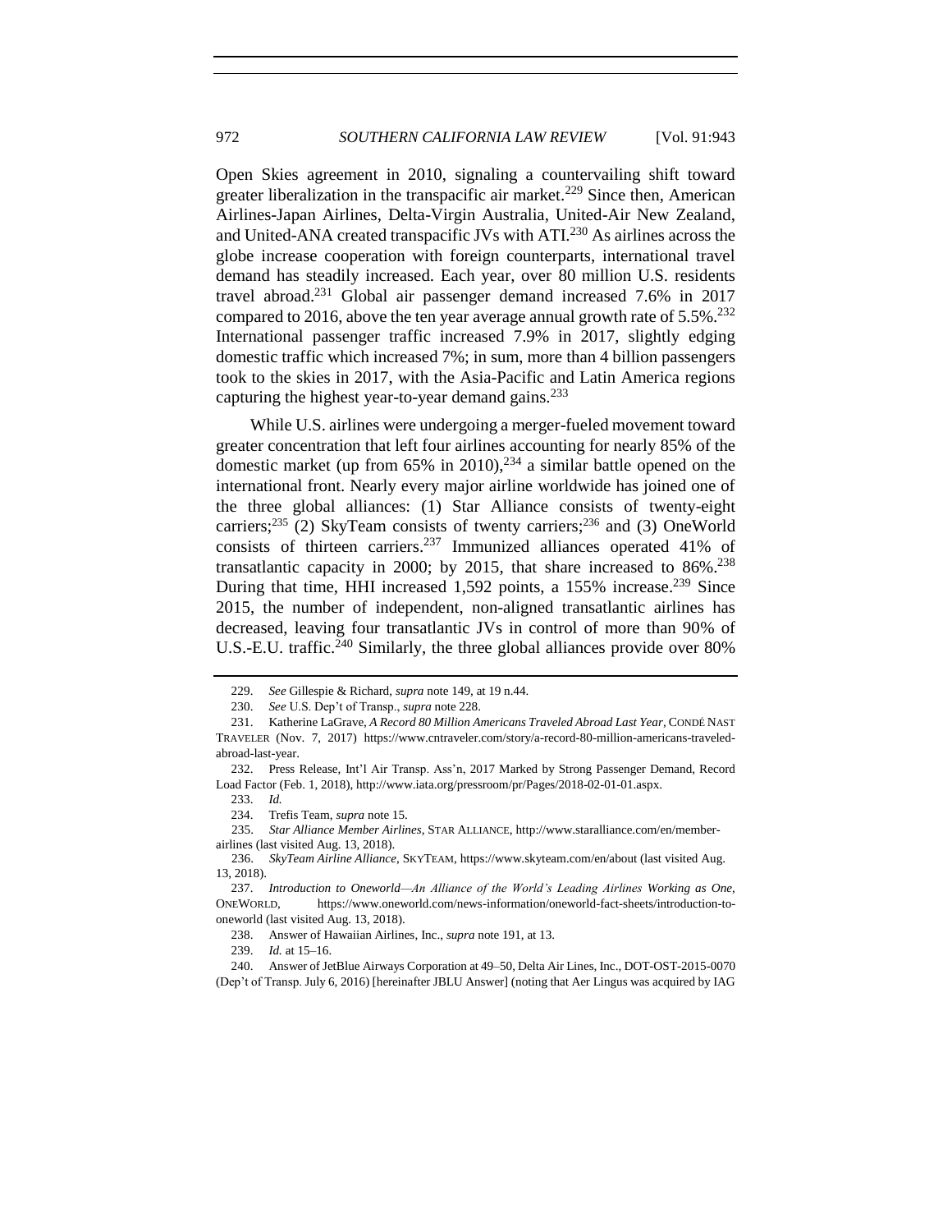Open Skies agreement in 2010, signaling a countervailing shift toward greater liberalization in the transpacific air market.[229] Since then, American Airlines-Japan Airlines, Delta-Virgin Australia, United-Air New Zealand, and United-ANA created transpacific JVs with ATI.[230] As airlines across the globe increase cooperation with foreign counterparts, international travel demand has steadily increased. Each year, over 80 million U.S. residents travel abroad.[231] Global air passenger demand increased 7.6% in 2017 compared to 2016, above the ten year average annual growth rate of 5.5%.[232] International passenger traffic increased 7.9% in 2017, slightly edging domestic traffic which increased 7%; in sum, more than 4 billion passengers took to the skies in 2017, with the Asia-Pacific and Latin America regions capturing the highest year-to-year demand gains.[233]

While U.S. airlines were undergoing a merger-fueled movement toward greater concentration that left four airlines accounting for nearly 85% of the domestic market (up from 65% in 2010),[234] a similar battle opened on the international front. Nearly every major airline worldwide has joined one of the three global alliances: (1) Star Alliance consists of twenty-eight carriers;[235] (2) SkyTeam consists of twenty carriers;[236] and (3) OneWorld consists of thirteen carriers.[237] Immunized alliances operated 41% of transatlantic capacity in 2000; by 2015, that share increased to 86%.[238] During that time, HHI increased 1,592 points, a 155% increase.[239] Since 2015, the number of independent, non-aligned transatlantic airlines has decreased, leaving four transatlantic JVs in control of more than 90% of U.S.-E.U. traffic.[240] Similarly, the three global alliances provide over 80%

---

229. *See* Gillespie & Richard, *supra* note 149, at 19 n.44.

230. *See* U.S. Dep't of Transp., *supra* note 228.

231. Katherine LaGrave, *A Record 80 Million Americans Traveled Abroad Last Year*, CONDÉ NAST TRAVELER (Nov. 7, 2017) https://www.cntraveler.com/story/a-record-80-million-americans-traveled-abroad-last-year.

232. Press Release, Int'l Air Transp. Ass'n, 2017 Marked by Strong Passenger Demand, Record Load Factor (Feb. 1, 2018), http://www.iata.org/pressroom/pr/Pages/2018-02-01-01.aspx.

233. *Id.*

234. Trefis Team, *supra* note 15.

235. *Star Alliance Member Airlines*, STAR ALLIANCE, http://www.staralliance.com/en/member-airlines (last visited Aug. 13, 2018).

236. *SkyTeam Airline Alliance*, SKYTEAM, https://www.skyteam.com/en/about (last visited Aug. 13, 2018).

237. *Introduction to Oneworld—An Alliance of the World's Leading Airlines Working as One*, ONEWORLD, https://www.oneworld.com/news-information/oneworld-fact-sheets/introduction-to-oneworld (last visited Aug. 13, 2018).

238. Answer of Hawaiian Airlines, Inc., *supra* note 191, at 13.

239. *Id.* at 15–16.

240. Answer of JetBlue Airways Corporation at 49–50, Delta Air Lines, Inc., DOT-OST-2015-0070 (Dep't of Transp. July 6, 2016) [hereinafter JBLU Answer] (noting that Aer Lingus was acquired by IAG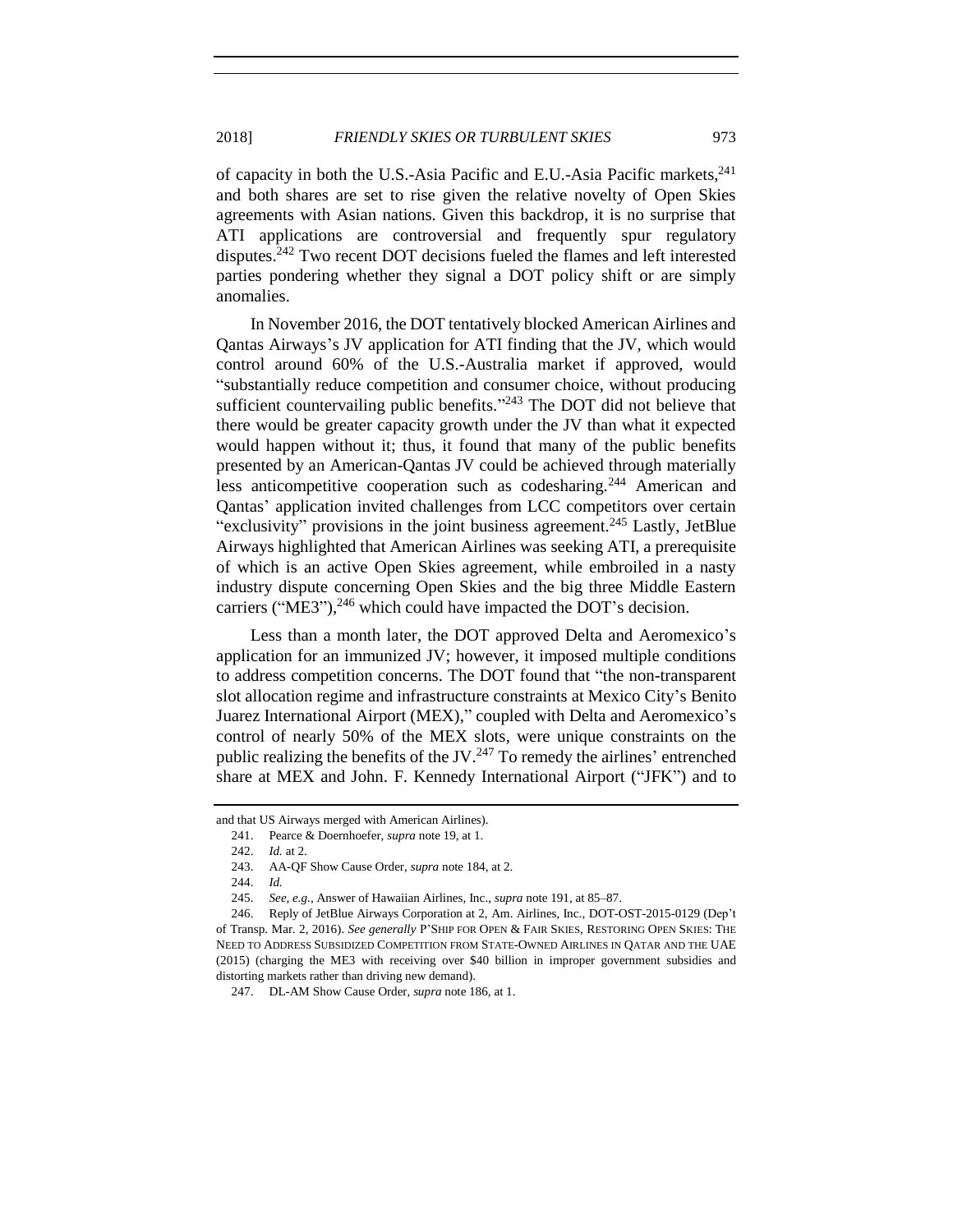of capacity in both the U.S.-Asia Pacific and E.U.-Asia Pacific markets,[241] and both shares are set to rise given the relative novelty of Open Skies agreements with Asian nations. Given this backdrop, it is no surprise that ATI applications are controversial and frequently spur regulatory disputes.[242] Two recent DOT decisions fueled the flames and left interested parties pondering whether they signal a DOT policy shift or are simply anomalies.

In November 2016, the DOT tentatively blocked American Airlines and Qantas Airways's JV application for ATI finding that the JV, which would control around 60% of the U.S.-Australia market if approved, would "substantially reduce competition and consumer choice, without producing sufficient countervailing public benefits."[243] The DOT did not believe that there would be greater capacity growth under the JV than what it expected would happen without it; thus, it found that many of the public benefits presented by an American-Qantas JV could be achieved through materially less anticompetitive cooperation such as codesharing.[244] American and Qantas' application invited challenges from LCC competitors over certain "exclusivity" provisions in the joint business agreement.[245] Lastly, JetBlue Airways highlighted that American Airlines was seeking ATI, a prerequisite of which is an active Open Skies agreement, while embroiled in a nasty industry dispute concerning Open Skies and the big three Middle Eastern carriers ("ME3"),[246] which could have impacted the DOT's decision.

Less than a month later, the DOT approved Delta and Aeromexico's application for an immunized JV; however, it imposed multiple conditions to address competition concerns. The DOT found that "the non-transparent slot allocation regime and infrastructure constraints at Mexico City's Benito Juarez International Airport (MEX)," coupled with Delta and Aeromexico's control of nearly 50% of the MEX slots, were unique constraints on the public realizing the benefits of the JV.[247] To remedy the airlines' entrenched share at MEX and John. F. Kennedy International Airport ("JFK") and to

---

and that US Airways merged with American Airlines).

241. Pearce & Doernhoefer, *supra* note 19, at 1.

242. *Id.* at 2.

243. AA-QF Show Cause Order, *supra* note 184, at 2.

244. *Id.*

245. *See, e.g.*, Answer of Hawaiian Airlines, Inc., *supra* note 191, at 85–87.

246. Reply of JetBlue Airways Corporation at 2, Am. Airlines, Inc., DOT-OST-2015-0129 (Dep't of Transp. Mar. 2, 2016). *See generally* P'SHIP FOR OPEN & FAIR SKIES, RESTORING OPEN SKIES: THE NEED TO ADDRESS SUBSIDIZED COMPETITION FROM STATE-OWNED AIRLINES IN QATAR AND THE UAE (2015) (charging the ME3 with receiving over $40 billion in improper government subsidies and distorting markets rather than driving new demand).

247. DL-AM Show Cause Order, *supra* note 186, at 1.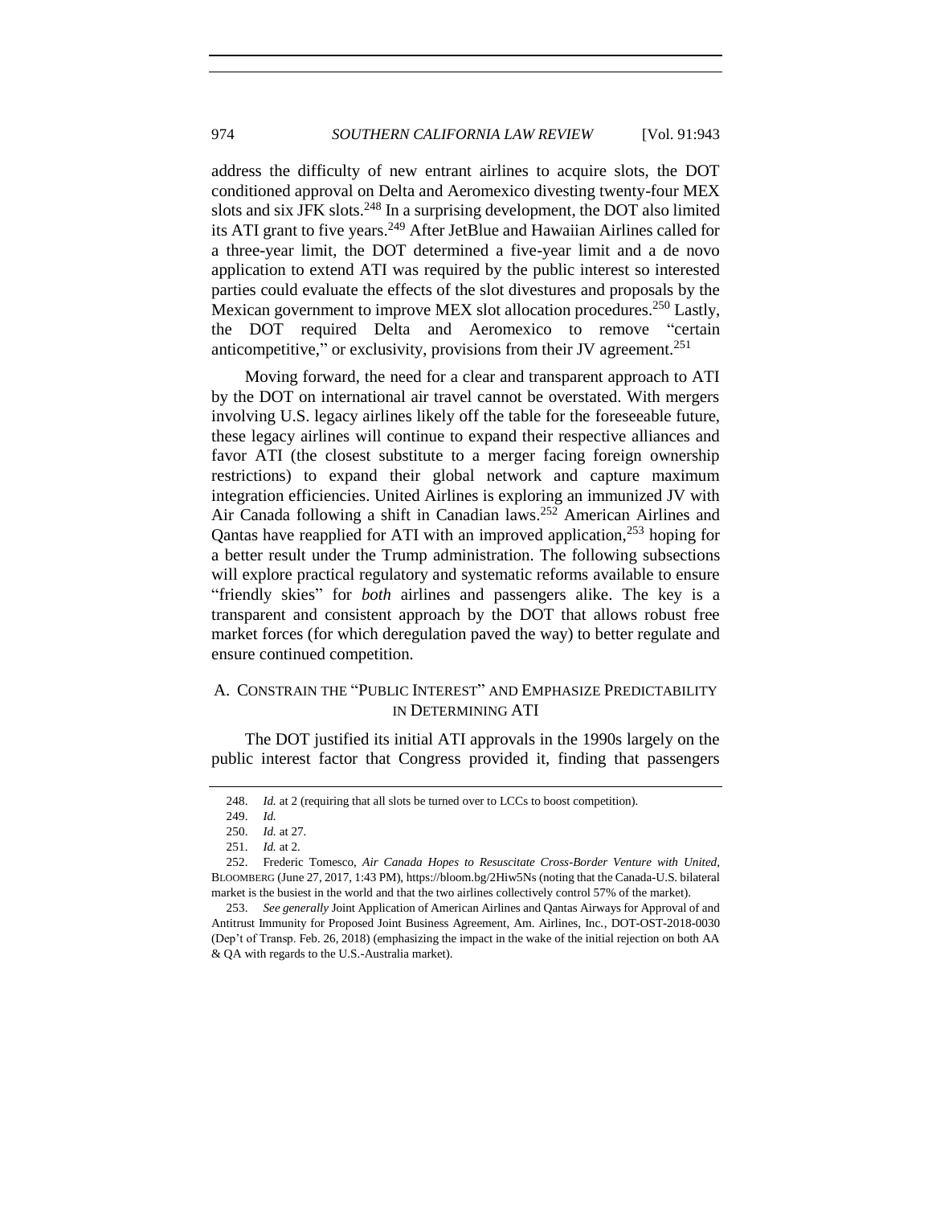address the difficulty of new entrant airlines to acquire slots, the DOT conditioned approval on Delta and Aeromexico divesting twenty-four MEX slots and six JFK slots.[248] In a surprising development, the DOT also limited its ATI grant to five years.[249] After JetBlue and Hawaiian Airlines called for a three-year limit, the DOT determined a five-year limit and a de novo application to extend ATI was required by the public interest so interested parties could evaluate the effects of the slot divestures and proposals by the Mexican government to improve MEX slot allocation procedures.[250] Lastly, the DOT required Delta and Aeromexico to remove "certain anticompetitive," or exclusivity, provisions from their JV agreement.[251]

Moving forward, the need for a clear and transparent approach to ATI by the DOT on international air travel cannot be overstated. With mergers involving U.S. legacy airlines likely off the table for the foreseeable future, these legacy airlines will continue to expand their respective alliances and favor ATI (the closest substitute to a merger facing foreign ownership restrictions) to expand their global network and capture maximum integration efficiencies. United Airlines is exploring an immunized JV with Air Canada following a shift in Canadian laws.[252] American Airlines and Qantas have reapplied for ATI with an improved application,[253] hoping for a better result under the Trump administration. The following subsections will explore practical regulatory and systematic reforms available to ensure "friendly skies" for *both* airlines and passengers alike. The key is a transparent and consistent approach by the DOT that allows robust free market forces (for which deregulation paved the way) to better regulate and ensure continued competition.

## A. CONSTRAIN THE "PUBLIC INTEREST" AND EMPHASIZE PREDICTABILITY IN DETERMINING ATI

The DOT justified its initial ATI approvals in the 1990s largely on the public interest factor that Congress provided it, finding that passengers

---

248. *Id.* at 2 (requiring that all slots be turned over to LCCs to boost competition).

249. *Id.*

250. *Id.* at 27.

251. *Id.* at 2.

252. Frederic Tomesco, *Air Canada Hopes to Resuscitate Cross-Border Venture with United*, BLOOMBERG (June 27, 2017, 1:43 PM), https://bloom.bg/2Hiw5Ns (noting that the Canada-U.S. bilateral market is the busiest in the world and that the two airlines collectively control 57% of the market).

253. *See generally* Joint Application of American Airlines and Qantas Airways for Approval of and Antitrust Immunity for Proposed Joint Business Agreement, Am. Airlines, Inc., DOT-OST-2018-0030 (Dep't of Transp. Feb. 26, 2018) (emphasizing the impact in the wake of the initial rejection on both AA & QA with regards to the U.S.-Australia market).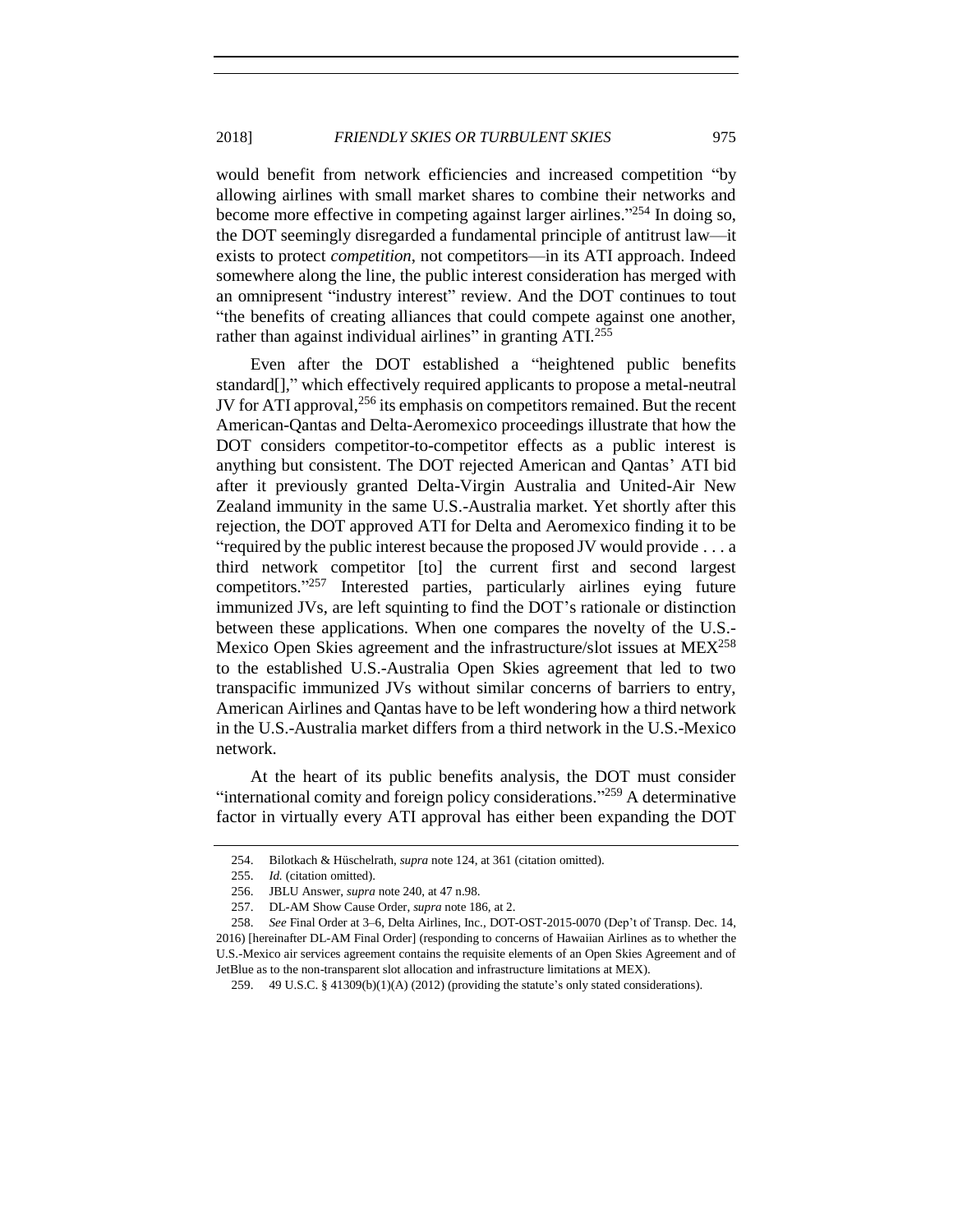would benefit from network efficiencies and increased competition "by allowing airlines with small market shares to combine their networks and become more effective in competing against larger airlines."[254] In doing so, the DOT seemingly disregarded a fundamental principle of antitrust law—it exists to protect *competition*, not competitors—in its ATI approach. Indeed somewhere along the line, the public interest consideration has merged with an omnipresent "industry interest" review. And the DOT continues to tout "the benefits of creating alliances that could compete against one another, rather than against individual airlines" in granting ATI.[255]

Even after the DOT established a "heightened public benefits standard[]," which effectively required applicants to propose a metal-neutral JV for ATI approval,[256] its emphasis on competitors remained. But the recent American-Qantas and Delta-Aeromexico proceedings illustrate that how the DOT considers competitor-to-competitor effects as a public interest is anything but consistent. The DOT rejected American and Qantas' ATI bid after it previously granted Delta-Virgin Australia and United-Air New Zealand immunity in the same U.S.-Australia market. Yet shortly after this rejection, the DOT approved ATI for Delta and Aeromexico finding it to be "required by the public interest because the proposed JV would provide . . . a third network competitor [to] the current first and second largest competitors."[257] Interested parties, particularly airlines eying future immunized JVs, are left squinting to find the DOT's rationale or distinction between these applications. When one compares the novelty of the U.S.-Mexico Open Skies agreement and the infrastructure/slot issues at MEX[258] to the established U.S.-Australia Open Skies agreement that led to two transpacific immunized JVs without similar concerns of barriers to entry, American Airlines and Qantas have to be left wondering how a third network in the U.S.-Australia market differs from a third network in the U.S.-Mexico network.

At the heart of its public benefits analysis, the DOT must consider "international comity and foreign policy considerations."[259] A determinative factor in virtually every ATI approval has either been expanding the DOT

---

254. Bilotkach & Hüschelrath, *supra* note 124, at 361 (citation omitted).

255. *Id.* (citation omitted).

256. JBLU Answer, *supra* note 240, at 47 n.98.

257. DL-AM Show Cause Order, *supra* note 186, at 2.

258. *See* Final Order at 3–6, Delta Airlines, Inc., DOT-OST-2015-0070 (Dep't of Transp. Dec. 14, 2016) [hereinafter DL-AM Final Order] (responding to concerns of Hawaiian Airlines as to whether the U.S.-Mexico air services agreement contains the requisite elements of an Open Skies Agreement and of JetBlue as to the non-transparent slot allocation and infrastructure limitations at MEX).

259. 49 U.S.C. § 41309(b)(1)(A) (2012) (providing the statute's only stated considerations).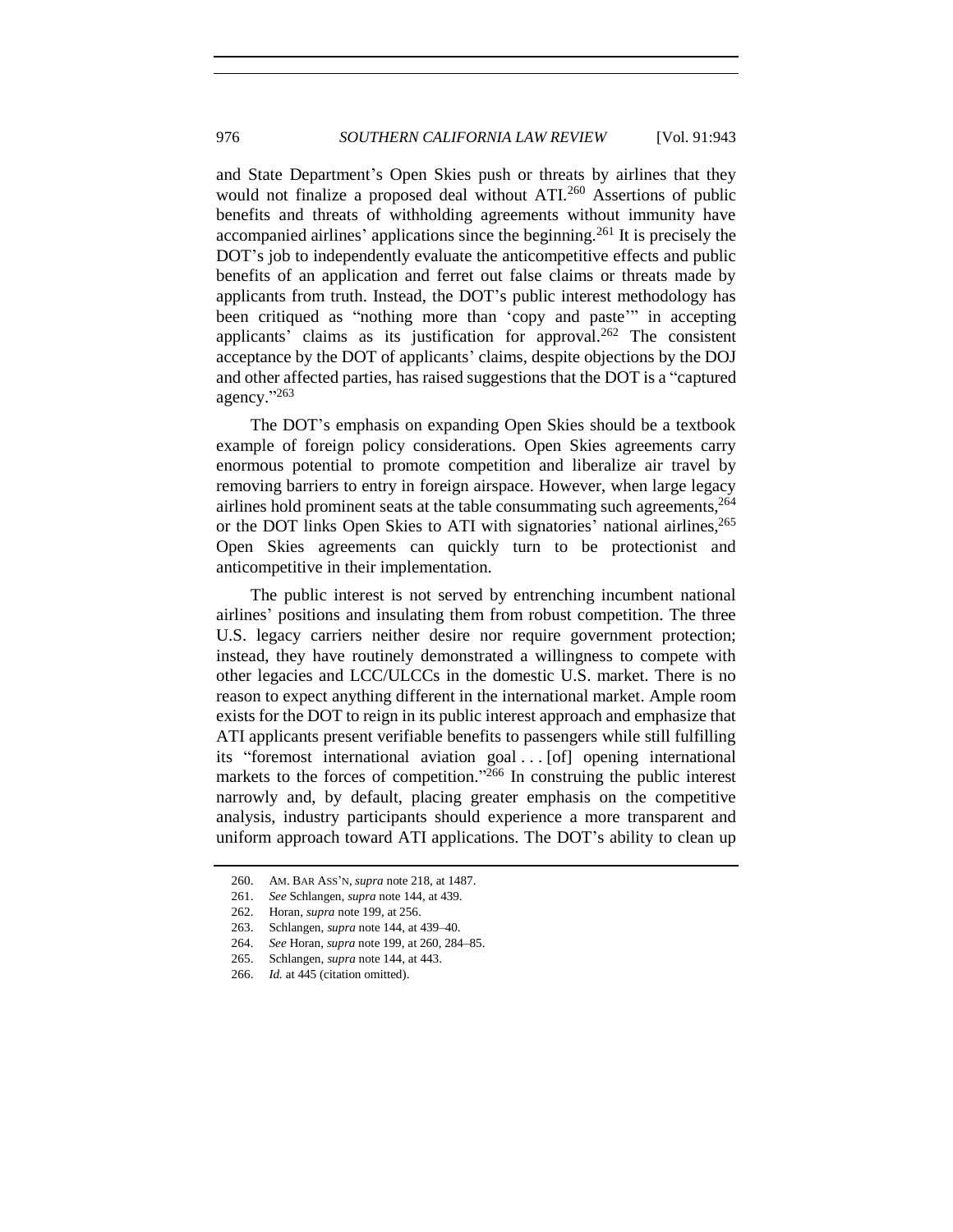and State Department's Open Skies push or threats by airlines that they would not finalize a proposed deal without ATI.[260] Assertions of public benefits and threats of withholding agreements without immunity have accompanied airlines' applications since the beginning.[261] It is precisely the DOT's job to independently evaluate the anticompetitive effects and public benefits of an application and ferret out false claims or threats made by applicants from truth. Instead, the DOT's public interest methodology has been critiqued as "nothing more than 'copy and paste'" in accepting applicants' claims as its justification for approval.[262] The consistent acceptance by the DOT of applicants' claims, despite objections by the DOJ and other affected parties, has raised suggestions that the DOT is a "captured agency."[263]

The DOT's emphasis on expanding Open Skies should be a textbook example of foreign policy considerations. Open Skies agreements carry enormous potential to promote competition and liberalize air travel by removing barriers to entry in foreign airspace. However, when large legacy airlines hold prominent seats at the table consummating such agreements,[264] or the DOT links Open Skies to ATI with signatories' national airlines,[265] Open Skies agreements can quickly turn to be protectionist and anticompetitive in their implementation.

The public interest is not served by entrenching incumbent national airlines' positions and insulating them from robust competition. The three U.S. legacy carriers neither desire nor require government protection; instead, they have routinely demonstrated a willingness to compete with other legacies and LCC/ULCCs in the domestic U.S. market. There is no reason to expect anything different in the international market. Ample room exists for the DOT to reign in its public interest approach and emphasize that ATI applicants present verifiable benefits to passengers while still fulfilling its "foremost international aviation goal . . . [of] opening international markets to the forces of competition."[266] In construing the public interest narrowly and, by default, placing greater emphasis on the competitive analysis, industry participants should experience a more transparent and uniform approach toward ATI applications. The DOT's ability to clean up

260. AM. BAR ASS'N, *supra* note 218, at 1487.

261. *See* Schlangen, *supra* note 144, at 439.

262. Horan, *supra* note 199, at 256.

263. Schlangen, *supra* note 144, at 439–40.

264. *See* Horan, *supra* note 199, at 260, 284–85.

265. Schlangen, *supra* note 144, at 443.

266. *Id.* at 445 (citation omitted).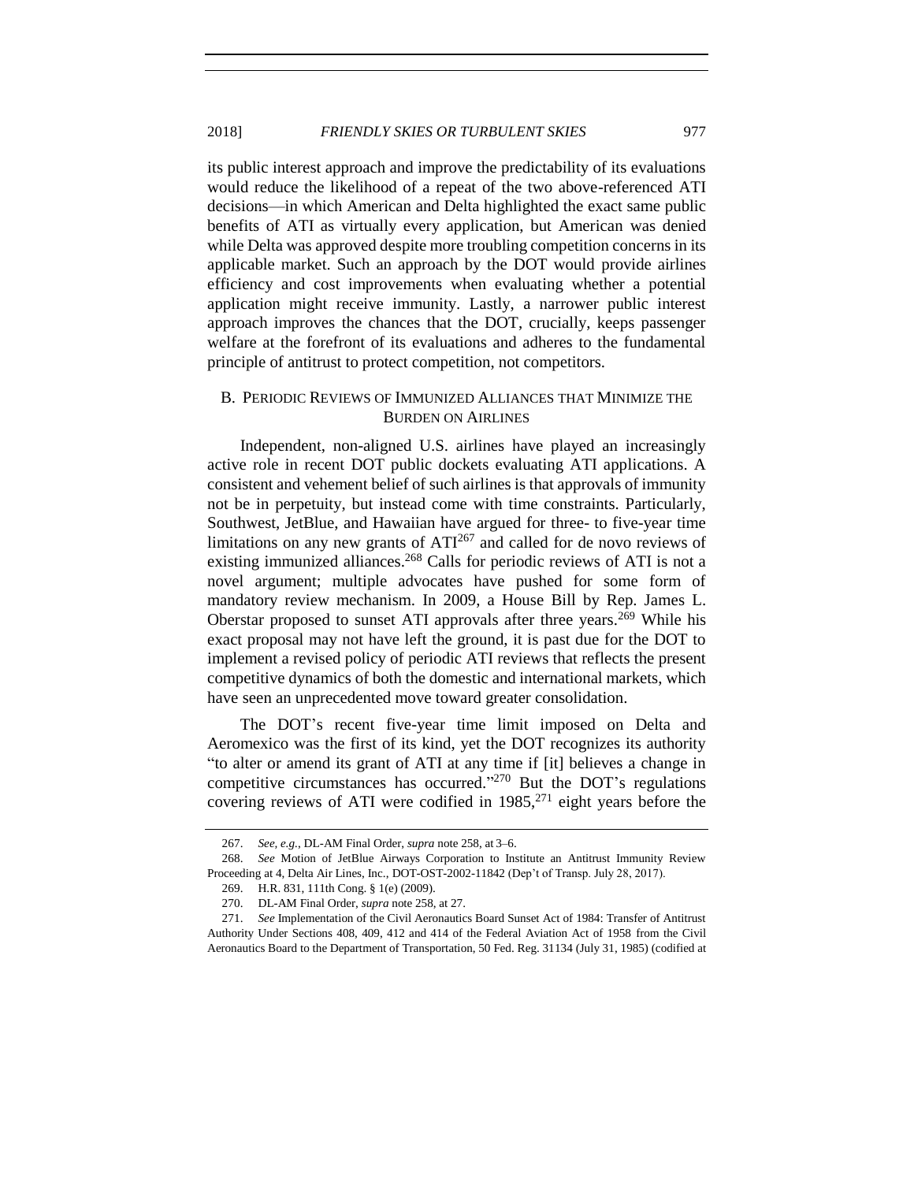its public interest approach and improve the predictability of its evaluations would reduce the likelihood of a repeat of the two above-referenced ATI decisions—in which American and Delta highlighted the exact same public benefits of ATI as virtually every application, but American was denied while Delta was approved despite more troubling competition concerns in its applicable market. Such an approach by the DOT would provide airlines efficiency and cost improvements when evaluating whether a potential application might receive immunity. Lastly, a narrower public interest approach improves the chances that the DOT, crucially, keeps passenger welfare at the forefront of its evaluations and adheres to the fundamental principle of antitrust to protect competition, not competitors.

### B. Periodic Reviews of Immunized Alliances that Minimize the Burden on Airlines

Independent, non-aligned U.S. airlines have played an increasingly active role in recent DOT public dockets evaluating ATI applications. A consistent and vehement belief of such airlines is that approvals of immunity not be in perpetuity, but instead come with time constraints. Particularly, Southwest, JetBlue, and Hawaiian have argued for three- to five-year time limitations on any new grants of ATI[267] and called for de novo reviews of existing immunized alliances.[268] Calls for periodic reviews of ATI is not a novel argument; multiple advocates have pushed for some form of mandatory review mechanism. In 2009, a House Bill by Rep. James L. Oberstar proposed to sunset ATI approvals after three years.[269] While his exact proposal may not have left the ground, it is past due for the DOT to implement a revised policy of periodic ATI reviews that reflects the present competitive dynamics of both the domestic and international markets, which have seen an unprecedented move toward greater consolidation.

The DOT's recent five-year time limit imposed on Delta and Aeromexico was the first of its kind, yet the DOT recognizes its authority "to alter or amend its grant of ATI at any time if [it] believes a change in competitive circumstances has occurred."[270] But the DOT's regulations covering reviews of ATI were codified in 1985,[271] eight years before the

---

267. *See, e.g.*, DL-AM Final Order, *supra* note 258, at 3–6.

268. *See* Motion of JetBlue Airways Corporation to Institute an Antitrust Immunity Review Proceeding at 4, Delta Air Lines, Inc., DOT-OST-2002-11842 (Dep't of Transp. July 28, 2017).

269. H.R. 831, 111th Cong. § 1(e) (2009).

270. DL-AM Final Order, *supra* note 258, at 27.

271. *See* Implementation of the Civil Aeronautics Board Sunset Act of 1984: Transfer of Antitrust Authority Under Sections 408, 409, 412 and 414 of the Federal Aviation Act of 1958 from the Civil Aeronautics Board to the Department of Transportation, 50 Fed. Reg. 31134 (July 31, 1985) (codified at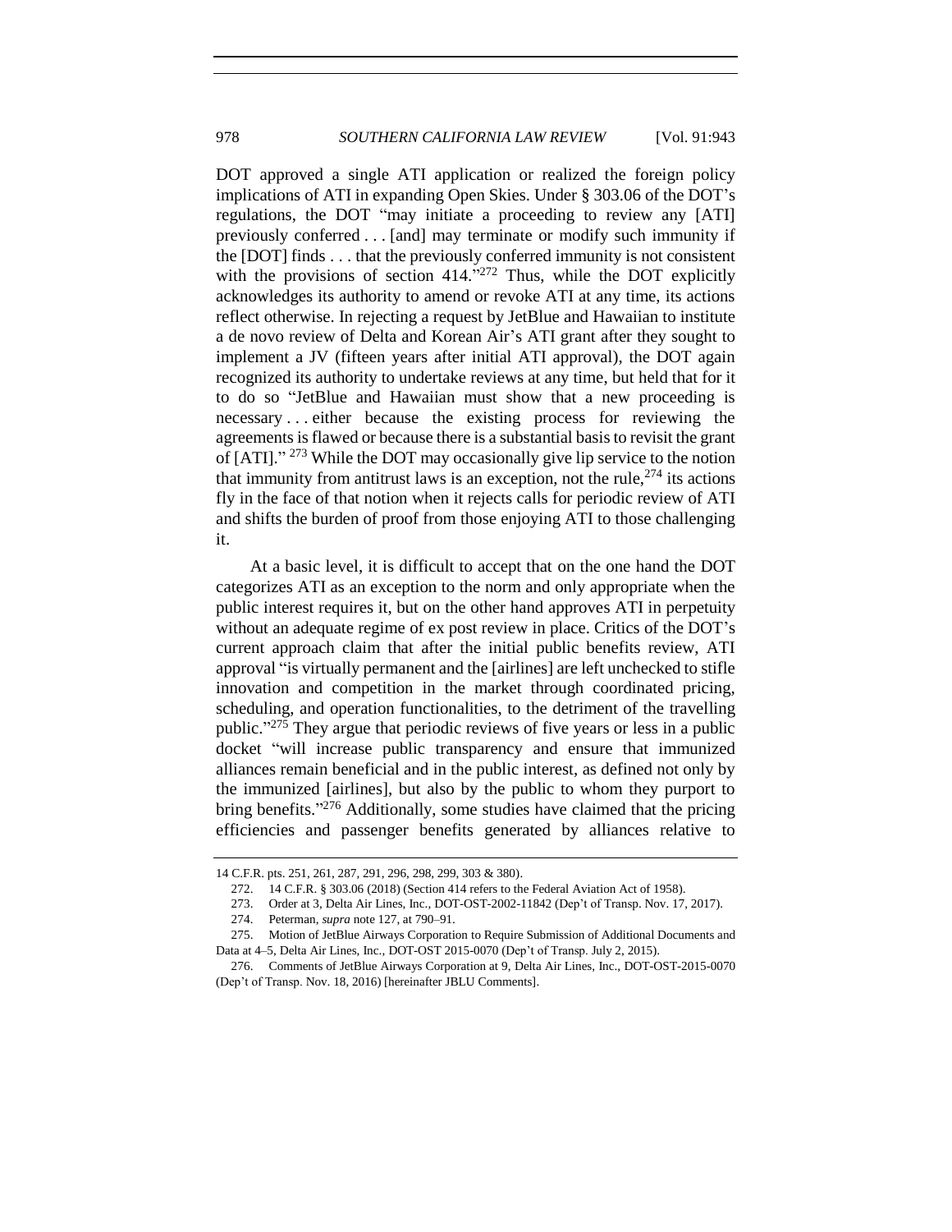DOT approved a single ATI application or realized the foreign policy implications of ATI in expanding Open Skies. Under § 303.06 of the DOT's regulations, the DOT "may initiate a proceeding to review any [ATI] previously conferred . . . [and] may terminate or modify such immunity if the [DOT] finds . . . that the previously conferred immunity is not consistent with the provisions of section 414."[272] Thus, while the DOT explicitly acknowledges its authority to amend or revoke ATI at any time, its actions reflect otherwise. In rejecting a request by JetBlue and Hawaiian to institute a de novo review of Delta and Korean Air's ATI grant after they sought to implement a JV (fifteen years after initial ATI approval), the DOT again recognized its authority to undertake reviews at any time, but held that for it to do so "JetBlue and Hawaiian must show that a new proceeding is necessary . . . either because the existing process for reviewing the agreements is flawed or because there is a substantial basis to revisit the grant of [ATI]."[273] While the DOT may occasionally give lip service to the notion that immunity from antitrust laws is an exception, not the rule,[274] its actions fly in the face of that notion when it rejects calls for periodic review of ATI and shifts the burden of proof from those enjoying ATI to those challenging it.

At a basic level, it is difficult to accept that on the one hand the DOT categorizes ATI as an exception to the norm and only appropriate when the public interest requires it, but on the other hand approves ATI in perpetuity without an adequate regime of ex post review in place. Critics of the DOT's current approach claim that after the initial public benefits review, ATI approval "is virtually permanent and the [airlines] are left unchecked to stifle innovation and competition in the market through coordinated pricing, scheduling, and operation functionalities, to the detriment of the travelling public."[275] They argue that periodic reviews of five years or less in a public docket "will increase public transparency and ensure that immunized alliances remain beneficial and in the public interest, as defined not only by the immunized [airlines], but also by the public to whom they purport to bring benefits."[276] Additionally, some studies have claimed that the pricing efficiencies and passenger benefits generated by alliances relative to

---

14 C.F.R. pts. 251, 261, 287, 291, 296, 298, 299, 303 & 380).

272. 14 C.F.R. § 303.06 (2018) (Section 414 refers to the Federal Aviation Act of 1958).

273. Order at 3, Delta Air Lines, Inc., DOT-OST-2002-11842 (Dep't of Transp. Nov. 17, 2017).

274. Peterman, *supra* note 127, at 790–91.

275. Motion of JetBlue Airways Corporation to Require Submission of Additional Documents and Data at 4–5, Delta Air Lines, Inc., DOT-OST 2015-0070 (Dep't of Transp. July 2, 2015).

276. Comments of JetBlue Airways Corporation at 9, Delta Air Lines, Inc., DOT-OST-2015-0070 (Dep't of Transp. Nov. 18, 2016) [hereinafter JBLU Comments].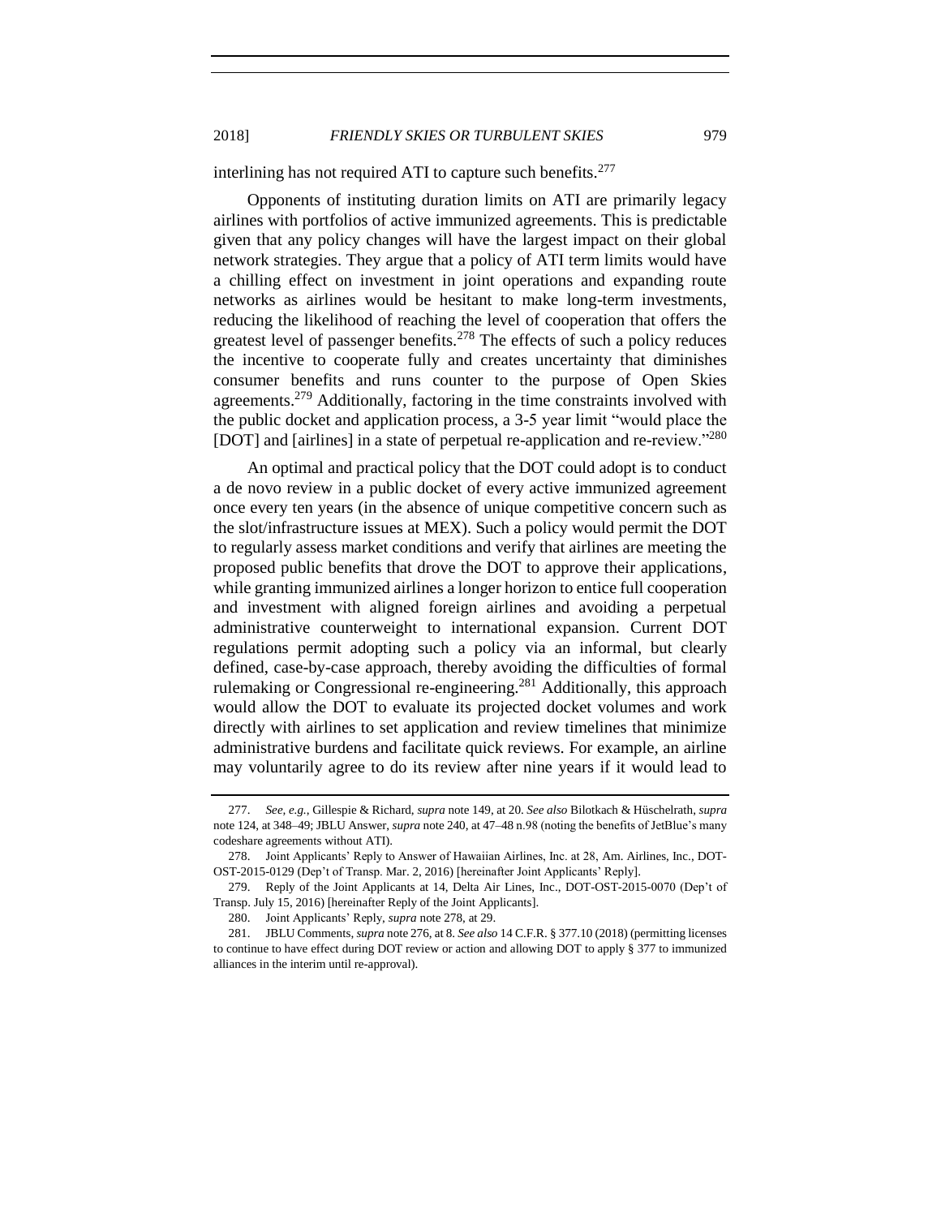interlining has not required ATI to capture such benefits.[277]

Opponents of instituting duration limits on ATI are primarily legacy airlines with portfolios of active immunized agreements. This is predictable given that any policy changes will have the largest impact on their global network strategies. They argue that a policy of ATI term limits would have a chilling effect on investment in joint operations and expanding route networks as airlines would be hesitant to make long-term investments, reducing the likelihood of reaching the level of cooperation that offers the greatest level of passenger benefits.[278] The effects of such a policy reduces the incentive to cooperate fully and creates uncertainty that diminishes consumer benefits and runs counter to the purpose of Open Skies agreements.[279] Additionally, factoring in the time constraints involved with the public docket and application process, a 3-5 year limit "would place the [DOT] and [airlines] in a state of perpetual re-application and re-review."[280]

An optimal and practical policy that the DOT could adopt is to conduct a de novo review in a public docket of every active immunized agreement once every ten years (in the absence of unique competitive concern such as the slot/infrastructure issues at MEX). Such a policy would permit the DOT to regularly assess market conditions and verify that airlines are meeting the proposed public benefits that drove the DOT to approve their applications, while granting immunized airlines a longer horizon to entice full cooperation and investment with aligned foreign airlines and avoiding a perpetual administrative counterweight to international expansion. Current DOT regulations permit adopting such a policy via an informal, but clearly defined, case-by-case approach, thereby avoiding the difficulties of formal rulemaking or Congressional re-engineering.[281] Additionally, this approach would allow the DOT to evaluate its projected docket volumes and work directly with airlines to set application and review timelines that minimize administrative burdens and facilitate quick reviews. For example, an airline may voluntarily agree to do its review after nine years if it would lead to

---

277. *See, e.g.*, Gillespie & Richard, *supra* note 149, at 20. *See also* Bilotkach & Hüschelrath, *supra* note 124, at 348–49; JBLU Answer, *supra* note 240, at 47–48 n.98 (noting the benefits of JetBlue's many codeshare agreements without ATI).

278. Joint Applicants' Reply to Answer of Hawaiian Airlines, Inc. at 28, Am. Airlines, Inc., DOT-OST-2015-0129 (Dep't of Transp. Mar. 2, 2016) [hereinafter Joint Applicants' Reply].

279. Reply of the Joint Applicants at 14, Delta Air Lines, Inc., DOT-OST-2015-0070 (Dep't of Transp. July 15, 2016) [hereinafter Reply of the Joint Applicants].

280. Joint Applicants' Reply, *supra* note 278, at 29.

281. JBLU Comments, *supra* note 276, at 8. *See also* 14 C.F.R. § 377.10 (2018) (permitting licenses to continue to have effect during DOT review or action and allowing DOT to apply § 377 to immunized alliances in the interim until re-approval).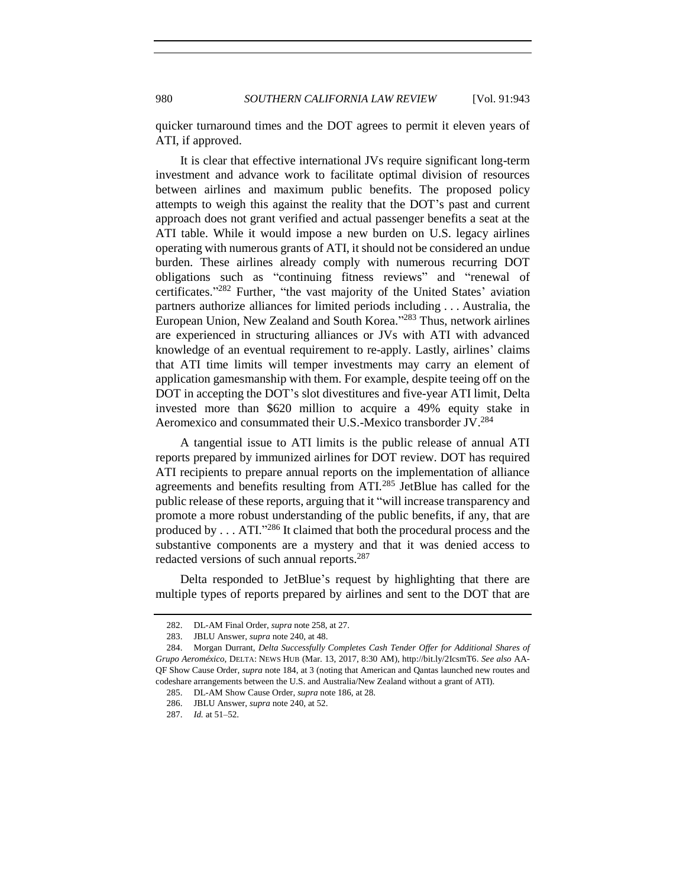quicker turnaround times and the DOT agrees to permit it eleven years of ATI, if approved.

It is clear that effective international JVs require significant long-term investment and advance work to facilitate optimal division of resources between airlines and maximum public benefits. The proposed policy attempts to weigh this against the reality that the DOT's past and current approach does not grant verified and actual passenger benefits a seat at the ATI table. While it would impose a new burden on U.S. legacy airlines operating with numerous grants of ATI, it should not be considered an undue burden. These airlines already comply with numerous recurring DOT obligations such as "continuing fitness reviews" and "renewal of certificates."[282] Further, "the vast majority of the United States' aviation partners authorize alliances for limited periods including . . . Australia, the European Union, New Zealand and South Korea."[283] Thus, network airlines are experienced in structuring alliances or JVs with ATI with advanced knowledge of an eventual requirement to re-apply. Lastly, airlines' claims that ATI time limits will temper investments may carry an element of application gamesmanship with them. For example, despite teeing off on the DOT in accepting the DOT's slot divestitures and five-year ATI limit, Delta invested more than $620 million to acquire a 49% equity stake in Aeromexico and consummated their U.S.-Mexico transborder JV.[284]

A tangential issue to ATI limits is the public release of annual ATI reports prepared by immunized airlines for DOT review. DOT has required ATI recipients to prepare annual reports on the implementation of alliance agreements and benefits resulting from ATI.[285] JetBlue has called for the public release of these reports, arguing that it "will increase transparency and promote a more robust understanding of the public benefits, if any, that are produced by . . . ATI."[286] It claimed that both the procedural process and the substantive components are a mystery and that it was denied access to redacted versions of such annual reports.[287]

Delta responded to JetBlue's request by highlighting that there are multiple types of reports prepared by airlines and sent to the DOT that are

---

282. DL-AM Final Order, *supra* note 258, at 27.

283. JBLU Answer, *supra* note 240, at 48.

284. Morgan Durrant, *Delta Successfully Completes Cash Tender Offer for Additional Shares of Grupo Aeroméxico*, DELTA: NEWS HUB (Mar. 13, 2017, 8:30 AM), http://bit.ly/2IcsmT6. *See also* AA-QF Show Cause Order, *supra* note 184, at 3 (noting that American and Qantas launched new routes and codeshare arrangements between the U.S. and Australia/New Zealand without a grant of ATI).

285. DL-AM Show Cause Order, *supra* note 186, at 28.

286. JBLU Answer, *supra* note 240, at 52.

287. *Id.* at 51–52.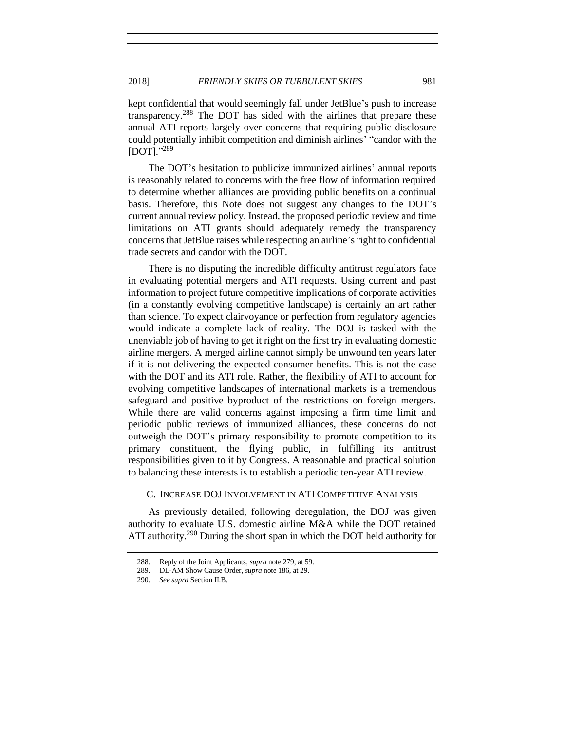kept confidential that would seemingly fall under JetBlue's push to increase transparency.[288] The DOT has sided with the airlines that prepare these annual ATI reports largely over concerns that requiring public disclosure could potentially inhibit competition and diminish airlines' "candor with the [DOT]."[289]

The DOT's hesitation to publicize immunized airlines' annual reports is reasonably related to concerns with the free flow of information required to determine whether alliances are providing public benefits on a continual basis. Therefore, this Note does not suggest any changes to the DOT's current annual review policy. Instead, the proposed periodic review and time limitations on ATI grants should adequately remedy the transparency concerns that JetBlue raises while respecting an airline's right to confidential trade secrets and candor with the DOT.

There is no disputing the incredible difficulty antitrust regulators face in evaluating potential mergers and ATI requests. Using current and past information to project future competitive implications of corporate activities (in a constantly evolving competitive landscape) is certainly an art rather than science. To expect clairvoyance or perfection from regulatory agencies would indicate a complete lack of reality. The DOJ is tasked with the unenviable job of having to get it right on the first try in evaluating domestic airline mergers. A merged airline cannot simply be unwound ten years later if it is not delivering the expected consumer benefits. This is not the case with the DOT and its ATI role. Rather, the flexibility of ATI to account for evolving competitive landscapes of international markets is a tremendous safeguard and positive byproduct of the restrictions on foreign mergers. While there are valid concerns against imposing a firm time limit and periodic public reviews of immunized alliances, these concerns do not outweigh the DOT's primary responsibility to promote competition to its primary constituent, the flying public, in fulfilling its antitrust responsibilities given to it by Congress. A reasonable and practical solution to balancing these interests is to establish a periodic ten-year ATI review.

### C. Increase DOJ Involvement in ATI Competitive Analysis

As previously detailed, following deregulation, the DOJ was given authority to evaluate U.S. domestic airline M&A while the DOT retained ATI authority.[290] During the short span in which the DOT held authority for

---

288. Reply of the Joint Applicants, *supra* note 279, at 59.

289. DL-AM Show Cause Order, *supra* note 186, at 29.

290. *See supra* Section II.B.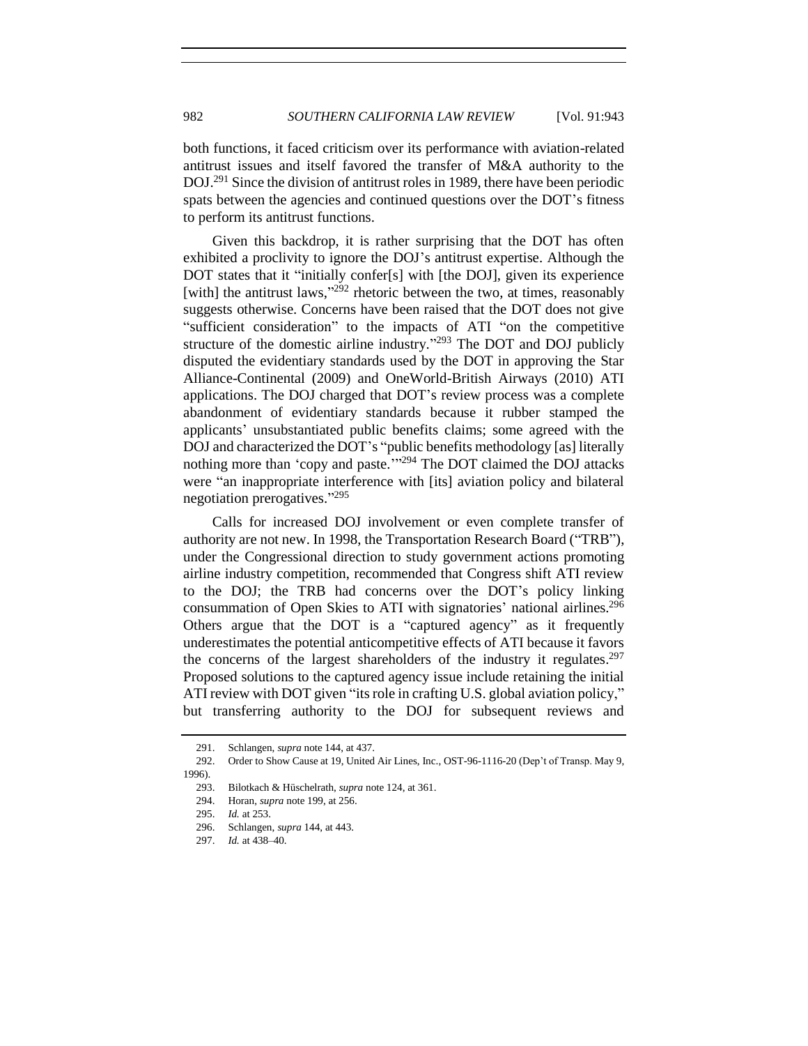both functions, it faced criticism over its performance with aviation-related antitrust issues and itself favored the transfer of M&A authority to the DOJ.[291] Since the division of antitrust roles in 1989, there have been periodic spats between the agencies and continued questions over the DOT's fitness to perform its antitrust functions.

Given this backdrop, it is rather surprising that the DOT has often exhibited a proclivity to ignore the DOJ's antitrust expertise. Although the DOT states that it "initially confer[s] with [the DOJ], given its experience [with] the antitrust laws,"[292] rhetoric between the two, at times, reasonably suggests otherwise. Concerns have been raised that the DOT does not give "sufficient consideration" to the impacts of ATI "on the competitive structure of the domestic airline industry."[293] The DOT and DOJ publicly disputed the evidentiary standards used by the DOT in approving the Star Alliance-Continental (2009) and OneWorld-British Airways (2010) ATI applications. The DOJ charged that DOT's review process was a complete abandonment of evidentiary standards because it rubber stamped the applicants' unsubstantiated public benefits claims; some agreed with the DOJ and characterized the DOT's "public benefits methodology [as] literally nothing more than 'copy and paste.'"[294] The DOT claimed the DOJ attacks were "an inappropriate interference with [its] aviation policy and bilateral negotiation prerogatives."[295]

Calls for increased DOJ involvement or even complete transfer of authority are not new. In 1998, the Transportation Research Board ("TRB"), under the Congressional direction to study government actions promoting airline industry competition, recommended that Congress shift ATI review to the DOJ; the TRB had concerns over the DOT's policy linking consummation of Open Skies to ATI with signatories' national airlines.[296] Others argue that the DOT is a "captured agency" as it frequently underestimates the potential anticompetitive effects of ATI because it favors the concerns of the largest shareholders of the industry it regulates.[297] Proposed solutions to the captured agency issue include retaining the initial ATI review with DOT given "its role in crafting U.S. global aviation policy," but transferring authority to the DOJ for subsequent reviews and

---

291. Schlangen, *supra* note 144, at 437.

292. Order to Show Cause at 19, United Air Lines, Inc., OST-96-1116-20 (Dep't of Transp. May 9, 1996).

293. Bilotkach & Hüschelrath, *supra* note 124, at 361.

294. Horan, *supra* note 199, at 256.

295. *Id.* at 253.

296. Schlangen, *supra* 144, at 443.

297. *Id.* at 438–40.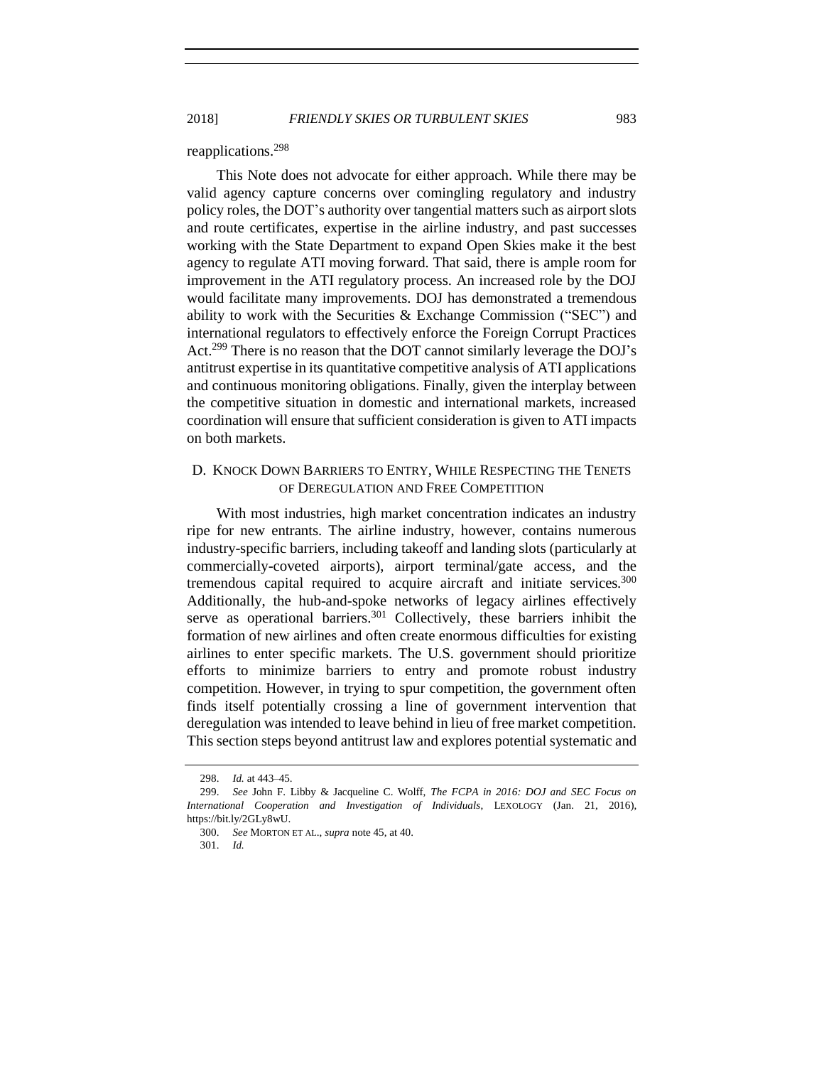reapplications.[298]

This Note does not advocate for either approach. While there may be valid agency capture concerns over comingling regulatory and industry policy roles, the DOT's authority over tangential matters such as airport slots and route certificates, expertise in the airline industry, and past successes working with the State Department to expand Open Skies make it the best agency to regulate ATI moving forward. That said, there is ample room for improvement in the ATI regulatory process. An increased role by the DOJ would facilitate many improvements. DOJ has demonstrated a tremendous ability to work with the Securities & Exchange Commission ("SEC") and international regulators to effectively enforce the Foreign Corrupt Practices Act.[299] There is no reason that the DOT cannot similarly leverage the DOJ's antitrust expertise in its quantitative competitive analysis of ATI applications and continuous monitoring obligations. Finally, given the interplay between the competitive situation in domestic and international markets, increased coordination will ensure that sufficient consideration is given to ATI impacts on both markets.

### D. Knock Down Barriers to Entry, While Respecting the Tenets of Deregulation and Free Competition

With most industries, high market concentration indicates an industry ripe for new entrants. The airline industry, however, contains numerous industry-specific barriers, including takeoff and landing slots (particularly at commercially-coveted airports), airport terminal/gate access, and the tremendous capital required to acquire aircraft and initiate services.[300] Additionally, the hub-and-spoke networks of legacy airlines effectively serve as operational barriers.[301] Collectively, these barriers inhibit the formation of new airlines and often create enormous difficulties for existing airlines to enter specific markets. The U.S. government should prioritize efforts to minimize barriers to entry and promote robust industry competition. However, in trying to spur competition, the government often finds itself potentially crossing a line of government intervention that deregulation was intended to leave behind in lieu of free market competition. This section steps beyond antitrust law and explores potential systematic and

---

298. *Id.* at 443–45.

299. *See* John F. Libby & Jacqueline C. Wolff, *The FCPA in 2016: DOJ and SEC Focus on International Cooperation and Investigation of Individuals*, LEXOLOGY (Jan. 21, 2016), https://bit.ly/2GLy8wU.

300. *See* MORTON ET AL., *supra* note 45, at 40.

301. *Id.*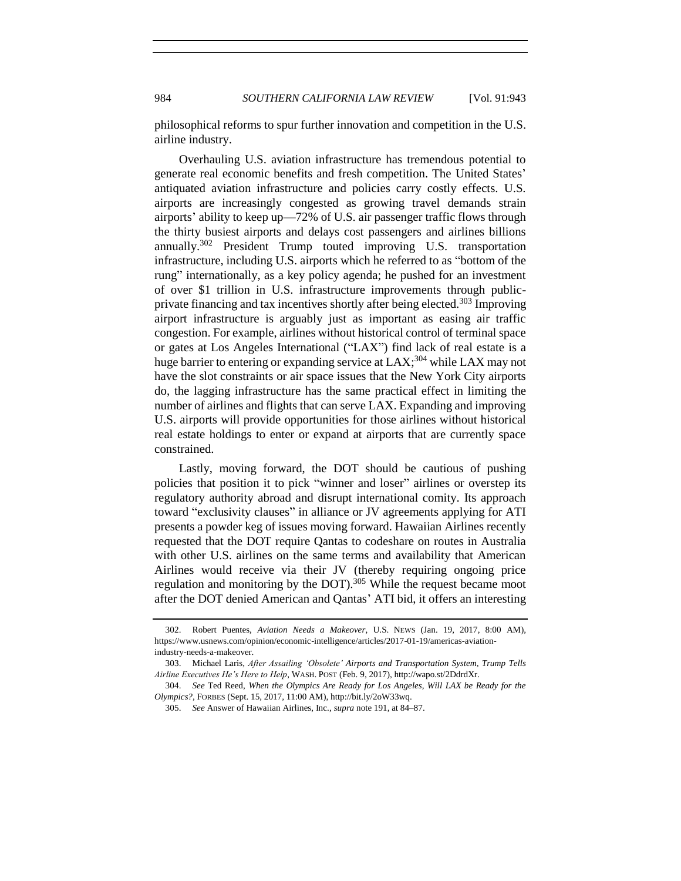philosophical reforms to spur further innovation and competition in the U.S. airline industry.

Overhauling U.S. aviation infrastructure has tremendous potential to generate real economic benefits and fresh competition. The United States' antiquated aviation infrastructure and policies carry costly effects. U.S. airports are increasingly congested as growing travel demands strain airports' ability to keep up—72% of U.S. air passenger traffic flows through the thirty busiest airports and delays cost passengers and airlines billions annually.[302] President Trump touted improving U.S. transportation infrastructure, including U.S. airports which he referred to as "bottom of the rung" internationally, as a key policy agenda; he pushed for an investment of over $1 trillion in U.S. infrastructure improvements through public-private financing and tax incentives shortly after being elected.[303] Improving airport infrastructure is arguably just as important as easing air traffic congestion. For example, airlines without historical control of terminal space or gates at Los Angeles International ("LAX") find lack of real estate is a huge barrier to entering or expanding service at LAX;[304] while LAX may not have the slot constraints or air space issues that the New York City airports do, the lagging infrastructure has the same practical effect in limiting the number of airlines and flights that can serve LAX. Expanding and improving U.S. airports will provide opportunities for those airlines without historical real estate holdings to enter or expand at airports that are currently space constrained.

Lastly, moving forward, the DOT should be cautious of pushing policies that position it to pick "winner and loser" airlines or overstep its regulatory authority abroad and disrupt international comity. Its approach toward "exclusivity clauses" in alliance or JV agreements applying for ATI presents a powder keg of issues moving forward. Hawaiian Airlines recently requested that the DOT require Qantas to codeshare on routes in Australia with other U.S. airlines on the same terms and availability that American Airlines would receive via their JV (thereby requiring ongoing price regulation and monitoring by the DOT).[305] While the request became moot after the DOT denied American and Qantas' ATI bid, it offers an interesting

---

302. Robert Puentes, *Aviation Needs a Makeover*, U.S. NEWS (Jan. 19, 2017, 8:00 AM), https://www.usnews.com/opinion/economic-intelligence/articles/2017-01-19/americas-aviation-industry-needs-a-makeover.

303. Michael Laris, *After Assailing 'Obsolete' Airports and Transportation System, Trump Tells Airline Executives He's Here to Help*, WASH. POST (Feb. 9, 2017), http://wapo.st/2DdrdXr.

304. *See* Ted Reed, *When the Olympics Are Ready for Los Angeles, Will LAX be Ready for the Olympics?*, FORBES (Sept. 15, 2017, 11:00 AM), http://bit.ly/2oW33wq.

305. *See* Answer of Hawaiian Airlines, Inc., *supra* note 191, at 84–87.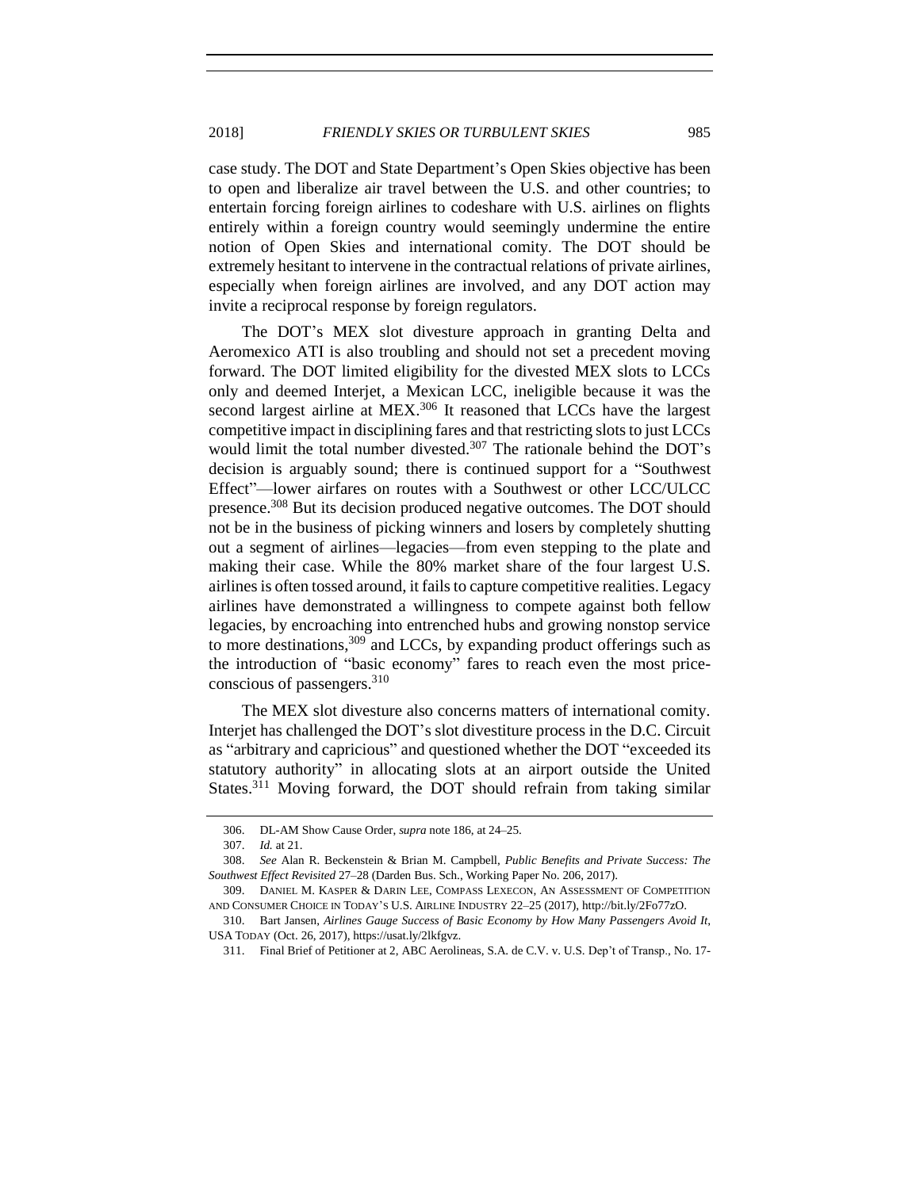case study. The DOT and State Department's Open Skies objective has been to open and liberalize air travel between the U.S. and other countries; to entertain forcing foreign airlines to codeshare with U.S. airlines on flights entirely within a foreign country would seemingly undermine the entire notion of Open Skies and international comity. The DOT should be extremely hesitant to intervene in the contractual relations of private airlines, especially when foreign airlines are involved, and any DOT action may invite a reciprocal response by foreign regulators.

The DOT's MEX slot divesture approach in granting Delta and Aeromexico ATI is also troubling and should not set a precedent moving forward. The DOT limited eligibility for the divested MEX slots to LCCs only and deemed Interjet, a Mexican LCC, ineligible because it was the second largest airline at MEX.[306] It reasoned that LCCs have the largest competitive impact in disciplining fares and that restricting slots to just LCCs would limit the total number divested.[307] The rationale behind the DOT's decision is arguably sound; there is continued support for a "Southwest Effect"—lower airfares on routes with a Southwest or other LCC/ULCC presence.[308] But its decision produced negative outcomes. The DOT should not be in the business of picking winners and losers by completely shutting out a segment of airlines—legacies—from even stepping to the plate and making their case. While the 80% market share of the four largest U.S. airlines is often tossed around, it fails to capture competitive realities. Legacy airlines have demonstrated a willingness to compete against both fellow legacies, by encroaching into entrenched hubs and growing nonstop service to more destinations,[309] and LCCs, by expanding product offerings such as the introduction of "basic economy" fares to reach even the most price-conscious of passengers.[310]

The MEX slot divesture also concerns matters of international comity. Interjet has challenged the DOT's slot divestiture process in the D.C. Circuit as "arbitrary and capricious" and questioned whether the DOT "exceeded its statutory authority" in allocating slots at an airport outside the United States.[311] Moving forward, the DOT should refrain from taking similar

---

306. DL-AM Show Cause Order, *supra* note 186, at 24–25.

307. *Id.* at 21.

308. *See* Alan R. Beckenstein & Brian M. Campbell, *Public Benefits and Private Success: The Southwest Effect Revisited* 27–28 (Darden Bus. Sch., Working Paper No. 206, 2017).

309. DANIEL M. KASPER & DARIN LEE, COMPASS LEXECON, AN ASSESSMENT OF COMPETITION AND CONSUMER CHOICE IN TODAY'S U.S. AIRLINE INDUSTRY 22–25 (2017), http://bit.ly/2Fo77zO.

310. Bart Jansen, *Airlines Gauge Success of Basic Economy by How Many Passengers Avoid It*, USA TODAY (Oct. 26, 2017), https://usat.ly/2lkfgvz.

311. Final Brief of Petitioner at 2, ABC Aerolineas, S.A. de C.V. v. U.S. Dep't of Transp., No. 17-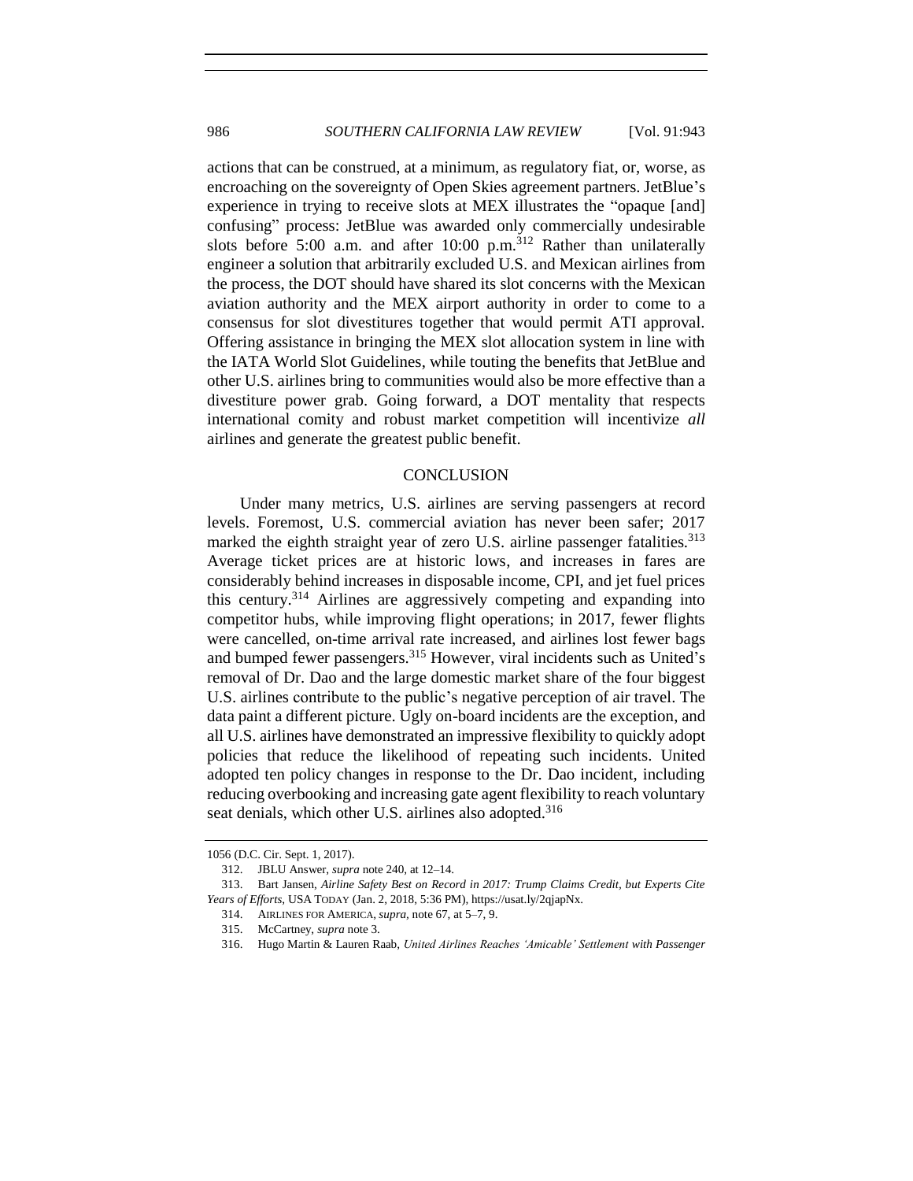actions that can be construed, at a minimum, as regulatory fiat, or, worse, as encroaching on the sovereignty of Open Skies agreement partners. JetBlue's experience in trying to receive slots at MEX illustrates the "opaque [and] confusing" process: JetBlue was awarded only commercially undesirable slots before 5:00 a.m. and after 10:00 p.m.[312] Rather than unilaterally engineer a solution that arbitrarily excluded U.S. and Mexican airlines from the process, the DOT should have shared its slot concerns with the Mexican aviation authority and the MEX airport authority in order to come to a consensus for slot divestitures together that would permit ATI approval. Offering assistance in bringing the MEX slot allocation system in line with the IATA World Slot Guidelines, while touting the benefits that JetBlue and other U.S. airlines bring to communities would also be more effective than a divestiture power grab. Going forward, a DOT mentality that respects international comity and robust market competition will incentivize *all* airlines and generate the greatest public benefit.

## CONCLUSION

Under many metrics, U.S. airlines are serving passengers at record levels. Foremost, U.S. commercial aviation has never been safer; 2017 marked the eighth straight year of zero U.S. airline passenger fatalities.[313] Average ticket prices are at historic lows, and increases in fares are considerably behind increases in disposable income, CPI, and jet fuel prices this century.[314] Airlines are aggressively competing and expanding into competitor hubs, while improving flight operations; in 2017, fewer flights were cancelled, on-time arrival rate increased, and airlines lost fewer bags and bumped fewer passengers.[315] However, viral incidents such as United's removal of Dr. Dao and the large domestic market share of the four biggest U.S. airlines contribute to the public's negative perception of air travel. The data paint a different picture. Ugly on-board incidents are the exception, and all U.S. airlines have demonstrated an impressive flexibility to quickly adopt policies that reduce the likelihood of repeating such incidents. United adopted ten policy changes in response to the Dr. Dao incident, including reducing overbooking and increasing gate agent flexibility to reach voluntary seat denials, which other U.S. airlines also adopted.[316]

---

1056 (D.C. Cir. Sept. 1, 2017).

312. JBLU Answer, *supra* note 240, at 12–14.

313. Bart Jansen, *Airline Safety Best on Record in 2017: Trump Claims Credit, but Experts Cite Years of Efforts*, USA TODAY (Jan. 2, 2018, 5:36 PM), https://usat.ly/2qjapNx.

314. AIRLINES FOR AMERICA, *supra*, note 67, at 5–7, 9.

315. McCartney, *supra* note 3.

316. Hugo Martin & Lauren Raab, *United Airlines Reaches 'Amicable' Settlement with Passenger*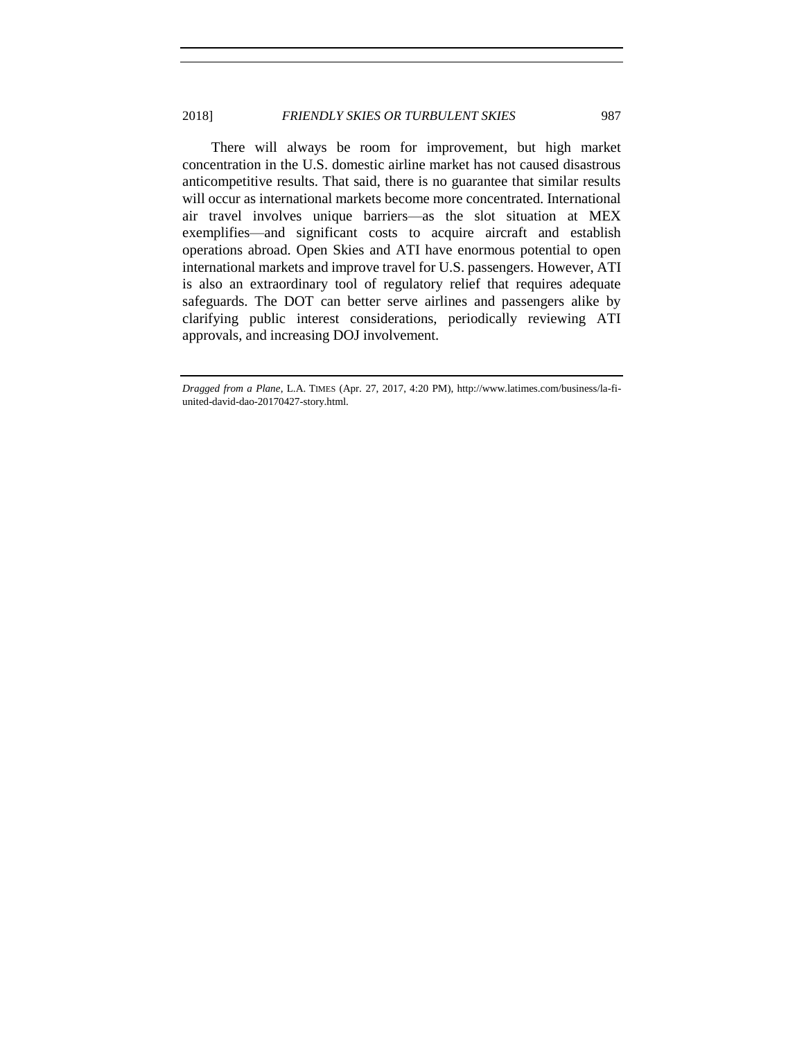There will always be room for improvement, but high market concentration in the U.S. domestic airline market has not caused disastrous anticompetitive results. That said, there is no guarantee that similar results will occur as international markets become more concentrated. International air travel involves unique barriers—as the slot situation at MEX exemplifies—and significant costs to acquire aircraft and establish operations abroad. Open Skies and ATI have enormous potential to open international markets and improve travel for U.S. passengers. However, ATI is also an extraordinary tool of regulatory relief that requires adequate safeguards. The DOT can better serve airlines and passengers alike by clarifying public interest considerations, periodically reviewing ATI approvals, and increasing DOJ involvement.

---

*Dragged from a Plane*, L.A. TIMES (Apr. 27, 2017, 4:20 PM), http://www.latimes.com/business/la-fi-united-david-dao-20170427-story.html.